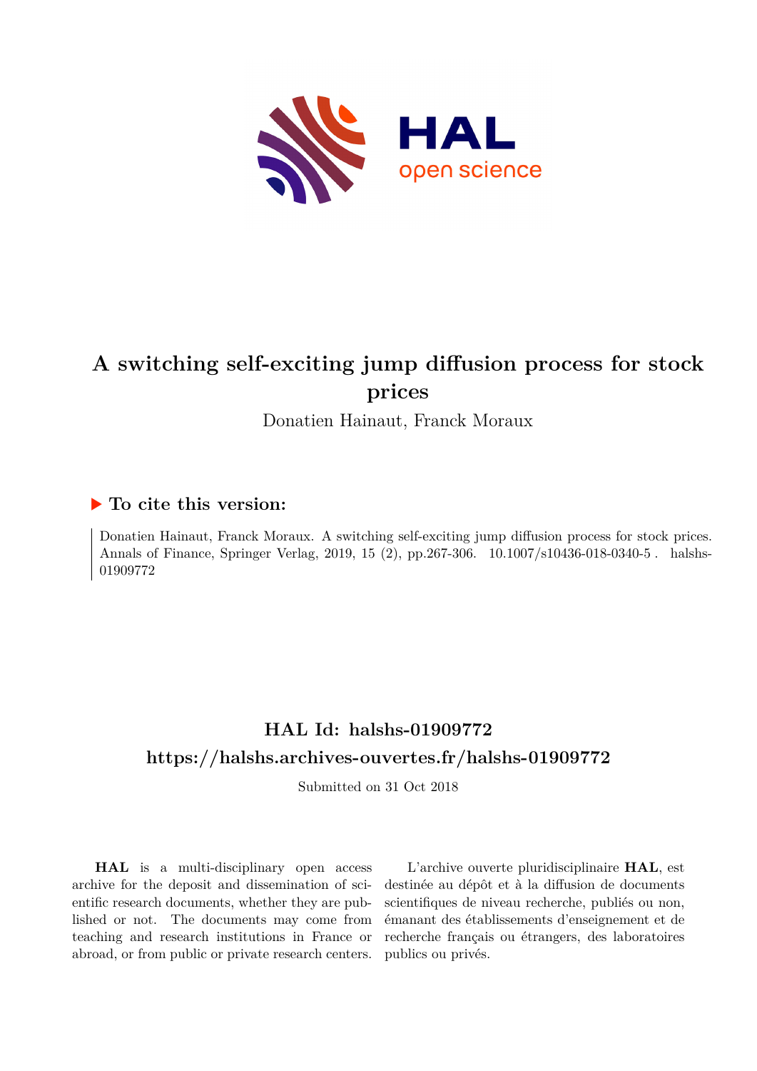# A switching self-exciting jump diffusion process for stock prices

Donatien Hainaut, Franck Moraux

## ▶ To cite this version:

Donatien Hainaut, Franck Moraux. A switching self-exciting jump diffusion process for stock prices. Annals of Finance, Springer Verlag, 2019, 15 (2), pp.267-306. 10.1007/s10436-018-0340-5 . halshs-01909772

## HAL Id: halshs-01909772

## https://halshs.archives-ouvertes.fr/halshs-01909772

Submitted on 31 Oct 2018

**HAL** is a multi-disciplinary open access archive for the deposit and dissemination of scientific research documents, whether they are published or not. The documents may come from teaching and research institutions in France or abroad, or from public or private research centers.

L'archive ouverte pluridisciplinaire **HAL**, est destinée au dépôt et à la diffusion de documents scientifiques de niveau recherche, publiés ou non, émanant des établissements d'enseignement et de recherche français ou étrangers, des laboratoires publics ou privés.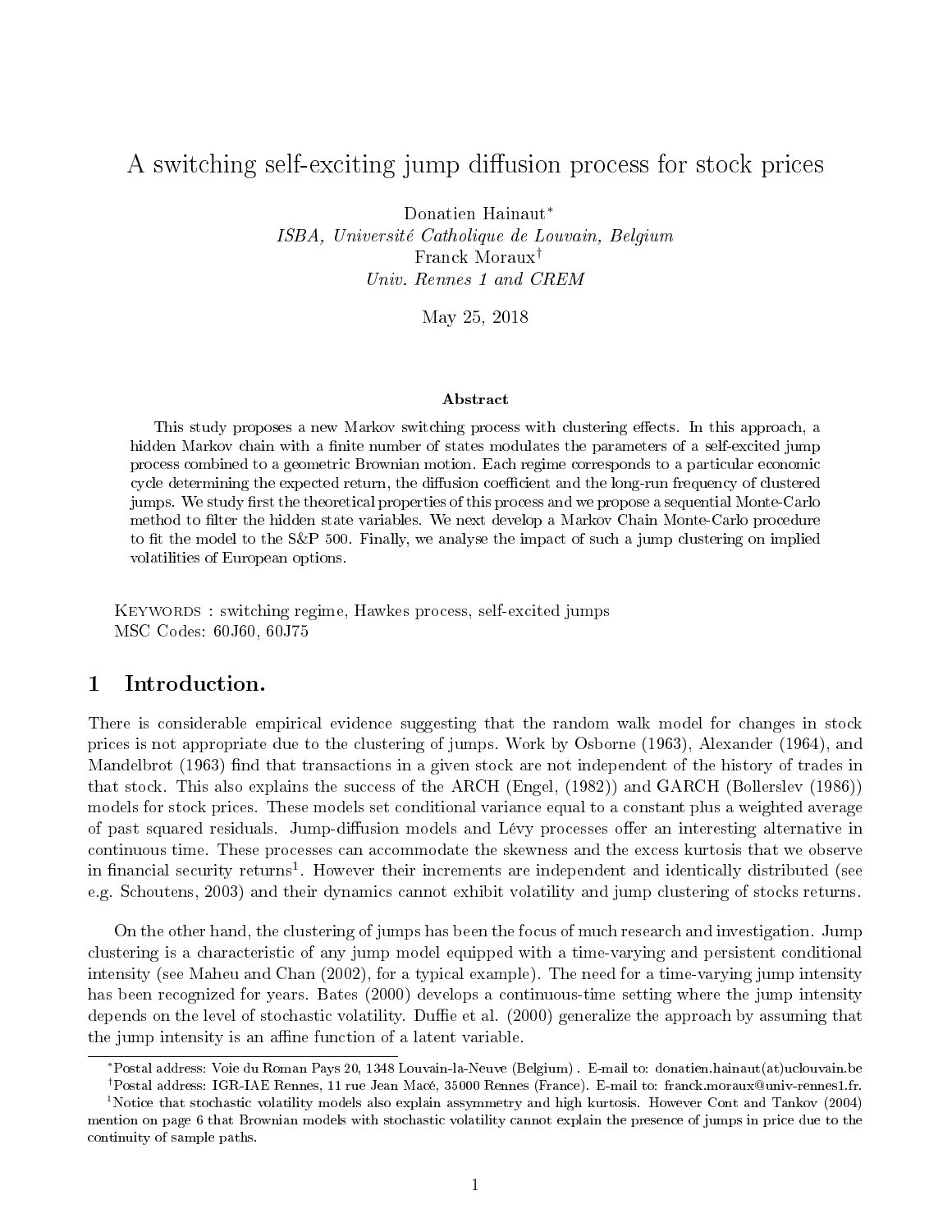# A switching self-exciting jump diffusion process for stock prices

Donatien Hainaut*
*ISBA, Université Catholique de Louvain, Belgium*
Franck Moraux†
*Univ. Rennes 1 and CREM*

May 25, 2018

### Abstract

This study proposes a new Markov switching process with clustering effects. In this approach, a hidden Markov chain with a finite number of states modulates the parameters of a self-excited jump process combined to a geometric Brownian motion. Each regime corresponds to a particular economic cycle determining the expected return, the diffusion coefficient and the long-run frequency of clustered jumps. We study first the theoretical properties of this process and we propose a sequential Monte-Carlo method to filter the hidden state variables. We next develop a Markov Chain Monte-Carlo procedure to fit the model to the S&P 500. Finally, we analyse the impact of such a jump clustering on implied volatilities of European options.

Keywords : switching regime, Hawkes process, self-excited jumps
MSC Codes: 60J60, 60J75

## 1 Introduction.

There is considerable empirical evidence suggesting that the random walk model for changes in stock prices is not appropriate due to the clustering of jumps. Work by Osborne (1963), Alexander (1964), and Mandelbrot (1963) find that transactions in a given stock are not independent of the history of trades in that stock. This also explains the success of the ARCH (Engel, (1982)) and GARCH (Bollerslev (1986)) models for stock prices. These models set conditional variance equal to a constant plus a weighted average of past squared residuals. Jump-diffusion models and Lévy processes offer an interesting alternative in continuous time. These processes can accommodate the skewness and the excess kurtosis that we observe in financial security returns[1]. However their increments are independent and identically distributed (see e.g. Schoutens, 2003) and their dynamics cannot exhibit volatility and jump clustering of stocks returns.

On the other hand, the clustering of jumps has been the focus of much research and investigation. Jump clustering is a characteristic of any jump model equipped with a time-varying and persistent conditional intensity (see Maheu and Chan (2002), for a typical example). The need for a time-varying jump intensity has been recognized for years. Bates (2000) develops a continuous-time setting where the jump intensity depends on the level of stochastic volatility. Duffie et al. (2000) generalize the approach by assuming that the jump intensity is an affine function of a latent variable.

---

*Postal address: Voie du Roman Pays 20, 1348 Louvain-la-Neuve (Belgium) . E-mail to: donatien.hainaut(at)uclouvain.be

†Postal address: IGR-IAE Rennes, 11 rue Jean Macé, 35000 Rennes (France). E-mail to: franck.moraux@univ-rennes1.fr.

[1] Notice that stochastic volatility models also explain assymmetry and high kurtosis. However Cont and Tankov (2004) mention on page 6 that Brownian models with stochastic volatility cannot explain the presence of jumps in price due to the continuity of sample paths.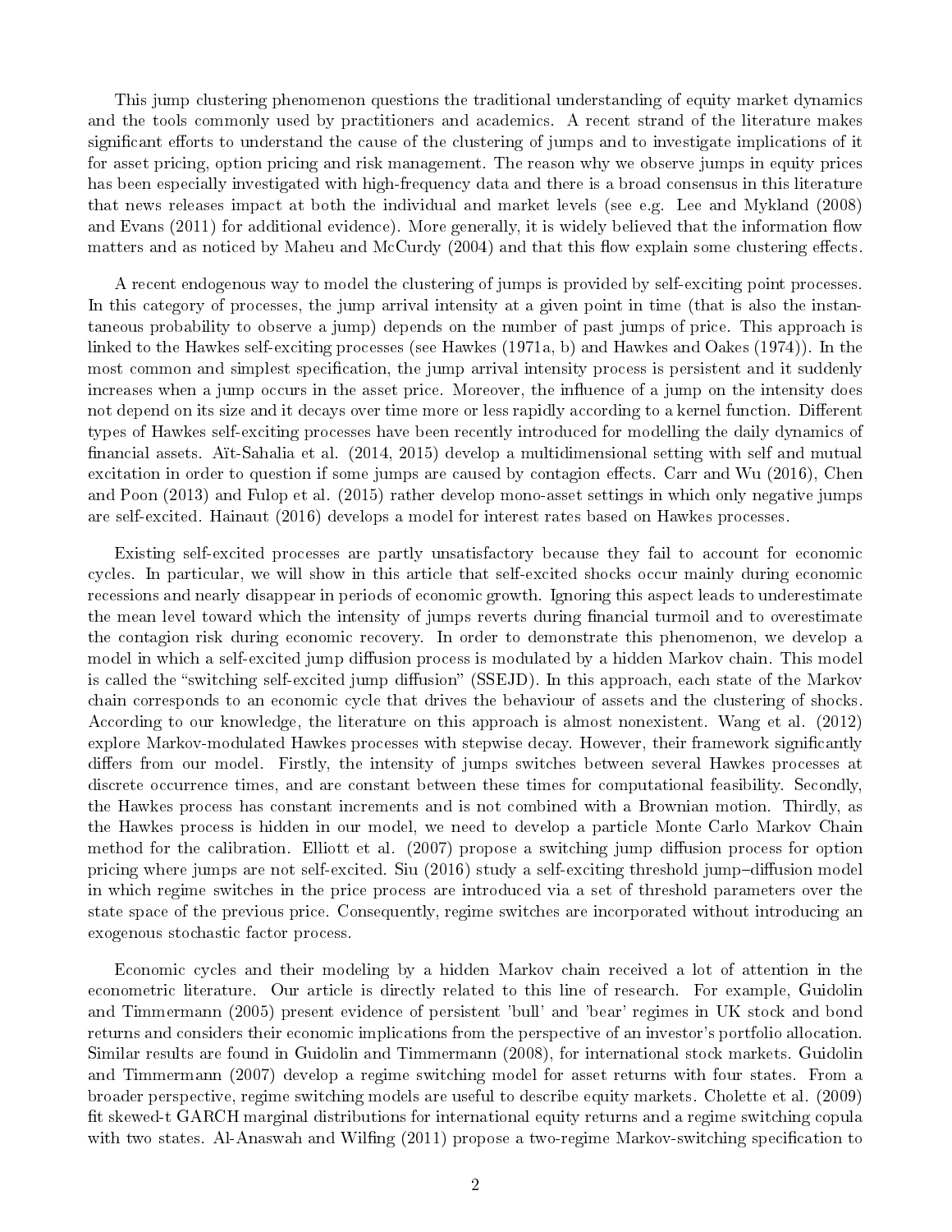This jump clustering phenomenon questions the traditional understanding of equity market dynamics and the tools commonly used by practitioners and academics. A recent strand of the literature makes significant efforts to understand the cause of the clustering of jumps and to investigate implications of it for asset pricing, option pricing and risk management. The reason why we observe jumps in equity prices has been especially investigated with high-frequency data and there is a broad consensus in this literature that news releases impact at both the individual and market levels (see e.g. Lee and Mykland (2008) and Evans (2011) for additional evidence). More generally, it is widely believed that the information flow matters and as noticed by Maheu and McCurdy (2004) and that this flow explain some clustering effects.

A recent endogenous way to model the clustering of jumps is provided by self-exciting point processes. In this category of processes, the jump arrival intensity at a given point in time (that is also the instantaneous probability to observe a jump) depends on the number of past jumps of price. This approach is linked to the Hawkes self-exciting processes (see Hawkes (1971a, b) and Hawkes and Oakes (1974)). In the most common and simplest specification, the jump arrival intensity process is persistent and it suddenly increases when a jump occurs in the asset price. Moreover, the influence of a jump on the intensity does not depend on its size and it decays over time more or less rapidly according to a kernel function. Different types of Hawkes self-exciting processes have been recently introduced for modelling the daily dynamics of financial assets. Aït-Sahalia et al. (2014, 2015) develop a multidimensional setting with self and mutual excitation in order to question if some jumps are caused by contagion effects. Carr and Wu (2016), Chen and Poon (2013) and Fulop et al. (2015) rather develop mono-asset settings in which only negative jumps are self-excited. Hainaut (2016) develops a model for interest rates based on Hawkes processes.

Existing self-excited processes are partly unsatisfactory because they fail to account for economic cycles. In particular, we will show in this article that self-excited shocks occur mainly during economic recessions and nearly disappear in periods of economic growth. Ignoring this aspect leads to underestimate the mean level toward which the intensity of jumps reverts during financial turmoil and to overestimate the contagion risk during economic recovery. In order to demonstrate this phenomenon, we develop a model in which a self-excited jump diffusion process is modulated by a hidden Markov chain. This model is called the "switching self-excited jump diffusion" (SSEJD). In this approach, each state of the Markov chain corresponds to an economic cycle that drives the behaviour of assets and the clustering of shocks. According to our knowledge, the literature on this approach is almost nonexistent. Wang et al. (2012) explore Markov-modulated Hawkes processes with stepwise decay. However, their framework significantly differs from our model. Firstly, the intensity of jumps switches between several Hawkes processes at discrete occurrence times, and are constant between these times for computational feasibility. Secondly, the Hawkes process has constant increments and is not combined with a Brownian motion. Thirdly, as the Hawkes process is hidden in our model, we need to develop a particle Monte Carlo Markov Chain method for the calibration. Elliott et al. (2007) propose a switching jump diffusion process for option pricing where jumps are not self-excited. Siu (2016) study a self-exciting threshold jump–diffusion model in which regime switches in the price process are introduced via a set of threshold parameters over the state space of the previous price. Consequently, regime switches are incorporated without introducing an exogenous stochastic factor process.

Economic cycles and their modeling by a hidden Markov chain received a lot of attention in the econometric literature. Our article is directly related to this line of research. For example, Guidolin and Timmermann (2005) present evidence of persistent 'bull' and 'bear' regimes in UK stock and bond returns and considers their economic implications from the perspective of an investor's portfolio allocation. Similar results are found in Guidolin and Timmermann (2008), for international stock markets. Guidolin and Timmermann (2007) develop a regime switching model for asset returns with four states. From a broader perspective, regime switching models are useful to describe equity markets. Cholette et al. (2009) fit skewed-t GARCH marginal distributions for international equity returns and a regime switching copula with two states. Al-Anaswah and Wilfing (2011) propose a two-regime Markov-switching specification to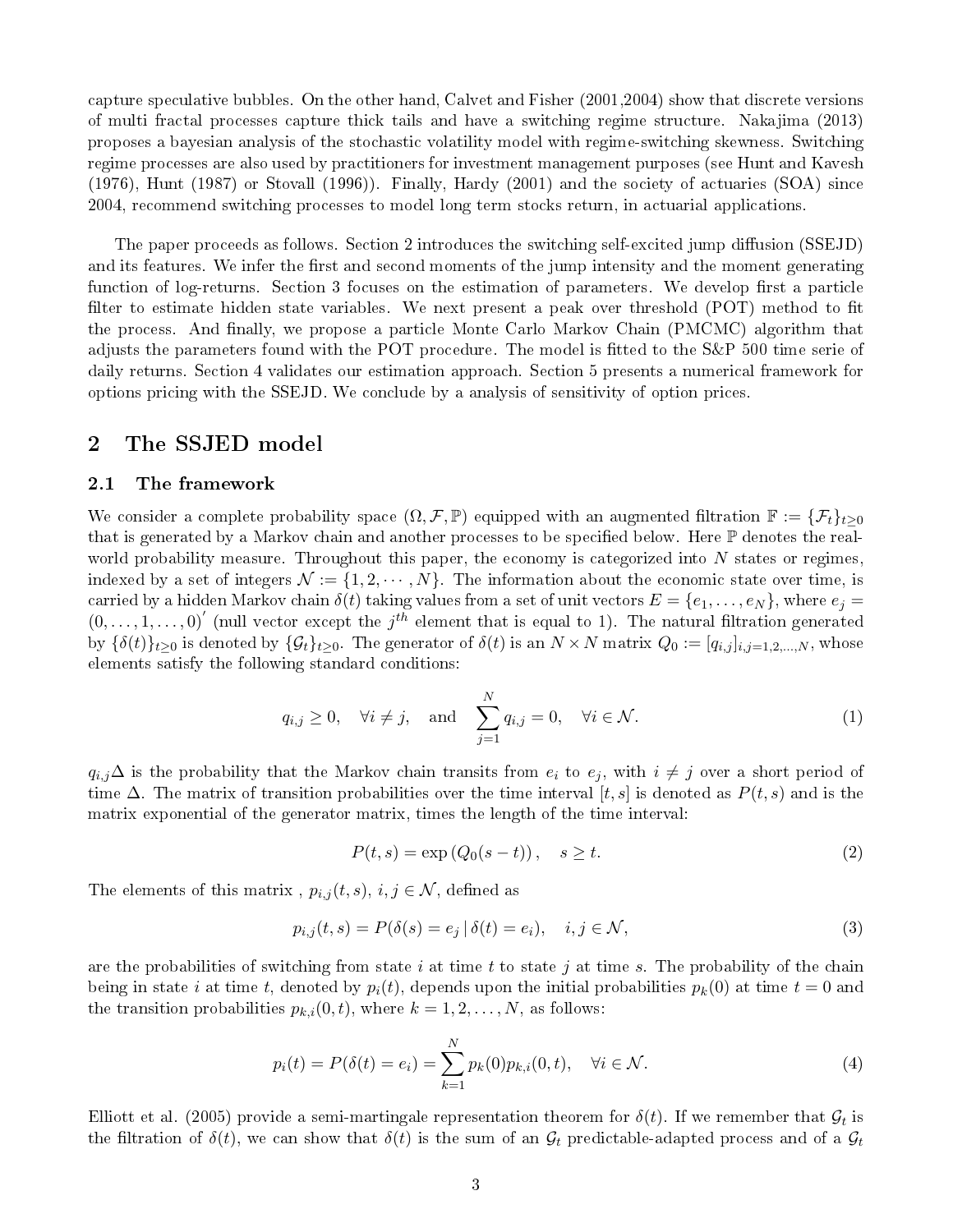capture speculative bubbles. On the other hand, Calvet and Fisher (2001,2004) show that discrete versions of multi fractal processes capture thick tails and have a switching regime structure. Nakajima (2013) proposes a bayesian analysis of the stochastic volatility model with regime-switching skewness. Switching regime processes are also used by practitioners for investment management purposes (see Hunt and Kavesh (1976), Hunt (1987) or Stovall (1996)). Finally, Hardy (2001) and the society of actuaries (SOA) since 2004, recommend switching processes to model long term stocks return, in actuarial applications.

The paper proceeds as follows. Section 2 introduces the switching self-excited jump diffusion (SSEJD) and its features. We infer the first and second moments of the jump intensity and the moment generating function of log-returns. Section 3 focuses on the estimation of parameters. We develop first a particle filter to estimate hidden state variables. We next present a peak over threshold (POT) method to fit the process. And finally, we propose a particle Monte Carlo Markov Chain (PMCMC) algorithm that adjusts the parameters found with the POT procedure. The model is fitted to the S&P 500 time serie of daily returns. Section 4 validates our estimation approach. Section 5 presents a numerical framework for options pricing with the SSEJD. We conclude by a analysis of sensitivity of option prices.

## 2 The SSJED model

### 2.1 The framework

We consider a complete probability space $(\Omega, \mathcal{F}, \mathbb{P})$ equipped with an augmented filtration $\mathbb{F} := \{\mathcal{F}_t\}_{t\geq 0}$ that is generated by a Markov chain and another processes to be specified below. Here $\mathbb{P}$ denotes the real-world probability measure. Throughout this paper, the economy is categorized into $N$ states or regimes, indexed by a set of integers $\mathcal{N} := \{1, 2, \cdots, N\}$. The information about the economic state over time, is carried by a hidden Markov chain $\delta(t)$ taking values from a set of unit vectors $E = \{e_1, \ldots, e_N\}$, where $e_j = (0, \ldots, 1, \ldots, 0)^{'}$ (null vector except the $j^{th}$ element that is equal to 1). The natural filtration generated by $\{\delta(t)\}_{t\geq 0}$ is denoted by $\{\mathcal{G}_t\}_{t\geq 0}$. The generator of $\delta(t)$ is an $N \times N$ matrix $Q_0 := [q_{i,j}]_{i,j=1,2,\ldots,N}$, whose elements satisfy the following standard conditions:

$$
q_{i,j} \geq 0, \quad \forall i \neq j, \quad \text{and} \quad \sum_{j=1}^{N} q_{i,j} = 0, \quad \forall i \in \mathcal{N}. \tag{1}
$$

$q_{i,j}\Delta$ is the probability that the Markov chain transits from $e_i$ to $e_j$, with $i \neq j$ over a short period of time $\Delta$. The matrix of transition probabilities over the time interval $[t, s]$ is denoted as $P(t, s)$ and is the matrix exponential of the generator matrix, times the length of the time interval:

$$
P(t, s) = \exp\left(Q_0(s - t)\right), \quad s \geq t. \tag{2}
$$

The elements of this matrix , $p_{i,j}(t, s)$, $i, j \in \mathcal{N}$, defined as

$$
p_{i,j}(t, s) = P(\delta(s) = e_j \,|\, \delta(t) = e_i), \quad i, j \in \mathcal{N}, \tag{3}
$$

are the probabilities of switching from state $i$ at time $t$ to state $j$ at time $s$. The probability of the chain being in state $i$ at time $t$, denoted by $p_i(t)$, depends upon the initial probabilities $p_k(0)$ at time $t = 0$ and the transition probabilities $p_{k,i}(0, t)$, where $k = 1, 2, \ldots, N$, as follows:

$$
p_i(t) = P(\delta(t) = e_i) = \sum_{k=1}^{N} p_k(0) p_{k,i}(0, t), \quad \forall i \in \mathcal{N}. \tag{4}
$$

Elliott et al. (2005) provide a semi-martingale representation theorem for $\delta(t)$. If we remember that $\mathcal{G}_t$ is the filtration of $\delta(t)$, we can show that $\delta(t)$ is the sum of an $\mathcal{G}_t$ predictable-adapted process and of a $\mathcal{G}_t$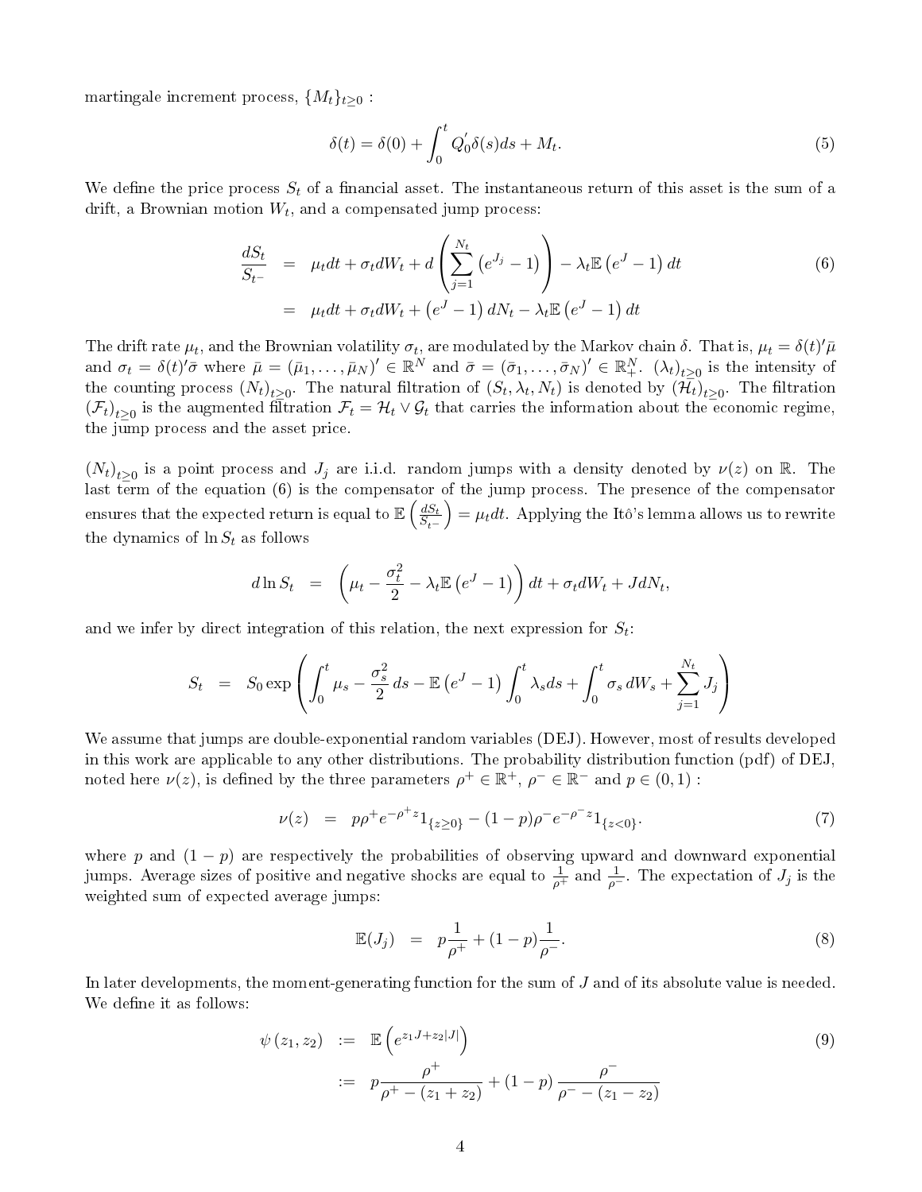martingale increment process, $\{M_t\}_{t\geq 0}$ :

$$\delta(t) = \delta(0) + \int_0^t Q_0^{'}\delta(s)ds + M_t. \tag{5}$$

We define the price process $S_t$ of a financial asset. The instantaneous return of this asset is the sum of a drift, a Brownian motion $W_t$, and a compensated jump process:

$$\begin{aligned}
\frac{dS_t}{S_{t^-}} &= \mu_t dt + \sigma_t dW_t + d\left(\sum_{j=1}^{N_t}\left(e^{J_j}-1\right)\right) - \lambda_t \mathbb{E}\left(e^J - 1\right)dt \\
&= \mu_t dt + \sigma_t dW_t + \left(e^J - 1\right)dN_t - \lambda_t \mathbb{E}\left(e^J-1\right)dt
\end{aligned} \tag{6}$$

The drift rate $\mu_t$, and the Brownian volatility $\sigma_t$, are modulated by the Markov chain $\delta$. That is, $\mu_t = \delta(t)'\bar{\mu}$ and $\sigma_t = \delta(t)'\bar{\sigma}$ where $\bar{\mu} = (\bar{\mu}_1, \ldots, \bar{\mu}_N)' \in \mathbb{R}^N$ and $\bar{\sigma} = (\bar{\sigma}_1, \ldots, \bar{\sigma}_N)' \in \mathbb{R}^N_+$. $(\lambda_t)_{t\geq 0}$ is the intensity of the counting process $(N_t)_{t\geq 0}$. The natural filtration of $(S_t, \lambda_t, N_t)$ is denoted by $(\mathcal{H}_t)_{t\geq 0}$. The filtration $(\mathcal{F}_t)_{t\geq 0}$ is the augmented filtration $\mathcal{F}_t = \mathcal{H}_t \vee \mathcal{G}_t$ that carries the information about the economic regime, the jump process and the asset price.

$(N_t)_{t\geq 0}$ is a point process and $J_j$ are i.i.d. random jumps with a density denoted by $\nu(z)$ on $\mathbb{R}$. The last term of the equation (6) is the compensator of the jump process. The presence of the compensator ensures that the expected return is equal to $\mathbb{E}\left(\frac{dS_t}{S_{t^-}}\right) = \mu_t dt$. Applying the Itô's lemma allows us to rewrite the dynamics of $\ln S_t$ as follows

$$d\ln S_t = \left(\mu_t - \frac{\sigma_t^2}{2} - \lambda_t \mathbb{E}\left(e^J - 1\right)\right)dt + \sigma_t dW_t + J dN_t,$$

and we infer by direct integration of this relation, the next expression for $S_t$:

$$S_t = S_0 \exp\left(\int_0^t \mu_s - \frac{\sigma_s^2}{2}\, ds - \mathbb{E}\left(e^J - 1\right)\int_0^t \lambda_s ds + \int_0^t \sigma_s \, dW_s + \sum_{j=1}^{N_t} J_j\right)$$

We assume that jumps are double-exponential random variables (DEJ). However, most of results developed in this work are applicable to any other distributions. The probability distribution function (pdf) of DEJ, noted here $\nu(z)$, is defined by the three parameters $\rho^+ \in \mathbb{R}^+$, $\rho^- \in \mathbb{R}^-$ and $p \in (0,1)$ :

$$\nu(z) = p\rho^+ e^{-\rho^+ z}1_{\{z\geq 0\}} - (1-p)\rho^- e^{-\rho^- z}1_{\{z<0\}}. \tag{7}$$

where $p$ and $(1-p)$ are respectively the probabilities of observing upward and downward exponential jumps. Average sizes of positive and negative shocks are equal to $\frac{1}{\rho^+}$ and $\frac{1}{\rho^-}$. The expectation of $J_j$ is the weighted sum of expected average jumps:

$$\mathbb{E}(J_j) = p\frac{1}{\rho^+} + (1-p)\frac{1}{\rho^-}. \tag{8}$$

In later developments, the moment-generating function for the sum of $J$ and of its absolute value is needed. We define it as follows:

$$\begin{aligned}
\psi(z_1, z_2) &:= \mathbb{E}\left(e^{z_1 J + z_2 |J|}\right) \\
&:= p\frac{\rho^+}{\rho^+ - (z_1 + z_2)} + (1-p)\frac{\rho^-}{\rho^- - (z_1 - z_2)}
\end{aligned} \tag{9}$$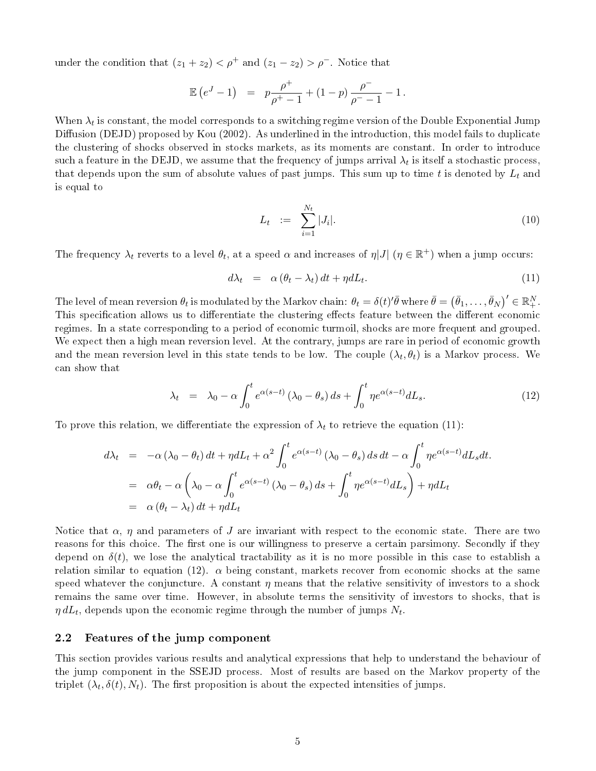under the condition that $(z_1 + z_2) < \rho^+$ and $(z_1 - z_2) > \rho^-$. Notice that

$$
\mathbb{E}\left(e^J - 1\right) = p\frac{\rho^+}{\rho^+ - 1} + (1-p)\frac{\rho^-}{\rho^- - 1} - 1\,.
$$

When $\lambda_t$ is constant, the model corresponds to a switching regime version of the Double Exponential Jump Diffusion (DEJD) proposed by Kou (2002). As underlined in the introduction, this model fails to duplicate the clustering of shocks observed in stocks markets, as its moments are constant. In order to introduce such a feature in the DEJD, we assume that the frequency of jumps arrival $\lambda_t$ is itself a stochastic process, that depends upon the sum of absolute values of past jumps. This sum up to time $t$ is denoted by $L_t$ and is equal to

$$
L_t := \sum_{i=1}^{N_t} |J_i|. \tag{10}
$$

The frequency $\lambda_t$ reverts to a level $\theta_t$, at a speed $\alpha$ and increases of $\eta|J|$ ($\eta \in \mathbb{R}^+$) when a jump occurs:

$$
d\lambda_t = \alpha\left(\theta_t - \lambda_t\right)dt + \eta dL_t. \tag{11}
$$

The level of mean reversion $\theta_t$ is modulated by the Markov chain: $\theta_t = \delta(t)'\bar{\theta}$ where $\bar{\theta} = \left(\bar{\theta}_1, \ldots, \bar{\theta}_N\right)' \in \mathbb{R}_+^N$. This specification allows us to differentiate the clustering effects feature between the different economic regimes. In a state corresponding to a period of economic turmoil, shocks are more frequent and grouped. We expect then a high mean reversion level. At the contrary, jumps are rare in period of economic growth and the mean reversion level in this state tends to be low. The couple $(\lambda_t, \theta_t)$ is a Markov process. We can show that

$$
\lambda_t = \lambda_0 - \alpha\int_0^t e^{\alpha(s-t)}\left(\lambda_0 - \theta_s\right)ds + \int_0^t \eta e^{\alpha(s-t)} dL_s. \tag{12}
$$

To prove this relation, we differentiate the expression of $\lambda_t$ to retrieve the equation (11):

$$
\begin{aligned}
d\lambda_t &= -\alpha\left(\lambda_0 - \theta_t\right)dt + \eta dL_t + \alpha^2\int_0^t e^{\alpha(s-t)}\left(\lambda_0 - \theta_s\right)ds\,dt - \alpha\int_0^t \eta e^{\alpha(s-t)} dL_s dt. \\
&= \alpha\theta_t - \alpha\left(\lambda_0 - \alpha\int_0^t e^{\alpha(s-t)}\left(\lambda_0 - \theta_s\right)ds + \int_0^t \eta e^{\alpha(s-t)} dL_s\right) + \eta dL_t \\
&= \alpha\left(\theta_t - \lambda_t\right)dt + \eta dL_t
\end{aligned}
$$

Notice that $\alpha$, $\eta$ and parameters of $J$ are invariant with respect to the economic state. There are two reasons for this choice. The first one is our willingness to preserve a certain parsimony. Secondly if they depend on $\delta(t)$, we lose the analytical tractability as it is no more possible in this case to establish a relation similar to equation (12). $\alpha$ being constant, markets recover from economic shocks at the same speed whatever the conjuncture. A constant $\eta$ means that the relative sensitivity of investors to a shock remains the same over time. However, in absolute terms the sensitivity of investors to shocks, that is $\eta\, dL_t$, depends upon the economic regime through the number of jumps $N_t$.

## 2.2 Features of the jump component

This section provides various results and analytical expressions that help to understand the behaviour of the jump component in the SSEJD process. Most of results are based on the Markov property of the triplet $(\lambda_t, \delta(t), N_t)$. The first proposition is about the expected intensities of jumps.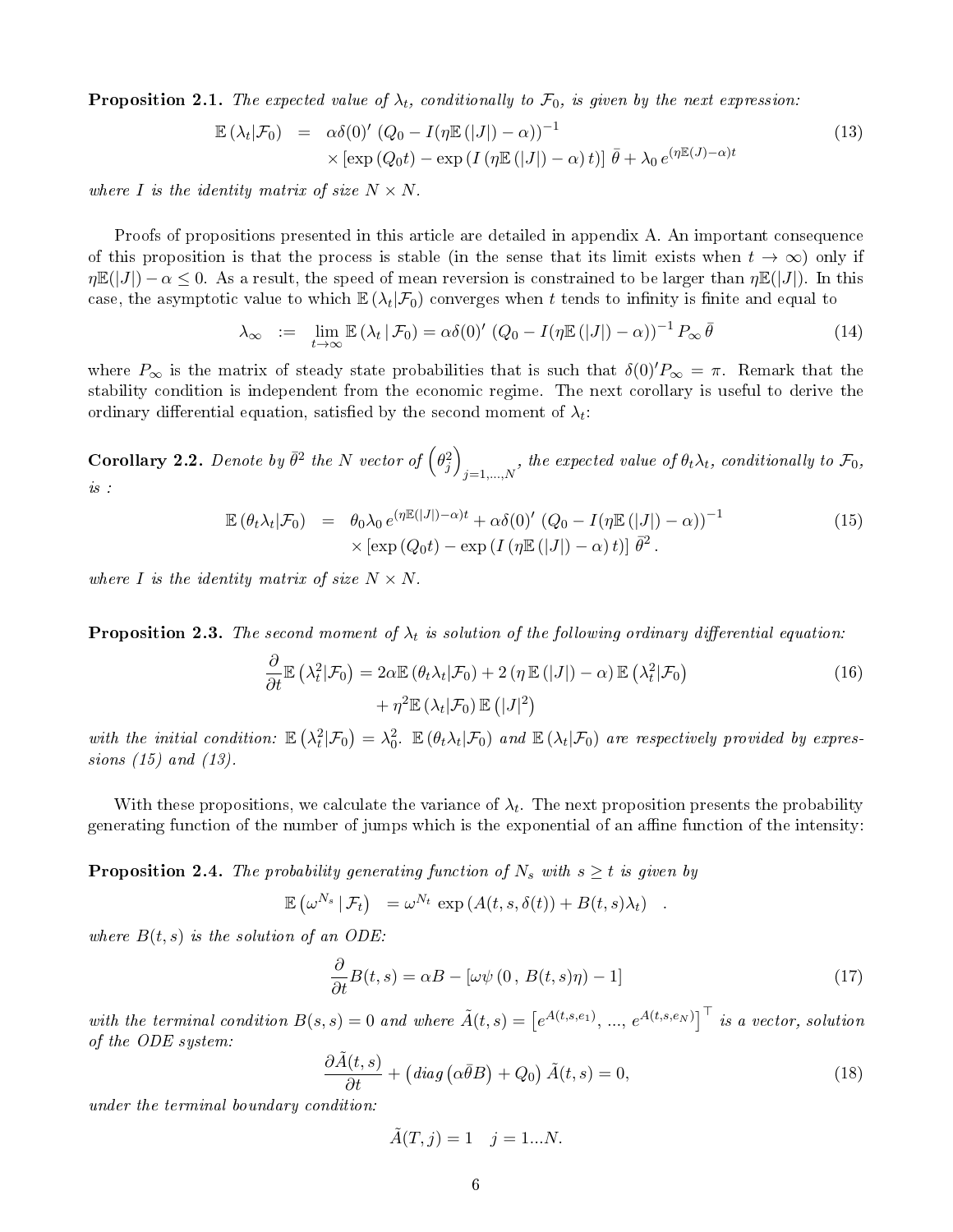**Proposition 2.1.** *The expected value of $\lambda_t$, conditionally to $\mathcal{F}_0$, is given by the next expression:*

$$
\begin{aligned}
\mathbb{E}\left(\lambda_t|\mathcal{F}_0\right) &= \alpha\delta(0)'\left(Q_0 - I(\eta\mathbb{E}\left(|J|\right) - \alpha)\right)^{-1} \\
&\quad \times \left[\exp\left(Q_0 t\right) - \exp\left(I\left(\eta\mathbb{E}\left(|J|\right) - \alpha\right)t\right)\right]\bar{\theta} + \lambda_0\, e^{(\eta\mathbb{E}(J)-\alpha)t}
\end{aligned} \tag{13}
$$

*where $I$ is the identity matrix of size $N \times N$.*

Proofs of propositions presented in this article are detailed in appendix A. An important consequence of this proposition is that the process is stable (in the sense that its limit exists when $t \to \infty$) only if $\eta\mathbb{E}(|J|) - \alpha \leq 0$. As a result, the speed of mean reversion is constrained to be larger than $\eta\mathbb{E}(|J|)$. In this case, the asymptotic value to which $\mathbb{E}\left(\lambda_t|\mathcal{F}_0\right)$ converges when $t$ tends to infinity is finite and equal to

$$
\lambda_\infty \;:=\; \lim_{t\to\infty}\mathbb{E}\left(\lambda_t\,|\,\mathcal{F}_0\right) = \alpha\delta(0)'\left(Q_0 - I(\eta\mathbb{E}\left(|J|\right) - \alpha)\right)^{-1}P_\infty\,\bar{\theta} \tag{14}
$$

where $P_\infty$ is the matrix of steady state probabilities that is such that $\delta(0)'P_\infty = \pi$. Remark that the stability condition is independent from the economic regime. The next corollary is useful to derive the ordinary differential equation, satisfied by the second moment of $\lambda_t$:

**Corollary 2.2.** *Denote by $\bar{\theta}^2$ the $N$ vector of $\left(\theta_j^2\right)_{j=1,\ldots,N}$, the expected value of $\theta_t\lambda_t$, conditionally to $\mathcal{F}_0$, is :*

$$
\begin{aligned}
\mathbb{E}\left(\theta_t\lambda_t|\mathcal{F}_0\right) &= \theta_0\lambda_0\, e^{(\eta\mathbb{E}(|J|)-\alpha)t} + \alpha\delta(0)'\left(Q_0 - I(\eta\mathbb{E}\left(|J|\right) - \alpha)\right)^{-1} \\
&\quad \times \left[\exp\left(Q_0 t\right) - \exp\left(I\left(\eta\mathbb{E}\left(|J|\right) - \alpha\right)t\right)\right]\bar{\theta}^2 .
\end{aligned} \tag{15}
$$

*where $I$ is the identity matrix of size $N \times N$.*

**Proposition 2.3.** *The second moment of $\lambda_t$ is solution of the following ordinary differential equation:*

$$
\begin{aligned}
\frac{\partial}{\partial t}\mathbb{E}\left(\lambda_t^2|\mathcal{F}_0\right) &= 2\alpha\mathbb{E}\left(\theta_t\lambda_t|\mathcal{F}_0\right) + 2\left(\eta\,\mathbb{E}\left(|J|\right) - \alpha\right)\mathbb{E}\left(\lambda_t^2|\mathcal{F}_0\right) \\
&\quad + \eta^2\mathbb{E}\left(\lambda_t|\mathcal{F}_0\right)\mathbb{E}\left(|J|^2\right)
\end{aligned} \tag{16}
$$

*with the initial condition: $\mathbb{E}\left(\lambda_t^2|\mathcal{F}_0\right) = \lambda_0^2$. $\mathbb{E}\left(\theta_t\lambda_t|\mathcal{F}_0\right)$ and $\mathbb{E}\left(\lambda_t|\mathcal{F}_0\right)$ are respectively provided by expressions (15) and (13).*

With these propositions, we calculate the variance of $\lambda_t$. The next proposition presents the probability generating function of the number of jumps which is the exponential of an affine function of the intensity:

**Proposition 2.4.** *The probability generating function of $N_s$ with $s \geq t$ is given by*

$$
\mathbb{E}\left(\omega^{N_s}\,|\,\mathcal{F}_t\right) \;= \omega^{N_t}\,\exp\left(A(t,s,\delta(t)) + B(t,s)\lambda_t\right) \quad .
$$

*where $B(t,s)$ is the solution of an ODE:*

$$
\frac{\partial}{\partial t}B(t,s) = \alpha B - \left[\omega\psi\left(0\,,\,B(t,s)\eta\right) - 1\right] \tag{17}
$$

*with the terminal condition $B(s,s) = 0$ and where $\tilde{A}(t,s) = \left[e^{A(t,s,e_1)},\,...,\,e^{A(t,s,e_N)}\right]^\top$ is a vector, solution of the ODE system:*

$$
\frac{\partial\tilde{A}(t,s)}{\partial t} + \left(diag\left(\alpha\bar{\theta}B\right) + Q_0\right)\tilde{A}(t,s) = 0, \tag{18}
$$

*under the terminal boundary condition:*

$$
\tilde{A}(T,j) = 1 \quad j = 1...N.
$$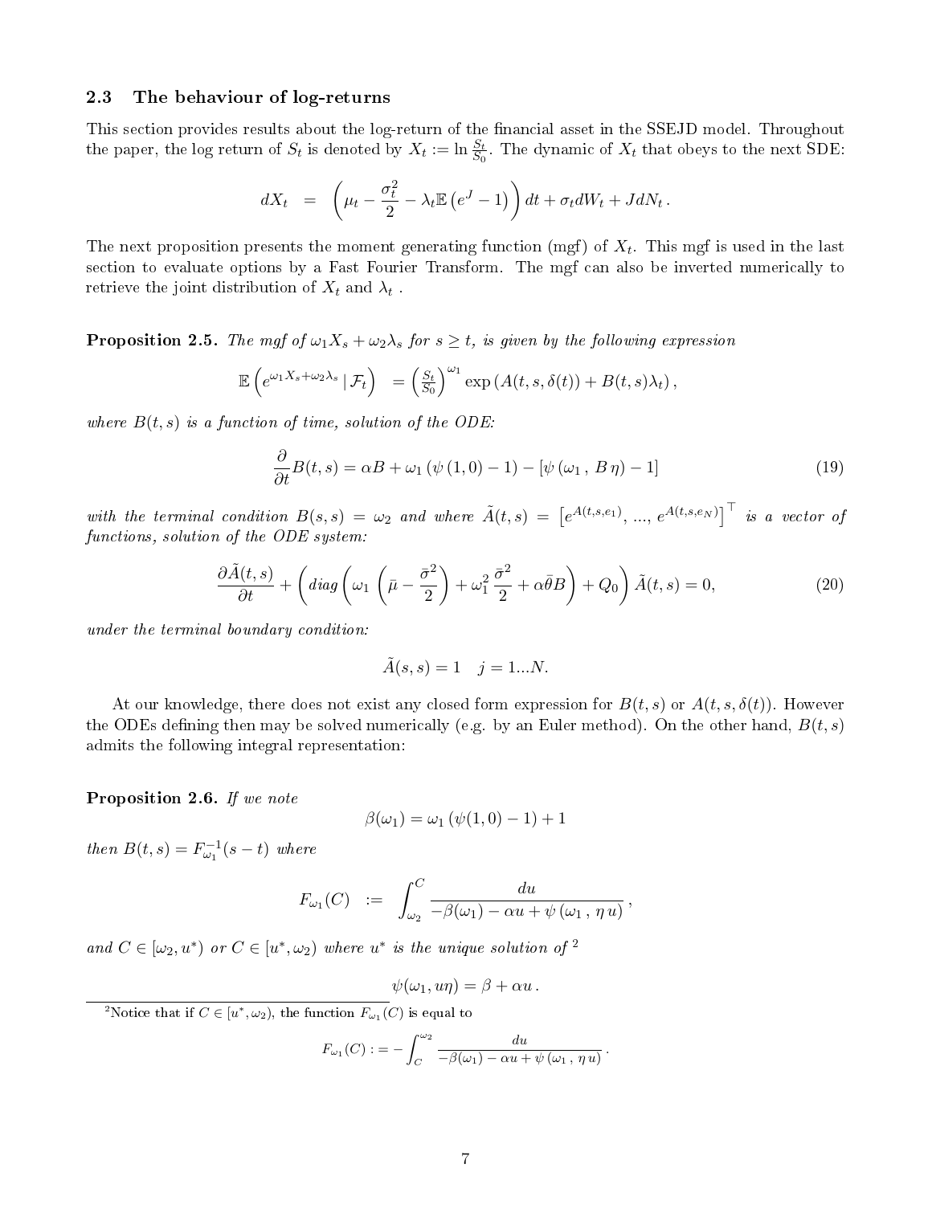### 2.3 The behaviour of log-returns

This section provides results about the log-return of the financial asset in the SSEJD model. Throughout the paper, the log return of $S_t$ is denoted by $X_t := \ln \frac{S_t}{S_0}$. The dynamic of $X_t$ that obeys to the next SDE:

$$dX_t \;=\; \left(\mu_t - \frac{\sigma_t^2}{2} - \lambda_t \mathbb{E}\left(e^J - 1\right)\right) dt + \sigma_t dW_t + J dN_t\,.$$

The next proposition presents the moment generating function (mgf) of $X_t$. This mgf is used in the last section to evaluate options by a Fast Fourier Transform. The mgf can also be inverted numerically to retrieve the joint distribution of $X_t$ and $\lambda_t$ .

**Proposition 2.5.** *The mgf of $\omega_1 X_s + \omega_2 \lambda_s$ for $s \geq t$, is given by the following expression*

$$\mathbb{E}\left(e^{\omega_1 X_s + \omega_2 \lambda_s} \,|\, \mathcal{F}_t\right) \;=\; \left(\tfrac{S_t}{S_0}\right)^{\omega_1} \exp\left(A(t,s,\delta(t)) + B(t,s)\lambda_t\right),$$

*where $B(t,s)$ is a function of time, solution of the ODE:*

$$\frac{\partial}{\partial t} B(t,s) = \alpha B + \omega_1 \left(\psi\left(1,0\right) - 1\right) - \left[\psi\left(\omega_1\,,\, B\,\eta\right) - 1\right] \tag{19}$$

*with the terminal condition $B(s,s) = \omega_2$ and where $\tilde{A}(t,s) = \left[e^{A(t,s,e_1)},\, ...,\, e^{A(t,s,e_N)}\right]^\top$ is a vector of functions, solution of the ODE system:*

$$\frac{\partial \tilde{A}(t,s)}{\partial t} + \left(diag\left(\omega_1\left(\bar{\mu} - \frac{\bar{\sigma}^2}{2}\right) + \omega_1^2\,\frac{\bar{\sigma}^2}{2} + \alpha\bar{\theta}B\right) + Q_0\right)\tilde{A}(t,s) = 0, \tag{20}$$

*under the terminal boundary condition:*

$$\tilde{A}(s,s) = 1 \quad j = 1...N.$$

At our knowledge, there does not exist any closed form expression for $B(t,s)$ or $A(t,s,\delta(t))$. However the ODEs defining then may be solved numerically (e.g. by an Euler method). On the other hand, $B(t,s)$ admits the following integral representation:

**Proposition 2.6.** *If we note*

$$\beta(\omega_1) = \omega_1\left(\psi(1,0) - 1\right) + 1$$

*then $B(t,s) = F_{\omega_1}^{-1}(s-t)$ where*

$$F_{\omega_1}(C) \;:=\; \int_{\omega_2}^{C} \frac{du}{-\beta(\omega_1) - \alpha u + \psi\left(\omega_1\,,\,\eta\, u\right)}\,,$$

*and $C \in [\omega_2, u^*)$ or $C \in [u^*, \omega_2)$ where $u^*$ is the unique solution of* [2]

$$\psi(\omega_1, u\eta) = \beta + \alpha u\,.$$

[2] Notice that if $C \in [u^*, \omega_2)$, the function $F_{\omega_1}(C)$ is equal to

$$F_{\omega_1}(C) := -\int_{C}^{\omega_2} \frac{du}{-\beta(\omega_1) - \alpha u + \psi\left(\omega_1\,,\,\eta\, u\right)}\,.$$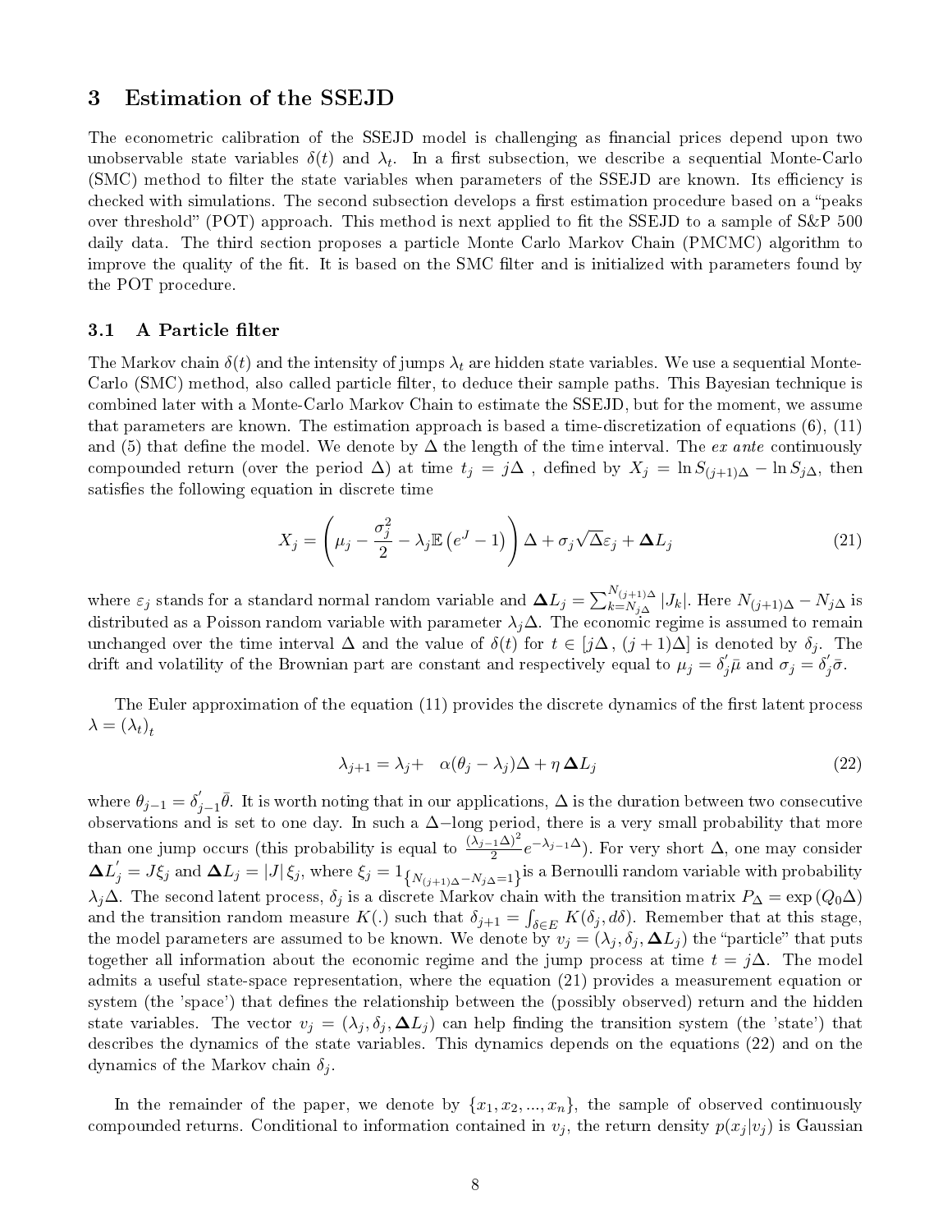## 3 Estimation of the SSEJD

The econometric calibration of the SSEJD model is challenging as financial prices depend upon two unobservable state variables $\delta(t)$ and $\lambda_t$. In a first subsection, we describe a sequential Monte-Carlo (SMC) method to filter the state variables when parameters of the SSEJD are known. Its efficiency is checked with simulations. The second subsection develops a first estimation procedure based on a "peaks over threshold" (POT) approach. This method is next applied to fit the SSEJD to a sample of S&P 500 daily data. The third section proposes a particle Monte Carlo Markov Chain (PMCMC) algorithm to improve the quality of the fit. It is based on the SMC filter and is initialized with parameters found by the POT procedure.

### 3.1 A Particle filter

The Markov chain $\delta(t)$ and the intensity of jumps $\lambda_t$ are hidden state variables. We use a sequential Monte-Carlo (SMC) method, also called particle filter, to deduce their sample paths. This Bayesian technique is combined later with a Monte-Carlo Markov Chain to estimate the SSEJD, but for the moment, we assume that parameters are known. The estimation approach is based a time-discretization of equations (6), (11) and (5) that define the model. We denote by $\Delta$ the length of the time interval. The *ex ante* continuously compounded return (over the period $\Delta$) at time $t_j = j\Delta$ , defined by $X_j = \ln S_{(j+1)\Delta} - \ln S_{j\Delta}$, then satisfies the following equation in discrete time

$$X_j = \left(\mu_j - \frac{\sigma_j^2}{2} - \lambda_j \mathbb{E}\left(e^J - 1\right)\right)\Delta + \sigma_j\sqrt{\Delta}\varepsilon_j + \mathbf{\Delta}L_j \tag{21}$$

where $\varepsilon_j$ stands for a standard normal random variable and $\mathbf{\Delta}L_j = \sum_{k=N_{j\Delta}}^{N_{(j+1)\Delta}} |J_k|$. Here $N_{(j+1)\Delta} - N_{j\Delta}$ is distributed as a Poisson random variable with parameter $\lambda_j\Delta$. The economic regime is assumed to remain unchanged over the time interval $\Delta$ and the value of $\delta(t)$ for $t \in [j\Delta\,,\,(j+1)\Delta]$ is denoted by $\delta_j$. The drift and volatility of the Brownian part are constant and respectively equal to $\mu_j = \delta_j'\bar{\mu}$ and $\sigma_j = \delta_j'\bar{\sigma}$.

The Euler approximation of the equation (11) provides the discrete dynamics of the first latent process $\lambda = (\lambda_t)_t$

$$\lambda_{j+1} = \lambda_j + \quad \alpha(\theta_j - \lambda_j)\Delta + \eta\,\mathbf{\Delta}L_j \tag{22}$$

where $\theta_{j-1} = \delta_{j-1}'\bar{\theta}$. It is worth noting that in our applications, $\Delta$ is the duration between two consecutive observations and is set to one day. In such a $\Delta-$long period, there is a very small probability that more than one jump occurs (this probability is equal to $\frac{(\lambda_{j-1}\Delta)^2}{2}e^{-\lambda_{j-1}\Delta}$). For very short $\Delta$, one may consider $\mathbf{\Delta}L_j' = J\xi_j$ and $\mathbf{\Delta}L_j = |J|\,\xi_j$, where $\xi_j = 1_{\left\{N_{(j+1)\Delta} - N_{j\Delta} = 1\right\}}$ is a Bernoulli random variable with probability $\lambda_j\Delta$. The second latent process, $\delta_j$ is a discrete Markov chain with the transition matrix $P_\Delta = \exp\left(Q_0\Delta\right)$ and the transition random measure $K(.)$ such that $\delta_{j+1} = \int_{\delta\in E} K(\delta_j, d\delta)$. Remember that at this stage, the model parameters are assumed to be known. We denote by $v_j = (\lambda_j, \delta_j, \mathbf{\Delta}L_j)$ the "particle" that puts together all information about the economic regime and the jump process at time $t = j\Delta$. The model admits a useful state-space representation, where the equation (21) provides a measurement equation or system (the 'space') that defines the relationship between the (possibly observed) return and the hidden state variables. The vector $v_j = (\lambda_j, \delta_j, \mathbf{\Delta}L_j)$ can help finding the transition system (the 'state') that describes the dynamics of the state variables. This dynamics depends on the equations (22) and on the dynamics of the Markov chain $\delta_j$.

In the remainder of the paper, we denote by $\{x_1, x_2, ..., x_n\}$, the sample of observed continuously compounded returns. Conditional to information contained in $v_j$, the return density $p(x_j|v_j)$ is Gaussian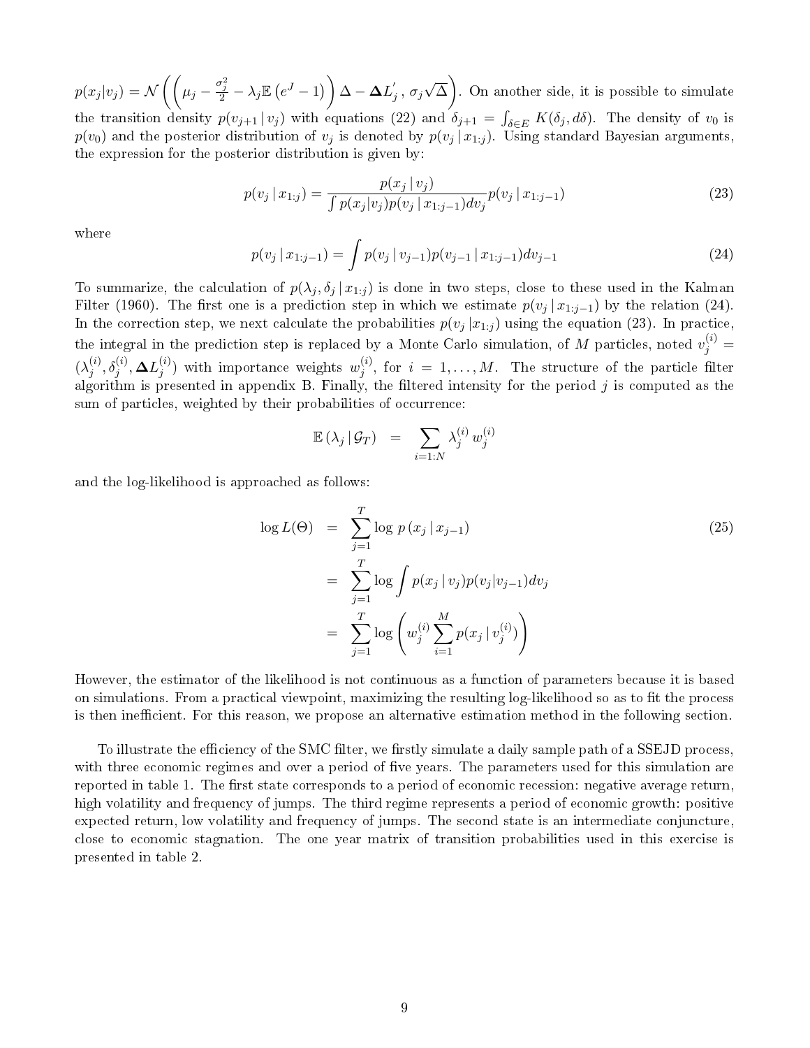$p(x_j|v_j) = \mathcal{N}\left(\left(\mu_j - \frac{\sigma_j^2}{2} - \lambda_j \mathbb{E}\left(e^J - 1\right)\right)\Delta - \mathbf{\Delta} L_j^{'}\,,\; \sigma_j\sqrt{\Delta}\right)$. On another side, it is possible to simulate the transition density $p(v_{j+1}\,|\,v_j)$ with equations (22) and $\delta_{j+1} = \int_{\delta\in E} K(\delta_j, d\delta)$. The density of $v_0$ is $p(v_0)$ and the posterior distribution of $v_j$ is denoted by $p(v_j\,|\,x_{1:j})$. Using standard Bayesian arguments, the expression for the posterior distribution is given by:

$$p(v_j\,|\,x_{1:j}) = \frac{p(x_j\,|\,v_j)}{\int p(x_j|v_j)p(v_j\,|\,x_{1:j-1})dv_j} p(v_j\,|\,x_{1:j-1}) \tag{23}$$

where

$$p(v_j\,|\,x_{1:j-1}) = \int p(v_j\,|\,v_{j-1})p(v_{j-1}\,|\,x_{1:j-1})dv_{j-1} \tag{24}$$

To summarize, the calculation of $p(\lambda_j, \delta_j\,|\,x_{1:j})$ is done in two steps, close to these used in the Kalman Filter (1960). The first one is a prediction step in which we estimate $p(v_j\,|\,x_{1:j-1})$ by the relation (24). In the correction step, we next calculate the probabilities $p(v_j\,|x_{1:j})$ using the equation (23). In practice, the integral in the prediction step is replaced by a Monte Carlo simulation, of $M$ particles, noted $v_j^{(i)} = (\lambda_j^{(i)}, \delta_j^{(i)}, \mathbf{\Delta} L_j^{(i)})$ with importance weights $w_j^{(i)}$, for $i = 1, \ldots, M$. The structure of the particle filter algorithm is presented in appendix B. Finally, the filtered intensity for the period $j$ is computed as the sum of particles, weighted by their probabilities of occurrence:

$$\mathbb{E}\left(\lambda_j\,|\,\mathcal{G}_T\right) = \sum_{i=1:N} \lambda_j^{(i)}\, w_j^{(i)}$$

and the log-likelihood is approached as follows:

$$\begin{aligned}
\log L(\Theta) &= \sum_{j=1}^{T} \log\, p\left(x_j\,|\,x_{j-1}\right) \\
&= \sum_{j=1}^{T} \log \int p(x_j\,|\,v_j)p(v_j|v_{j-1})dv_j \\
&= \sum_{j=1}^{T} \log\left(w_j^{(i)} \sum_{i=1}^{M} p(x_j\,|\,v_j^{(i)})\right)
\end{aligned} \tag{25}$$

However, the estimator of the likelihood is not continuous as a function of parameters because it is based on simulations. From a practical viewpoint, maximizing the resulting log-likelihood so as to fit the process is then inefficient. For this reason, we propose an alternative estimation method in the following section.

To illustrate the efficiency of the SMC filter, we firstly simulate a daily sample path of a SSEJD process, with three economic regimes and over a period of five years. The parameters used for this simulation are reported in table 1. The first state corresponds to a period of economic recession: negative average return, high volatility and frequency of jumps. The third regime represents a period of economic growth: positive expected return, low volatility and frequency of jumps. The second state is an intermediate conjuncture, close to economic stagnation. The one year matrix of transition probabilities used in this exercise is presented in table 2.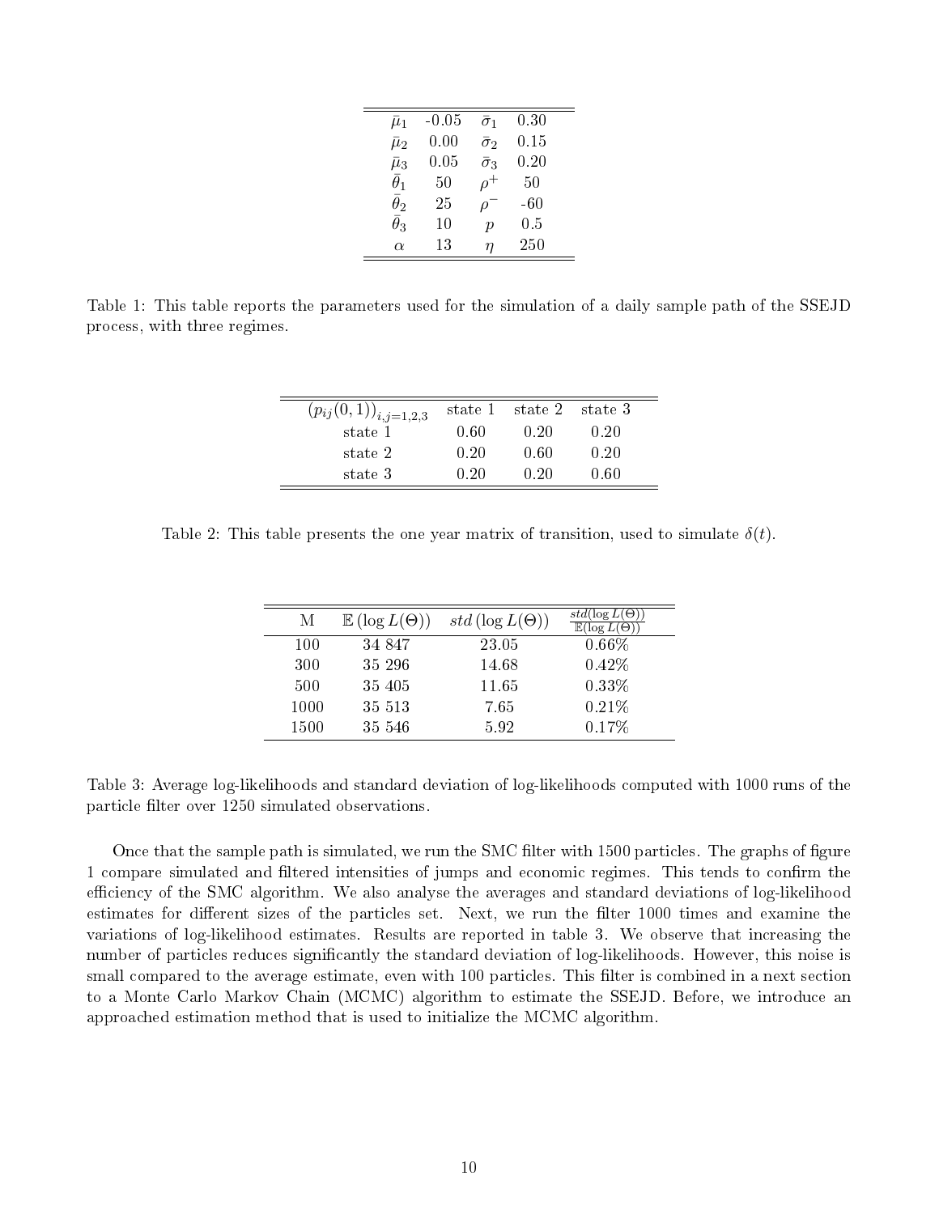| | | | |
|---|---|---|---|
| $\bar{\mu}_1$ | -0.05 | $\bar{\sigma}_1$ | 0.30 |
| $\bar{\mu}_2$ | 0.00 | $\bar{\sigma}_2$ | 0.15 |
| $\bar{\mu}_3$ | 0.05 | $\bar{\sigma}_3$ | 0.20 |
| $\bar{\theta}_1$ | 50 | $\rho^+$ | 50 |
| $\bar{\theta}_2$ | 25 | $\rho^-$ | -60 |
| $\bar{\theta}_3$ | 10 | $p$ | 0.5 |
| $\alpha$ | 13 | $\eta$ | 250 |

Table 1: This table reports the parameters used for the simulation of a daily sample path of the SSEJD process, with three regimes.

| $(p_{ij}(0,1))_{i,j=1,2,3}$ | state 1 | state 2 | state 3 |
|---|---|---|---|
| state 1 | 0.60 | 0.20 | 0.20 |
| state 2 | 0.20 | 0.60 | 0.20 |
| state 3 | 0.20 | 0.20 | 0.60 |

Table 2: This table presents the one year matrix of transition, used to simulate $\delta(t)$.

| M | $\mathbb{E}(\log L(\Theta))$ | $std(\log L(\Theta))$ | $\frac{std(\log L(\Theta))}{\mathbb{E}(\log L(\Theta))}$ |
|---|---|---|---|
| 100 | 34 847 | 23.05 | 0.66% |
| 300 | 35 296 | 14.68 | 0.42% |
| 500 | 35 405 | 11.65 | 0.33% |
| 1000 | 35 513 | 7.65 | 0.21% |
| 1500 | 35 546 | 5.92 | 0.17% |

Table 3: Average log-likelihoods and standard deviation of log-likelihoods computed with 1000 runs of the particle filter over 1250 simulated observations.

Once that the sample path is simulated, we run the SMC filter with 1500 particles. The graphs of figure 1 compare simulated and filtered intensities of jumps and economic regimes. This tends to confirm the efficiency of the SMC algorithm. We also analyse the averages and standard deviations of log-likelihood estimates for different sizes of the particles set. Next, we run the filter 1000 times and examine the variations of log-likelihood estimates. Results are reported in table 3. We observe that increasing the number of particles reduces significantly the standard deviation of log-likelihoods. However, this noise is small compared to the average estimate, even with 100 particles. This filter is combined in a next section to a Monte Carlo Markov Chain (MCMC) algorithm to estimate the SSEJD. Before, we introduce an approached estimation method that is used to initialize the MCMC algorithm.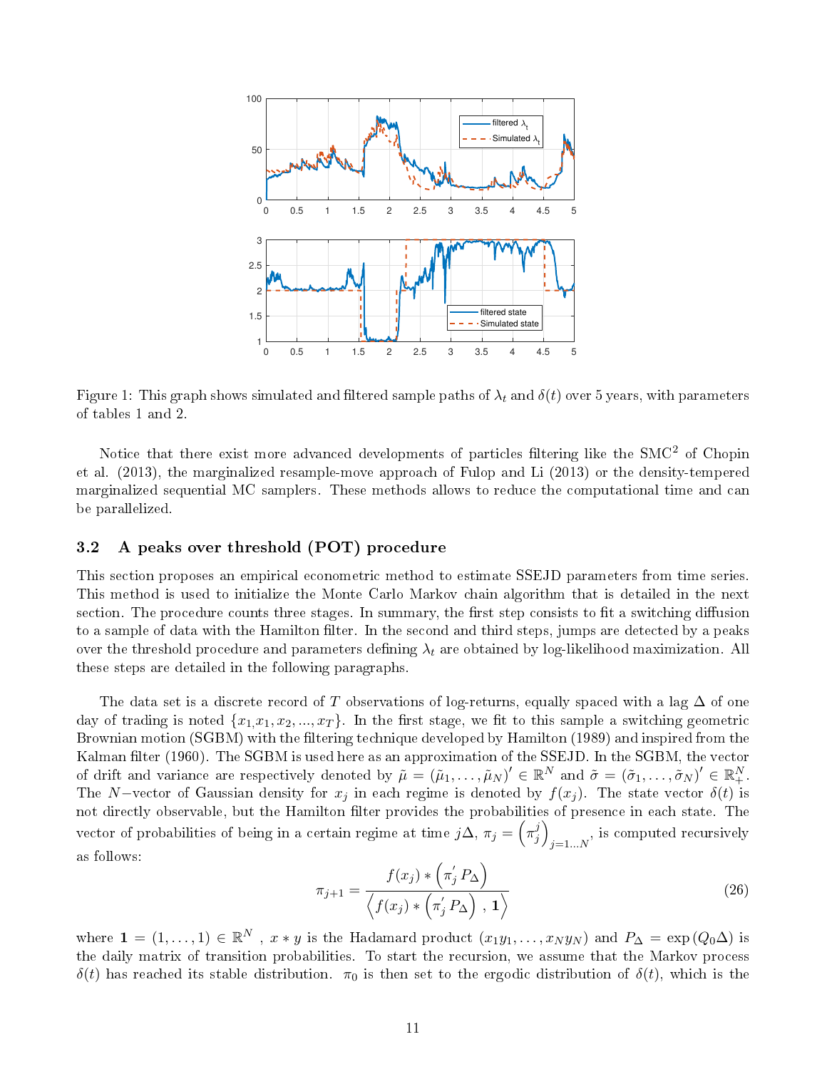Figure 1: This graph shows simulated and filtered sample paths of $\lambda_t$ and $\delta(t)$ over 5 years, with parameters of tables 1 and 2.

Notice that there exist more advanced developments of particles filtering like the SMC$^2$ of Chopin et al. (2013), the marginalized resample-move approach of Fulop and Li (2013) or the density-tempered marginalized sequential MC samplers. These methods allows to reduce the computational time and can be parallelized.

### 3.2 A peaks over threshold (POT) procedure

This section proposes an empirical econometric method to estimate SSEJD parameters from time series. This method is used to initialize the Monte Carlo Markov chain algorithm that is detailed in the next section. The procedure counts three stages. In summary, the first step consists to fit a switching diffusion to a sample of data with the Hamilton filter. In the second and third steps, jumps are detected by a peaks over the threshold procedure and parameters defining $\lambda_t$ are obtained by log-likelihood maximization. All these steps are detailed in the following paragraphs.

The data set is a discrete record of $T$ observations of log-returns, equally spaced with a lag $\Delta$ of one day of trading is noted $\{x_{1,}x_1, x_2, ..., x_T\}$. In the first stage, we fit to this sample a switching geometric Brownian motion (SGBM) with the filtering technique developed by Hamilton (1989) and inspired from the Kalman filter (1960). The SGBM is used here as an approximation of the SSEJD. In the SGBM, the vector of drift and variance are respectively denoted by $\tilde{\mu} = (\tilde{\mu}_1, \ldots, \tilde{\mu}_N)' \in \mathbb{R}^N$ and $\tilde{\sigma} = (\tilde{\sigma}_1, \ldots, \tilde{\sigma}_N)' \in \mathbb{R}^N_+$. The $N-$vector of Gaussian density for $x_j$ in each regime is denoted by $f(x_j)$. The state vector $\delta(t)$ is not directly observable, but the Hamilton filter provides the probabilities of presence in each state. The vector of probabilities of being in a certain regime at time $j\Delta$, $\pi_j = \left(\pi_j^j\right)_{j=1...N}$, is computed recursively as follows:

$$\pi_{j+1} = \frac{f(x_j) * \left(\pi_j' P_\Delta\right)}{\left\langle f(x_j) * \left(\pi_j' P_\Delta\right) , \mathbf{1}\right\rangle} \tag{26}$$

where $\mathbf{1} = (1, \ldots, 1) \in \mathbb{R}^N$ , $x * y$ is the Hadamard product $(x_1 y_1, \ldots, x_N y_N)$ and $P_\Delta = \exp(Q_0 \Delta)$ is the daily matrix of transition probabilities. To start the recursion, we assume that the Markov process $\delta(t)$ has reached its stable distribution. $\pi_0$ is then set to the ergodic distribution of $\delta(t)$, which is the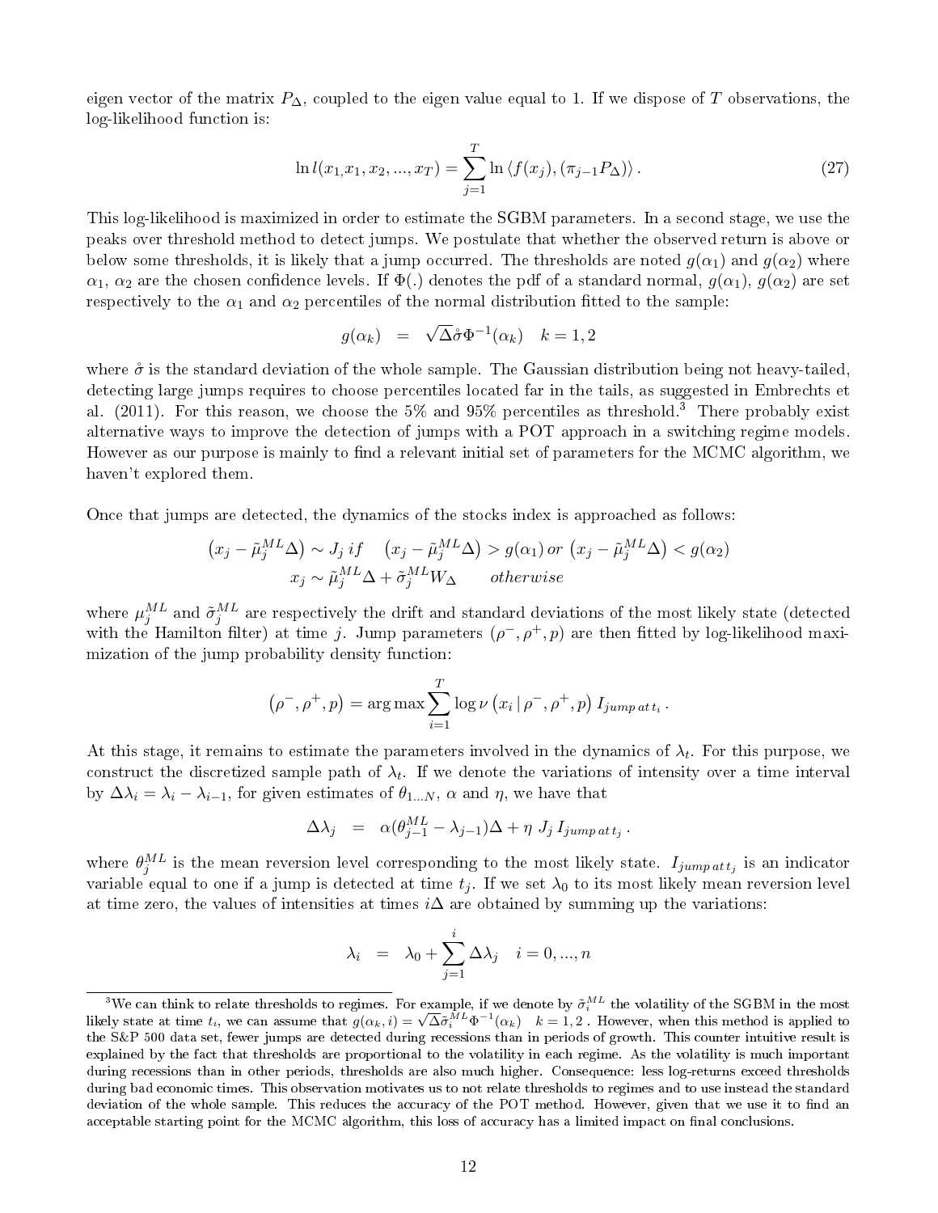eigen vector of the matrix $P_\Delta$, coupled to the eigen value equal to 1. If we dispose of $T$ observations, the log-likelihood function is:

$$\ln l(x_1, x_1, x_2, ..., x_T) = \sum_{j=1}^{T} \ln \langle f(x_j), (\pi_{j-1} P_\Delta) \rangle . \tag{27}$$

This log-likelihood is maximized in order to estimate the SGBM parameters. In a second stage, we use the peaks over threshold method to detect jumps. We postulate that whether the observed return is above or below some thresholds, it is likely that a jump occurred. The thresholds are noted $g(\alpha_1)$ and $g(\alpha_2)$ where $\alpha_1$, $\alpha_2$ are the chosen confidence levels. If $\Phi(.)$ denotes the pdf of a standard normal, $g(\alpha_1)$, $g(\alpha_2)$ are set respectively to the $\alpha_1$ and $\alpha_2$ percentiles of the normal distribution fitted to the sample:

$$g(\alpha_k) \quad = \quad \sqrt{\Delta} \mathring{\sigma} \Phi^{-1}(\alpha_k) \quad k = 1, 2$$

where $\mathring{\sigma}$ is the standard deviation of the whole sample. The Gaussian distribution being not heavy-tailed, detecting large jumps requires to choose percentiles located far in the tails, as suggested in Embrechts et al. (2011). For this reason, we choose the 5% and 95% percentiles as threshold.[3] There probably exist alternative ways to improve the detection of jumps with a POT approach in a switching regime models. However as our purpose is mainly to find a relevant initial set of parameters for the MCMC algorithm, we haven't explored them.

Once that jumps are detected, the dynamics of the stocks index is approached as follows:

$$\begin{aligned} \left(x_j - \tilde{\mu}_j^{ML} \Delta\right) &\sim J_j \; if \quad \left(x_j - \tilde{\mu}_j^{ML} \Delta\right) > g(\alpha_1) \; or \; \left(x_j - \tilde{\mu}_j^{ML} \Delta\right) < g(\alpha_2) \\ x_j &\sim \tilde{\mu}_j^{ML} \Delta + \tilde{\sigma}_j^{ML} W_\Delta \qquad otherwise \end{aligned}$$

where $\mu_j^{ML}$ and $\tilde{\sigma}_j^{ML}$ are respectively the drift and standard deviations of the most likely state (detected with the Hamilton filter) at time $j$. Jump parameters $(\rho^-, \rho^+, p)$ are then fitted by log-likelihood maximization of the jump probability density function:

$$\left(\rho^-, \rho^+, p\right) = \arg\max \sum_{i=1}^{T} \log \nu \left(x_i \,|\, \rho^-, \rho^+, p\right) I_{jump\, at\, t_i} .$$

At this stage, it remains to estimate the parameters involved in the dynamics of $\lambda_t$. For this purpose, we construct the discretized sample path of $\lambda_t$. If we denote the variations of intensity over a time interval by $\Delta\lambda_i = \lambda_i - \lambda_{i-1}$, for given estimates of $\theta_{1...N}$, $\alpha$ and $\eta$, we have that

$$\Delta\lambda_j \quad = \quad \alpha(\theta_{j-1}^{ML} - \lambda_{j-1})\Delta + \eta \; J_j \, I_{jump\, at\, t_j} .$$

where $\theta_j^{ML}$ is the mean reversion level corresponding to the most likely state. $I_{jump\, at\, t_j}$ is an indicator variable equal to one if a jump is detected at time $t_j$. If we set $\lambda_0$ to its most likely mean reversion level at time zero, the values of intensities at times $i\Delta$ are obtained by summing up the variations:

$$\lambda_i \quad = \quad \lambda_0 + \sum_{j=1}^{i} \Delta\lambda_j \quad i = 0, ..., n$$

[3] We can think to relate thresholds to regimes. For example, if we denote by $\tilde{\sigma}_i^{ML}$ the volatility of the SGBM in the most likely state at time $t_i$, we can assume that $g(\alpha_k, i) = \sqrt{\Delta} \tilde{\sigma}_i^{ML} \Phi^{-1}(\alpha_k) \quad k = 1, 2$ . However, when this method is applied to the S&P 500 data set, fewer jumps are detected during recessions than in periods of growth. This counter intuitive result is explained by the fact that thresholds are proportional to the volatility in each regime. As the volatility is much important during recessions than in other periods, thresholds are also much higher. Consequence: less log-returns exceed thresholds during bad economic times. This observation motivates us to not relate thresholds to regimes and to use instead the standard deviation of the whole sample. This reduces the accuracy of the POT method. However, given that we use it to find an acceptable starting point for the MCMC algorithm, this loss of accuracy has a limited impact on final conclusions.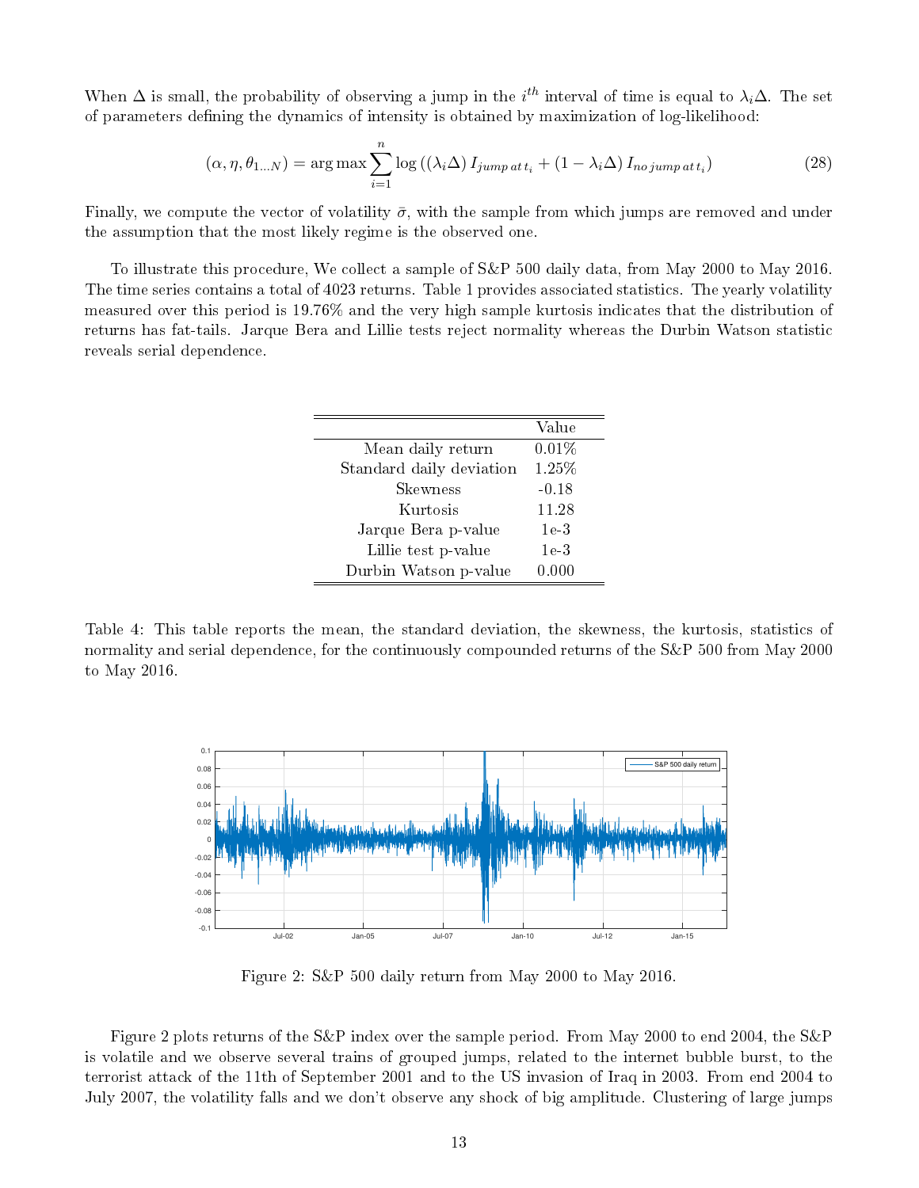When $\Delta$ is small, the probability of observing a jump in the $i^{th}$ interval of time is equal to $\lambda_i \Delta$. The set of parameters defining the dynamics of intensity is obtained by maximization of log-likelihood:

$$(\alpha, \eta, \theta_{1...N}) = \arg\max \sum_{i=1}^{n} \log\left( (\lambda_i \Delta) I_{jump\,at\,t_i} + (1 - \lambda_i \Delta) I_{no\,jump\,at\,t_i} \right) \tag{28}$$

Finally, we compute the vector of volatility $\bar{\sigma}$, with the sample from which jumps are removed and under the assumption that the most likely regime is the observed one.

To illustrate this procedure, We collect a sample of S&P 500 daily data, from May 2000 to May 2016. The time series contains a total of 4023 returns. Table 1 provides associated statistics. The yearly volatility measured over this period is 19.76% and the very high sample kurtosis indicates that the distribution of returns has fat-tails. Jarque Bera and Lillie tests reject normality whereas the Durbin Watson statistic reveals serial dependence.

| | Value |
|---|---|
| Mean daily return | 0.01% |
| Standard daily deviation | 1.25% |
| Skewness | -0.18 |
| Kurtosis | 11.28 |
| Jarque Bera p-value | 1e-3 |
| Lillie test p-value | 1e-3 |
| Durbin Watson p-value | 0.000 |

Table 4: This table reports the mean, the standard deviation, the skewness, the kurtosis, statistics of normality and serial dependence, for the continuously compounded returns of the S&P 500 from May 2000 to May 2016.

Figure 2: S&P 500 daily return from May 2000 to May 2016.

Figure 2 plots returns of the S&P index over the sample period. From May 2000 to end 2004, the S&P is volatile and we observe several trains of grouped jumps, related to the internet bubble burst, to the terrorist attack of the 11th of September 2001 and to the US invasion of Iraq in 2003. From end 2004 to July 2007, the volatility falls and we don't observe any shock of big amplitude. Clustering of large jumps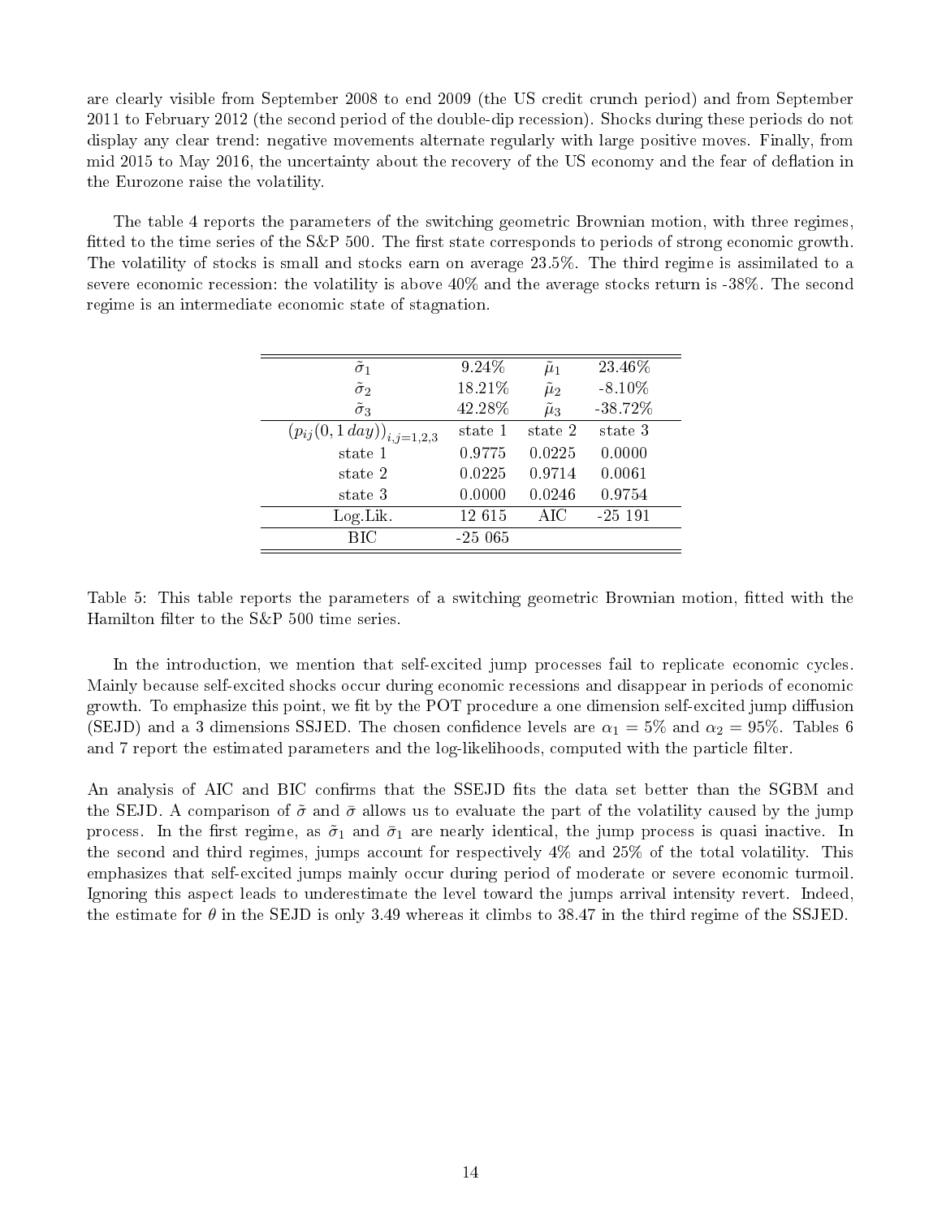are clearly visible from September 2008 to end 2009 (the US credit crunch period) and from September 2011 to February 2012 (the second period of the double-dip recession). Shocks during these periods do not display any clear trend: negative movements alternate regularly with large positive moves. Finally, from mid 2015 to May 2016, the uncertainty about the recovery of the US economy and the fear of deflation in the Eurozone raise the volatility.

The table 4 reports the parameters of the switching geometric Brownian motion, with three regimes, fitted to the time series of the S&P 500. The first state corresponds to periods of strong economic growth. The volatility of stocks is small and stocks earn on average 23.5%. The third regime is assimilated to a severe economic recession: the volatility is above 40% and the average stocks return is -38%. The second regime is an intermediate economic state of stagnation.

| | | | |
|---|---|---|---|
| $\tilde{\sigma}_1$ | 9.24% | $\tilde{\mu}_1$ | 23.46% |
| $\tilde{\sigma}_2$ | 18.21% | $\tilde{\mu}_2$ | -8.10% |
| $\tilde{\sigma}_3$ | 42.28% | $\tilde{\mu}_3$ | -38.72% |
| $(p_{ij}(0, 1\,day))_{i,j=1,2,3}$ | state 1 | state 2 | state 3 |
| state 1 | 0.9775 | 0.0225 | 0.0000 |
| state 2 | 0.0225 | 0.9714 | 0.0061 |
| state 3 | 0.0000 | 0.0246 | 0.9754 |
| Log.Lik. | 12 615 | AIC | -25 191 |
| BIC | -25 065 | | |

Table 5: This table reports the parameters of a switching geometric Brownian motion, fitted with the Hamilton filter to the S&P 500 time series.

In the introduction, we mention that self-excited jump processes fail to replicate economic cycles. Mainly because self-excited shocks occur during economic recessions and disappear in periods of economic growth. To emphasize this point, we fit by the POT procedure a one dimension self-excited jump diffusion (SEJD) and a 3 dimensions SSJED. The chosen confidence levels are $\alpha_1 = 5\%$ and $\alpha_2 = 95\%$. Tables 6 and 7 report the estimated parameters and the log-likelihoods, computed with the particle filter.

An analysis of AIC and BIC confirms that the SSEJD fits the data set better than the SGBM and the SEJD. A comparison of $\tilde{\sigma}$ and $\bar{\sigma}$ allows us to evaluate the part of the volatility caused by the jump process. In the first regime, as $\tilde{\sigma}_1$ and $\bar{\sigma}_1$ are nearly identical, the jump process is quasi inactive. In the second and third regimes, jumps account for respectively 4% and 25% of the total volatility. This emphasizes that self-excited jumps mainly occur during period of moderate or severe economic turmoil. Ignoring this aspect leads to underestimate the level toward the jumps arrival intensity revert. Indeed, the estimate for $\theta$ in the SEJD is only 3.49 whereas it climbs to 38.47 in the third regime of the SSJED.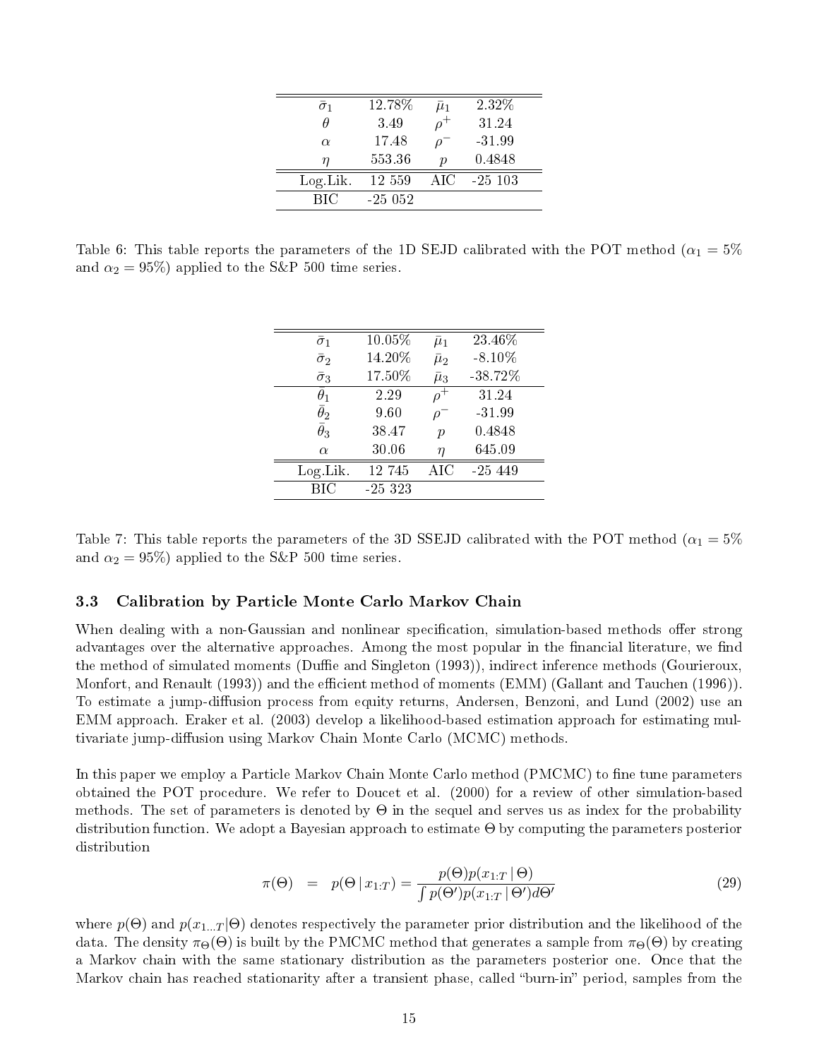| | | | |
|---|---|---|---|
| $\bar{\sigma}_1$ | 12.78% | $\bar{\mu}_1$ | 2.32% |
| $\theta$ | 3.49 | $\rho^+$ | 31.24 |
| $\alpha$ | 17.48 | $\rho^-$ | -31.99 |
| $\eta$ | 553.36 | $p$ | 0.4848 |
| Log.Lik. | 12 559 | AIC | -25 103 |
| BIC | -25 052 | | |

Table 6: This table reports the parameters of the 1D SEJD calibrated with the POT method ($\alpha_1 = 5\%$ and $\alpha_2 = 95\%$) applied to the S&P 500 time series.

| | | | |
|---|---|---|---|
| $\bar{\sigma}_1$ | 10.05% | $\bar{\mu}_1$ | 23.46% |
| $\bar{\sigma}_2$ | 14.20% | $\bar{\mu}_2$ | -8.10% |
| $\bar{\sigma}_3$ | 17.50% | $\bar{\mu}_3$ | -38.72% |
| $\bar{\theta}_1$ | 2.29 | $\rho^+$ | 31.24 |
| $\bar{\theta}_2$ | 9.60 | $\rho^-$ | -31.99 |
| $\bar{\theta}_3$ | 38.47 | $p$ | 0.4848 |
| $\alpha$ | 30.06 | $\eta$ | 645.09 |
| Log.Lik. | 12 745 | AIC | -25 449 |
| BIC | -25 323 | | |

Table 7: This table reports the parameters of the 3D SSEJD calibrated with the POT method ($\alpha_1 = 5\%$ and $\alpha_2 = 95\%$) applied to the S&P 500 time series.

### 3.3 Calibration by Particle Monte Carlo Markov Chain

When dealing with a non-Gaussian and nonlinear specification, simulation-based methods offer strong advantages over the alternative approaches. Among the most popular in the financial literature, we find the method of simulated moments (Duffie and Singleton (1993)), indirect inference methods (Gourieroux, Monfort, and Renault (1993)) and the efficient method of moments (EMM) (Gallant and Tauchen (1996)). To estimate a jump-diffusion process from equity returns, Andersen, Benzoni, and Lund (2002) use an EMM approach. Eraker et al. (2003) develop a likelihood-based estimation approach for estimating multivariate jump-diffusion using Markov Chain Monte Carlo (MCMC) methods.

In this paper we employ a Particle Markov Chain Monte Carlo method (PMCMC) to fine tune parameters obtained the POT procedure. We refer to Doucet et al. (2000) for a review of other simulation-based methods. The set of parameters is denoted by $\Theta$ in the sequel and serves us as index for the probability distribution function. We adopt a Bayesian approach to estimate $\Theta$ by computing the parameters posterior distribution

$$\pi(\Theta) \quad = \quad p(\Theta \,|\, x_{1:T}) = \frac{p(\Theta)p(x_{1:T} \,|\, \Theta)}{\int p(\Theta')p(x_{1:T} \,|\, \Theta')d\Theta'} \tag{29}$$

where $p(\Theta)$ and $p(x_{1...T}|\Theta)$ denotes respectively the parameter prior distribution and the likelihood of the data. The density $\pi_\Theta(\Theta)$ is built by the PMCMC method that generates a sample from $\pi_\Theta(\Theta)$ by creating a Markov chain with the same stationary distribution as the parameters posterior one. Once that the Markov chain has reached stationarity after a transient phase, called "burn-in" period, samples from the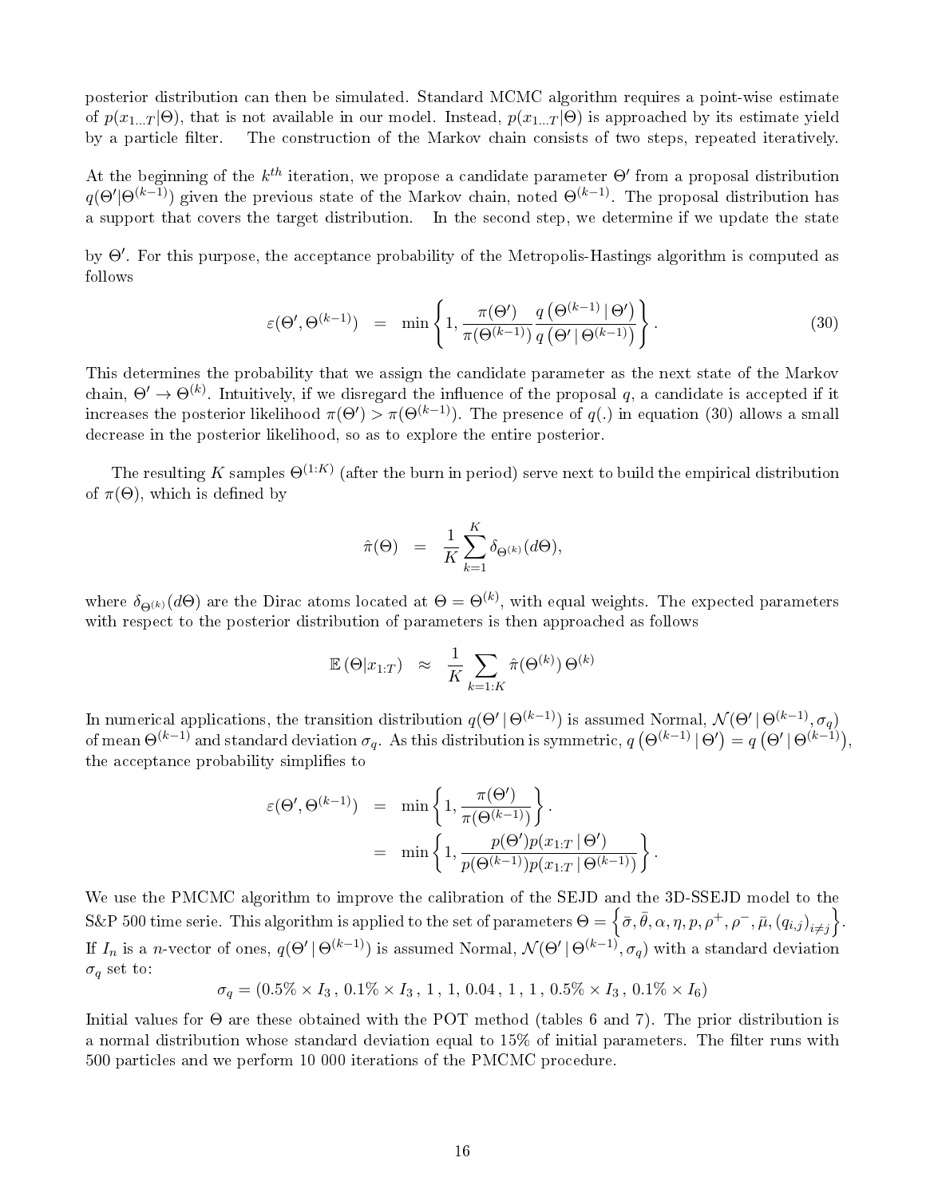posterior distribution can then be simulated. Standard MCMC algorithm requires a point-wise estimate of $p(x_{1...T}|\Theta)$, that is not available in our model. Instead, $p(x_{1...T}|\Theta)$ is approached by its estimate yield by a particle filter. The construction of the Markov chain consists of two steps, repeated iteratively.

At the beginning of the $k^{th}$ iteration, we propose a candidate parameter $\Theta'$ from a proposal distribution $q(\Theta'|\Theta^{(k-1)})$ given the previous state of the Markov chain, noted $\Theta^{(k-1)}$. The proposal distribution has a support that covers the target distribution. In the second step, we determine if we update the state by $\Theta'$. For this purpose, the acceptance probability of the Metropolis-Hastings algorithm is computed as follows

$$\varepsilon(\Theta', \Theta^{(k-1)}) = \min\left\{1, \frac{\pi(\Theta')}{\pi(\Theta^{(k-1)})} \frac{q\left(\Theta^{(k-1)} \mid \Theta'\right)}{q\left(\Theta' \mid \Theta^{(k-1)}\right)}\right\}. \tag{30}$$

This determines the probability that we assign the candidate parameter as the next state of the Markov chain, $\Theta' \to \Theta^{(k)}$. Intuitively, if we disregard the influence of the proposal $q$, a candidate is accepted if it increases the posterior likelihood $\pi(\Theta') > \pi(\Theta^{(k-1)})$. The presence of $q(.)$ in equation (30) allows a small decrease in the posterior likelihood, so as to explore the entire posterior.

The resulting $K$ samples $\Theta^{(1:K)}$ (after the burn in period) serve next to build the empirical distribution of $\pi(\Theta)$, which is defined by

$$\hat{\pi}(\Theta) = \frac{1}{K}\sum_{k=1}^{K} \delta_{\Theta^{(k)}}(d\Theta),$$

where $\delta_{\Theta^{(k)}}(d\Theta)$ are the Dirac atoms located at $\Theta = \Theta^{(k)}$, with equal weights. The expected parameters with respect to the posterior distribution of parameters is then approached as follows

$$\mathbb{E}\left(\Theta|x_{1:T}\right) \approx \frac{1}{K}\sum_{k=1:K} \hat{\pi}(\Theta^{(k)})\,\Theta^{(k)}$$

In numerical applications, the transition distribution $q(\Theta' \mid \Theta^{(k-1)})$ is assumed Normal, $\mathcal{N}(\Theta' \mid \Theta^{(k-1)}, \sigma_q)$ of mean $\Theta^{(k-1)}$ and standard deviation $\sigma_q$. As this distribution is symmetric, $q\left(\Theta^{(k-1)} \mid \Theta'\right) = q\left(\Theta' \mid \Theta^{(k-1)}\right)$, the acceptance probability simplifies to

$$\begin{aligned}
\varepsilon(\Theta', \Theta^{(k-1)}) &= \min\left\{1, \frac{\pi(\Theta')}{\pi(\Theta^{(k-1)})}\right\}. \\
&= \min\left\{1, \frac{p(\Theta')p(x_{1:T} \mid \Theta')}{p(\Theta^{(k-1)})p(x_{1:T} \mid \Theta^{(k-1)})}\right\}.
\end{aligned}$$

We use the PMCMC algorithm to improve the calibration of the SEJD and the 3D-SSEJD model to the S&P 500 time serie. This algorithm is applied to the set of parameters $\Theta = \left\{\bar{\sigma}, \bar{\theta}, \alpha, \eta, p, \rho^{+}, \rho^{-}, \bar{\mu}, (q_{i,j})_{i\neq j}\right\}$. If $I_n$ is a $n$-vector of ones, $q(\Theta' \mid \Theta^{(k-1)})$ is assumed Normal, $\mathcal{N}(\Theta' \mid \Theta^{(k-1)}, \sigma_q)$ with a standard deviation $\sigma_q$ set to:

$$\sigma_q = (0.5\% \times I_3\,,\, 0.1\% \times I_3\,,\, 1\,,\, 1,\, 0.04\,,\, 1\,,\, 1\,,\, 0.5\% \times I_3\,,\, 0.1\% \times I_6)$$

Initial values for $\Theta$ are these obtained with the POT method (tables 6 and 7). The prior distribution is a normal distribution whose standard deviation equal to 15% of initial parameters. The filter runs with 500 particles and we perform 10 000 iterations of the PMCMC procedure.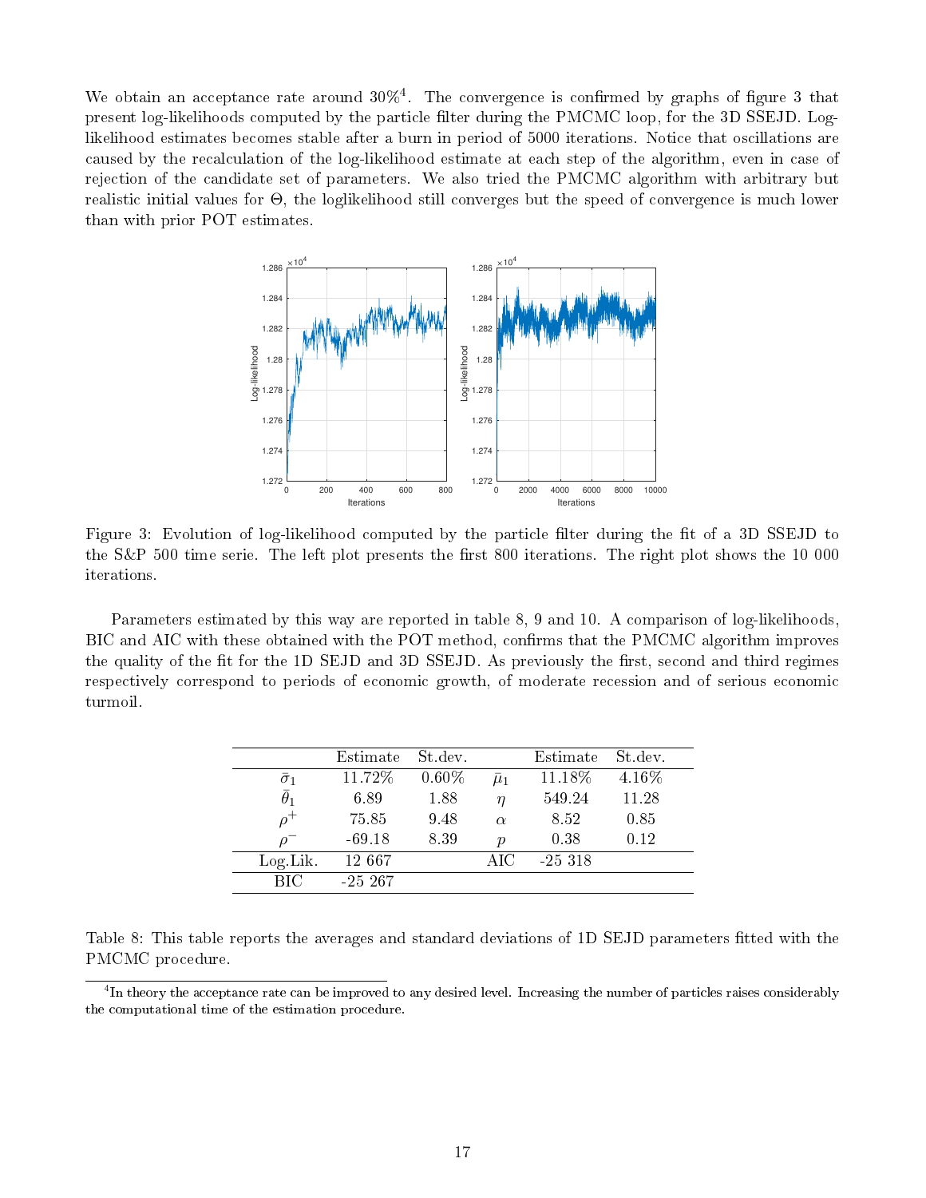We obtain an acceptance rate around 30%[4]. The convergence is confirmed by graphs of figure 3 that present log-likelihoods computed by the particle filter during the PMCMC loop, for the 3D SSEJD. Log-likelihood estimates becomes stable after a burn in period of 5000 iterations. Notice that oscillations are caused by the recalculation of the log-likelihood estimate at each step of the algorithm, even in case of rejection of the candidate set of parameters. We also tried the PMCMC algorithm with arbitrary but realistic initial values for $\Theta$, the loglikelihood still converges but the speed of convergence is much lower than with prior POT estimates.

Figure 3: Evolution of log-likelihood computed by the particle filter during the fit of a 3D SSEJD to the S&P 500 time serie. The left plot presents the first 800 iterations. The right plot shows the 10 000 iterations.

Parameters estimated by this way are reported in table 8, 9 and 10. A comparison of log-likelihoods, BIC and AIC with these obtained with the POT method, confirms that the PMCMC algorithm improves the quality of the fit for the 1D SEJD and 3D SSEJD. As previously the first, second and third regimes respectively correspond to periods of economic growth, of moderate recession and of serious economic turmoil.

| | Estimate | St.dev. | | Estimate | St.dev. |
|---|---|---|---|---|---|
| $\bar{\sigma}_1$ | 11.72% | 0.60% | $\bar{\mu}_1$ | 11.18% | 4.16% |
| $\bar{\theta}_1$ | 6.89 | 1.88 | $\eta$ | 549.24 | 11.28 |
| $\rho^+$ | 75.85 | 9.48 | $\alpha$ | 8.52 | 0.85 |
| $\rho^-$ | -69.18 | 8.39 | $p$ | 0.38 | 0.12 |
| Log.Lik. | 12 667 | | AIC | -25 318 | |
| BIC | -25 267 | | | | |

Table 8: This table reports the averages and standard deviations of 1D SEJD parameters fitted with the PMCMC procedure.

[4] In theory the acceptance rate can be improved to any desired level. Increasing the number of particles raises considerably the computational time of the estimation procedure.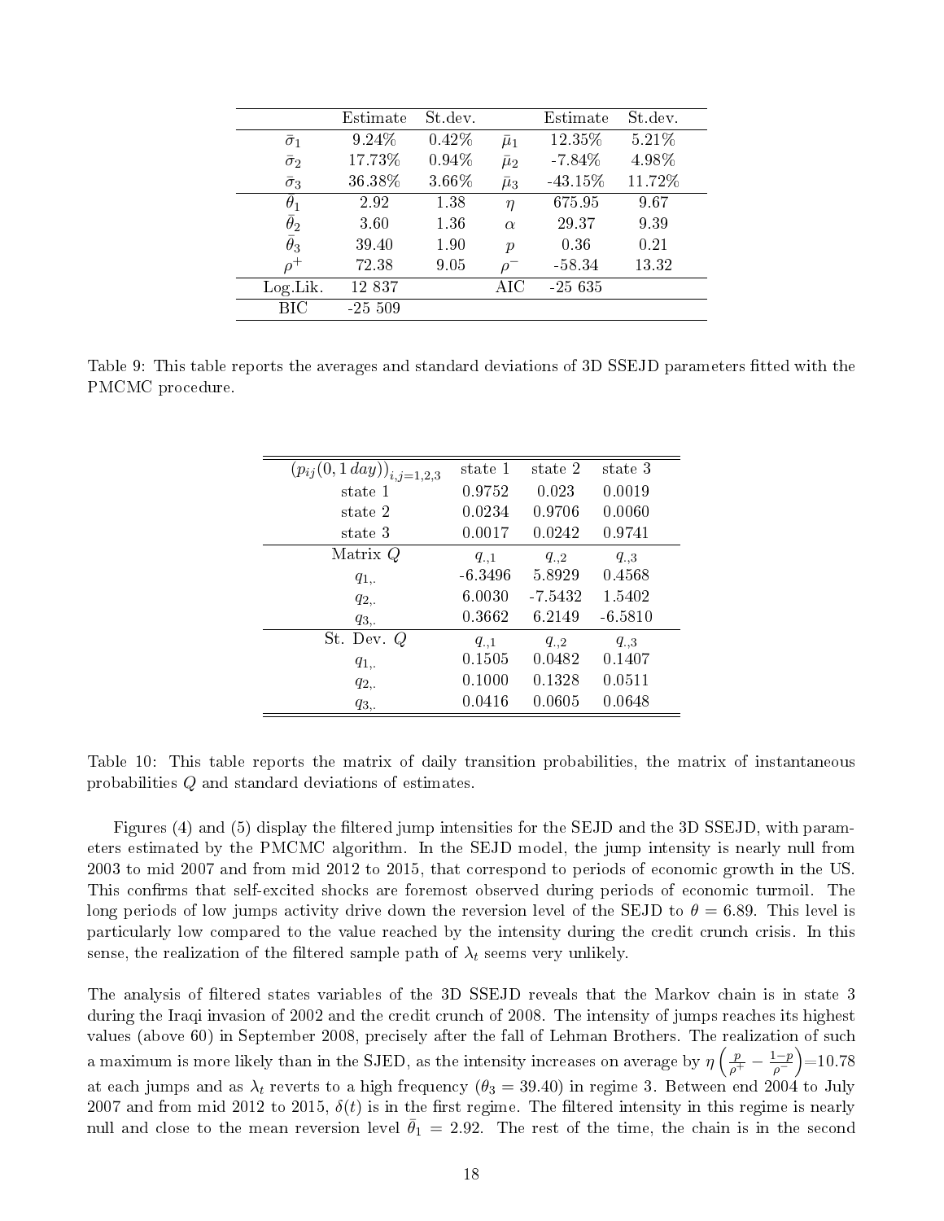| | Estimate | St.dev. | | Estimate | St.dev. |
|---|---|---|---|---|---|
| $\bar{\sigma}_1$ | 9.24% | 0.42% | $\bar{\mu}_1$ | 12.35% | 5.21% |
| $\bar{\sigma}_2$ | 17.73% | 0.94% | $\bar{\mu}_2$ | -7.84% | 4.98% |
| $\bar{\sigma}_3$ | 36.38% | 3.66% | $\bar{\mu}_3$ | -43.15% | 11.72% |
| $\theta_1$ | 2.92 | 1.38 | $\eta$ | 675.95 | 9.67 |
| $\bar{\theta}_2$ | 3.60 | 1.36 | $\alpha$ | 29.37 | 9.39 |
| $\bar{\theta}_3$ | 39.40 | 1.90 | $p$ | 0.36 | 0.21 |
| $\rho^+$ | 72.38 | 9.05 | $\rho^-$ | -58.34 | 13.32 |
| Log.Lik. | 12 837 | | AIC | -25 635 | |
| BIC | -25 509 | | | | |

Table 9: This table reports the averages and standard deviations of 3D SSEJD parameters fitted with the PMCMC procedure.

| $(p_{ij}(0, 1\,day))_{i,j=1,2,3}$ | state 1 | state 2 | state 3 |
|---|---|---|---|
| state 1 | 0.9752 | 0.023 | 0.0019 |
| state 2 | 0.0234 | 0.9706 | 0.0060 |
| state 3 | 0.0017 | 0.0242 | 0.9741 |
| Matrix $Q$ | $q_{.,1}$ | $q_{.,2}$ | $q_{.,3}$ |
| $q_{1,.}$ | -6.3496 | 5.8929 | 0.4568 |
| $q_{2,.}$ | 6.0030 | -7.5432 | 1.5402 |
| $q_{3,.}$ | 0.3662 | 6.2149 | -6.5810 |
| St. Dev. $Q$ | $q_{.,1}$ | $q_{.,2}$ | $q_{.,3}$ |
| $q_{1,.}$ | 0.1505 | 0.0482 | 0.1407 |
| $q_{2,.}$ | 0.1000 | 0.1328 | 0.0511 |
| $q_{3,.}$ | 0.0416 | 0.0605 | 0.0648 |

Table 10: This table reports the matrix of daily transition probabilities, the matrix of instantaneous probabilities $Q$ and standard deviations of estimates.

Figures (4) and (5) display the filtered jump intensities for the SEJD and the 3D SSEJD, with parameters estimated by the PMCMC algorithm. In the SEJD model, the jump intensity is nearly null from 2003 to mid 2007 and from mid 2012 to 2015, that correspond to periods of economic growth in the US. This confirms that self-excited shocks are foremost observed during periods of economic turmoil. The long periods of low jumps activity drive down the reversion level of the SEJD to $\theta = 6.89$. This level is particularly low compared to the value reached by the intensity during the credit crunch crisis. In this sense, the realization of the filtered sample path of $\lambda_t$ seems very unlikely.

The analysis of filtered states variables of the 3D SSEJD reveals that the Markov chain is in state 3 during the Iraqi invasion of 2002 and the credit crunch of 2008. The intensity of jumps reaches its highest values (above 60) in September 2008, precisely after the fall of Lehman Brothers. The realization of such a maximum is more likely than in the SJED, as the intensity increases on average by $\eta\left(\frac{p}{\rho^+} - \frac{1-p}{\rho^-}\right)$=10.78 at each jumps and as $\lambda_t$ reverts to a high frequency ($\theta_3 = 39.40$) in regime 3. Between end 2004 to July 2007 and from mid 2012 to 2015, $\delta(t)$ is in the first regime. The filtered intensity in this regime is nearly null and close to the mean reversion level $\bar{\theta}_1 = 2.92$. The rest of the time, the chain is in the second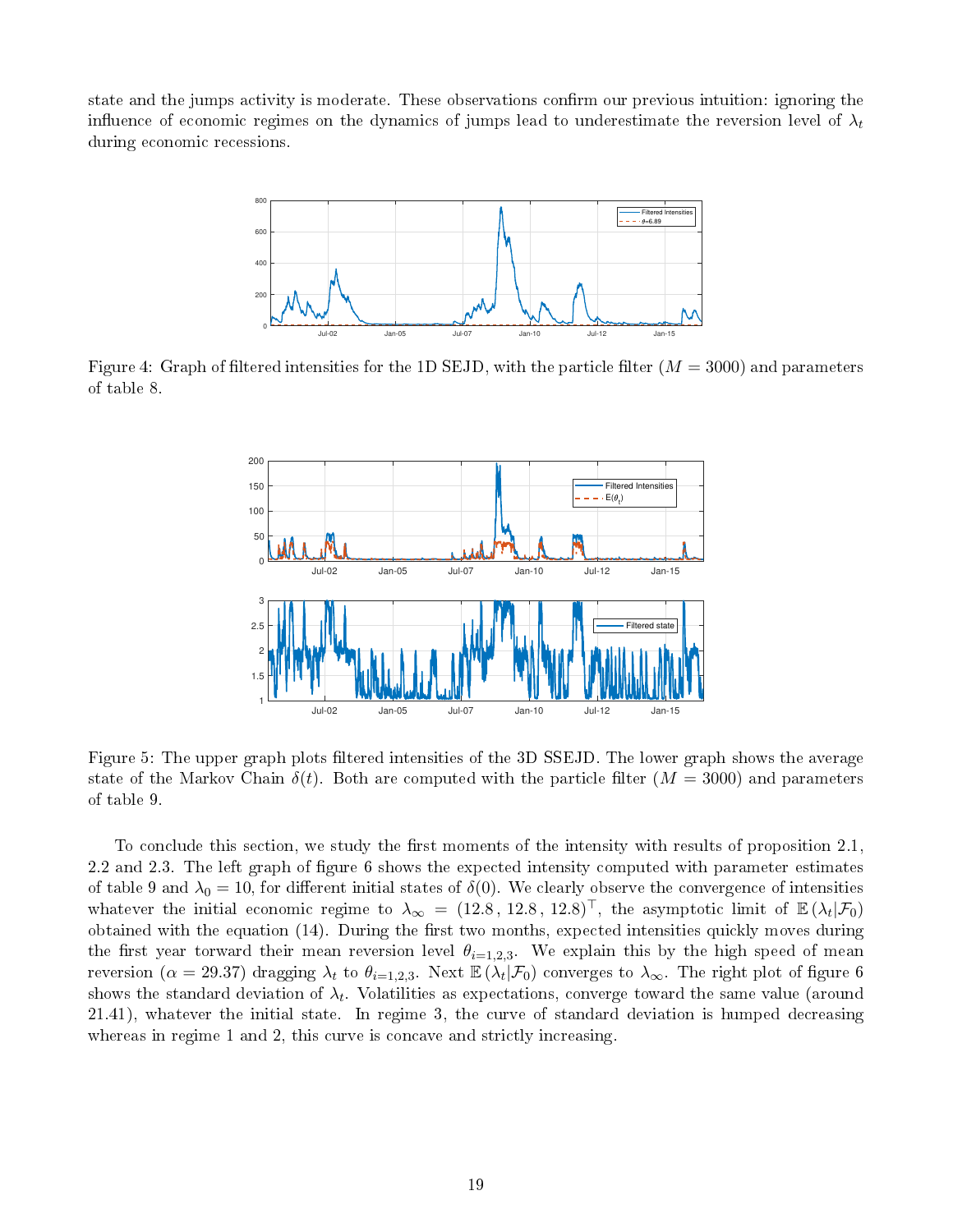state and the jumps activity is moderate. These observations confirm our previous intuition: ignoring the influence of economic regimes on the dynamics of jumps lead to underestimate the reversion level of $\lambda_t$ during economic recessions.

Figure 4: Graph of filtered intensities for the 1D SEJD, with the particle filter ($M = 3000$) and parameters of table 8.

Figure 5: The upper graph plots filtered intensities of the 3D SSEJD. The lower graph shows the average state of the Markov Chain $\delta(t)$. Both are computed with the particle filter ($M = 3000$) and parameters of table 9.

To conclude this section, we study the first moments of the intensity with results of proposition 2.1, 2.2 and 2.3. The left graph of figure 6 shows the expected intensity computed with parameter estimates of table 9 and $\lambda_0 = 10$, for different initial states of $\delta(0)$. We clearly observe the convergence of intensities whatever the initial economic regime to $\lambda_\infty = (12.8\,,\,12.8\,,\,12.8)^\top$, the asymptotic limit of $\mathbb{E}\left(\lambda_t|\mathcal{F}_0\right)$ obtained with the equation (14). During the first two months, expected intensities quickly moves during the first year torward their mean reversion level $\theta_{i=1,2,3}$. We explain this by the high speed of mean reversion ($\alpha = 29.37$) dragging $\lambda_t$ to $\theta_{i=1,2,3}$. Next $\mathbb{E}\left(\lambda_t|\mathcal{F}_0\right)$ converges to $\lambda_\infty$. The right plot of figure 6 shows the standard deviation of $\lambda_t$. Volatilities as expectations, converge toward the same value (around 21.41), whatever the initial state. In regime 3, the curve of standard deviation is humped decreasing whereas in regime 1 and 2, this curve is concave and strictly increasing.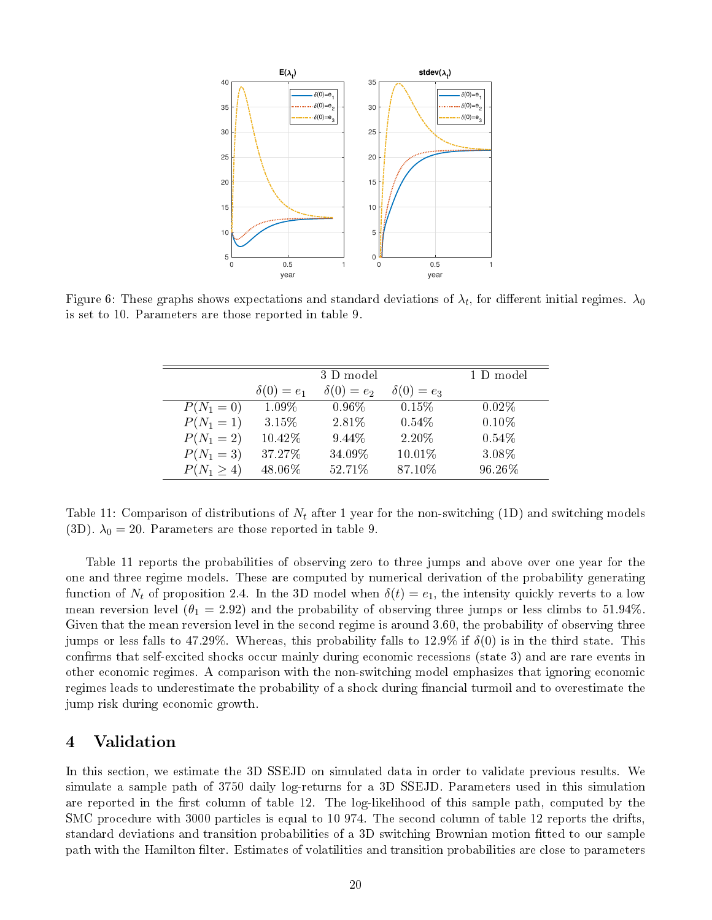Figure 6: These graphs shows expectations and standard deviations of $\lambda_t$, for different initial regimes. $\lambda_0$ is set to 10. Parameters are those reported in table 9.

| | 3 D model | | | 1 D model |
|---|---|---|---|---|
| | $\delta(0) = e_1$ | $\delta(0) = e_2$ | $\delta(0) = e_3$ | |
| $P(N_1 = 0)$ | 1.09% | 0.96% | 0.15% | 0.02% |
| $P(N_1 = 1)$ | 3.15% | 2.81% | 0.54% | 0.10% |
| $P(N_1 = 2)$ | 10.42% | 9.44% | 2.20% | 0.54% |
| $P(N_1 = 3)$ | 37.27% | 34.09% | 10.01% | 3.08% |
| $P(N_1 \geq 4)$ | 48.06% | 52.71% | 87.10% | 96.26% |

Table 11: Comparison of distributions of $N_t$ after 1 year for the non-switching (1D) and switching models (3D). $\lambda_0 = 20$. Parameters are those reported in table 9.

Table 11 reports the probabilities of observing zero to three jumps and above over one year for the one and three regime models. These are computed by numerical derivation of the probability generating function of $N_t$ of proposition 2.4. In the 3D model when $\delta(t) = e_1$, the intensity quickly reverts to a low mean reversion level ($\theta_1 = 2.92$) and the probability of observing three jumps or less climbs to 51.94%. Given that the mean reversion level in the second regime is around 3.60, the probability of observing three jumps or less falls to 47.29%. Whereas, this probability falls to 12.9% if $\delta(0)$ is in the third state. This confirms that self-excited shocks occur mainly during economic recessions (state 3) and are rare events in other economic regimes. A comparison with the non-switching model emphasizes that ignoring economic regimes leads to underestimate the probability of a shock during financial turmoil and to overestimate the jump risk during economic growth.

# 4 Validation

In this section, we estimate the 3D SSEJD on simulated data in order to validate previous results. We simulate a sample path of 3750 daily log-returns for a 3D SSEJD. Parameters used in this simulation are reported in the first column of table 12. The log-likelihood of this sample path, computed by the SMC procedure with 3000 particles is equal to 10 974. The second column of table 12 reports the drifts, standard deviations and transition probabilities of a 3D switching Brownian motion fitted to our sample path with the Hamilton filter. Estimates of volatilities and transition probabilities are close to parameters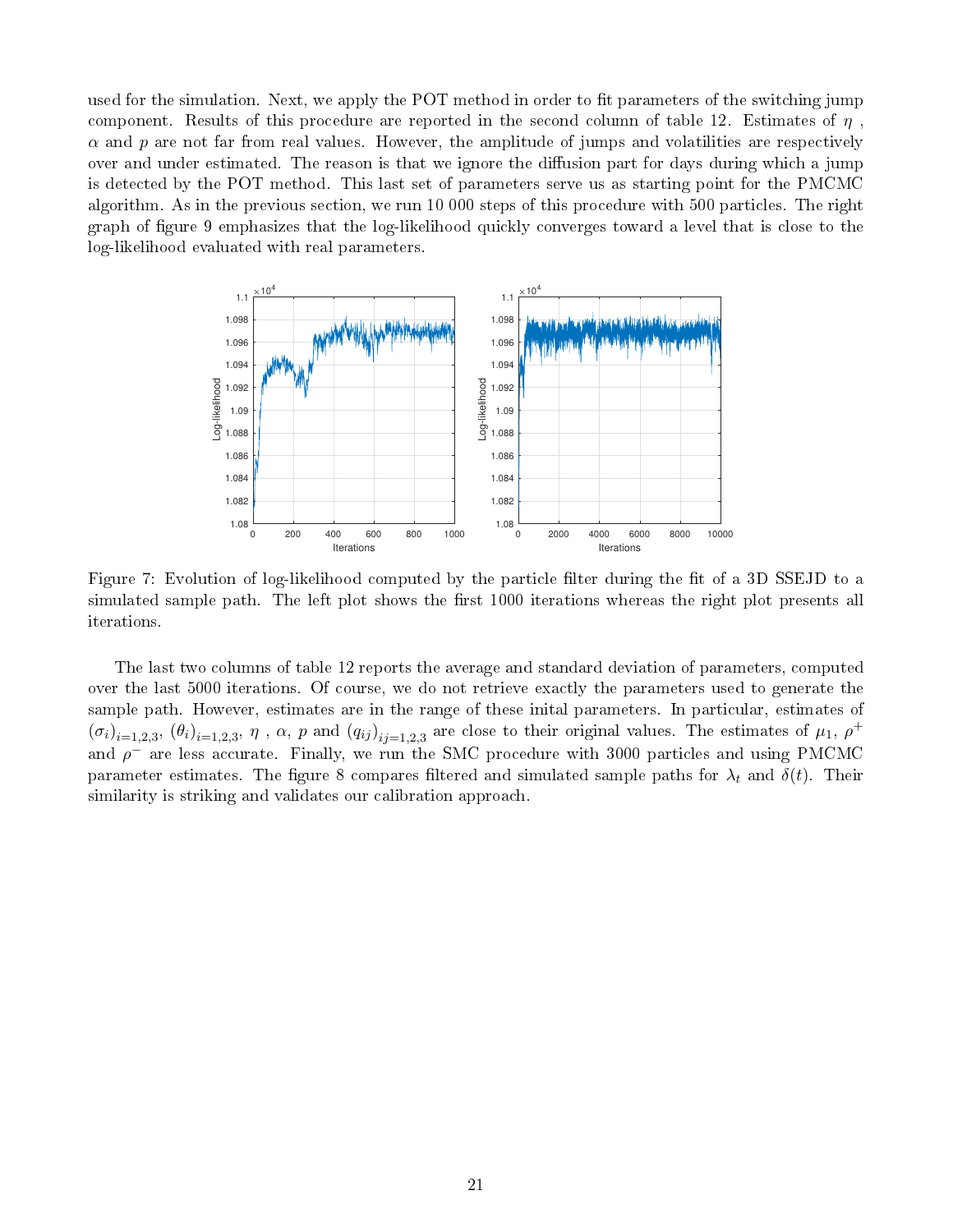used for the simulation. Next, we apply the POT method in order to fit parameters of the switching jump component. Results of this procedure are reported in the second column of table 12. Estimates of $\eta$ , $\alpha$ and $p$ are not far from real values. However, the amplitude of jumps and volatilities are respectively over and under estimated. The reason is that we ignore the diffusion part for days during which a jump is detected by the POT method. This last set of parameters serve us as starting point for the PMCMC algorithm. As in the previous section, we run 10 000 steps of this procedure with 500 particles. The right graph of figure 9 emphasizes that the log-likelihood quickly converges toward a level that is close to the log-likelihood evaluated with real parameters.

Figure 7: Evolution of log-likelihood computed by the particle filter during the fit of a 3D SSEJD to a simulated sample path. The left plot shows the first 1000 iterations whereas the right plot presents all iterations.

The last two columns of table 12 reports the average and standard deviation of parameters, computed over the last 5000 iterations. Of course, we do not retrieve exactly the parameters used to generate the sample path. However, estimates are in the range of these inital parameters. In particular, estimates of $(\sigma_i)_{i=1,2,3}$, $(\theta_i)_{i=1,2,3}$, $\eta$ , $\alpha$, $p$ and $(q_{ij})_{ij=1,2,3}$ are close to their original values. The estimates of $\mu_1$, $\rho^+$ and $\rho^-$ are less accurate. Finally, we run the SMC procedure with 3000 particles and using PMCMC parameter estimates. The figure 8 compares filtered and simulated sample paths for $\lambda_t$ and $\delta(t)$. Their similarity is striking and validates our calibration approach.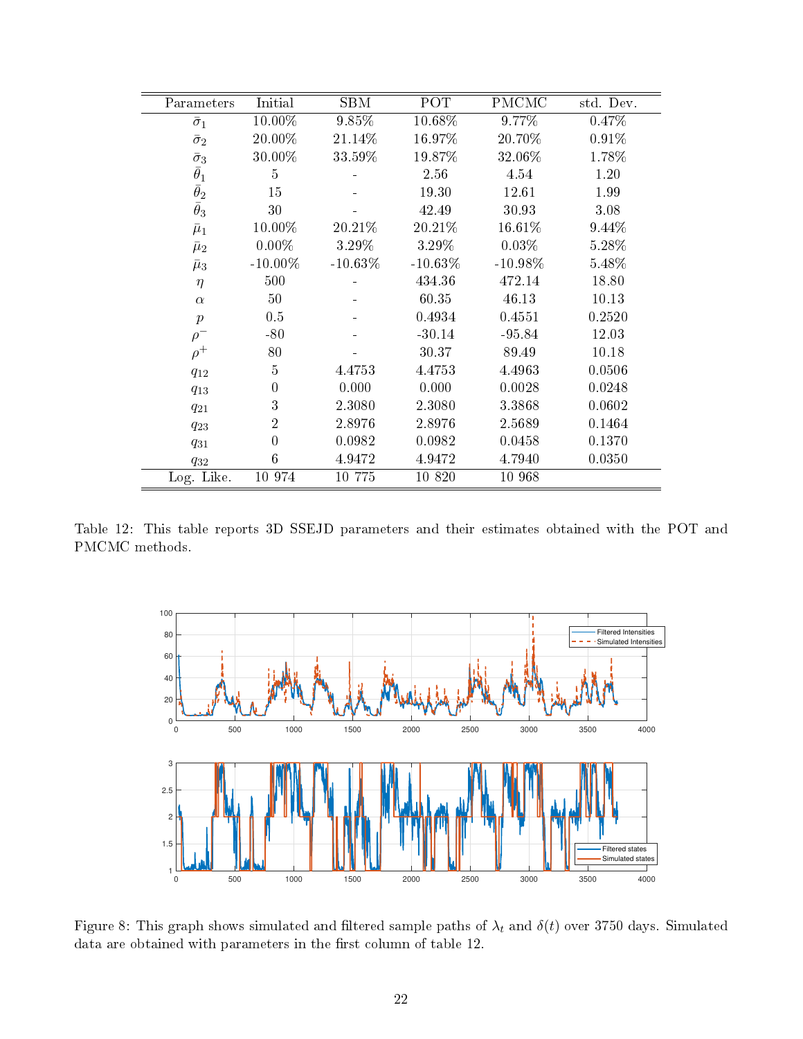| Parameters | Initial | SBM | POT | PMCMC | std. Dev. |
|---|---|---|---|---|---|
| $\bar{\sigma}_1$ | 10.00% | 9.85% | 10.68% | 9.77% | 0.47% |
| $\bar{\sigma}_2$ | 20.00% | 21.14% | 16.97% | 20.70% | 0.91% |
| $\bar{\sigma}_3$ | 30.00% | 33.59% | 19.87% | 32.06% | 1.78% |
| $\bar{\theta}_1$ | 5 | - | 2.56 | 4.54 | 1.20 |
| $\bar{\theta}_2$ | 15 | - | 19.30 | 12.61 | 1.99 |
| $\bar{\theta}_3$ | 30 | - | 42.49 | 30.93 | 3.08 |
| $\bar{\mu}_1$ | 10.00% | 20.21% | 20.21% | 16.61% | 9.44% |
| $\bar{\mu}_2$ | 0.00% | 3.29% | 3.29% | 0.03% | 5.28% |
| $\bar{\mu}_3$ | -10.00% | -10.63% | -10.63% | -10.98% | 5.48% |
| $\eta$ | 500 | - | 434.36 | 472.14 | 18.80 |
| $\alpha$ | 50 | - | 60.35 | 46.13 | 10.13 |
| $p$ | 0.5 | - | 0.4934 | 0.4551 | 0.2520 |
| $\rho^-$ | -80 | - | -30.14 | -95.84 | 12.03 |
| $\rho^+$ | 80 | - | 30.37 | 89.49 | 10.18 |
| $q_{12}$ | 5 | 4.4753 | 4.4753 | 4.4963 | 0.0506 |
| $q_{13}$ | 0 | 0.000 | 0.000 | 0.0028 | 0.0248 |
| $q_{21}$ | 3 | 2.3080 | 2.3080 | 3.3868 | 0.0602 |
| $q_{23}$ | 2 | 2.8976 | 2.8976 | 2.5689 | 0.1464 |
| $q_{31}$ | 0 | 0.0982 | 0.0982 | 0.0458 | 0.1370 |
| $q_{32}$ | 6 | 4.9472 | 4.9472 | 4.7940 | 0.0350 |
| Log. Like. | 10 974 | 10 775 | 10 820 | 10 968 | |

Table 12: This table reports 3D SSEJD parameters and their estimates obtained with the POT and PMCMC methods.

Figure 8: This graph shows simulated and filtered sample paths of $\lambda_t$ and $\delta(t)$ over 3750 days. Simulated data are obtained with parameters in the first column of table 12.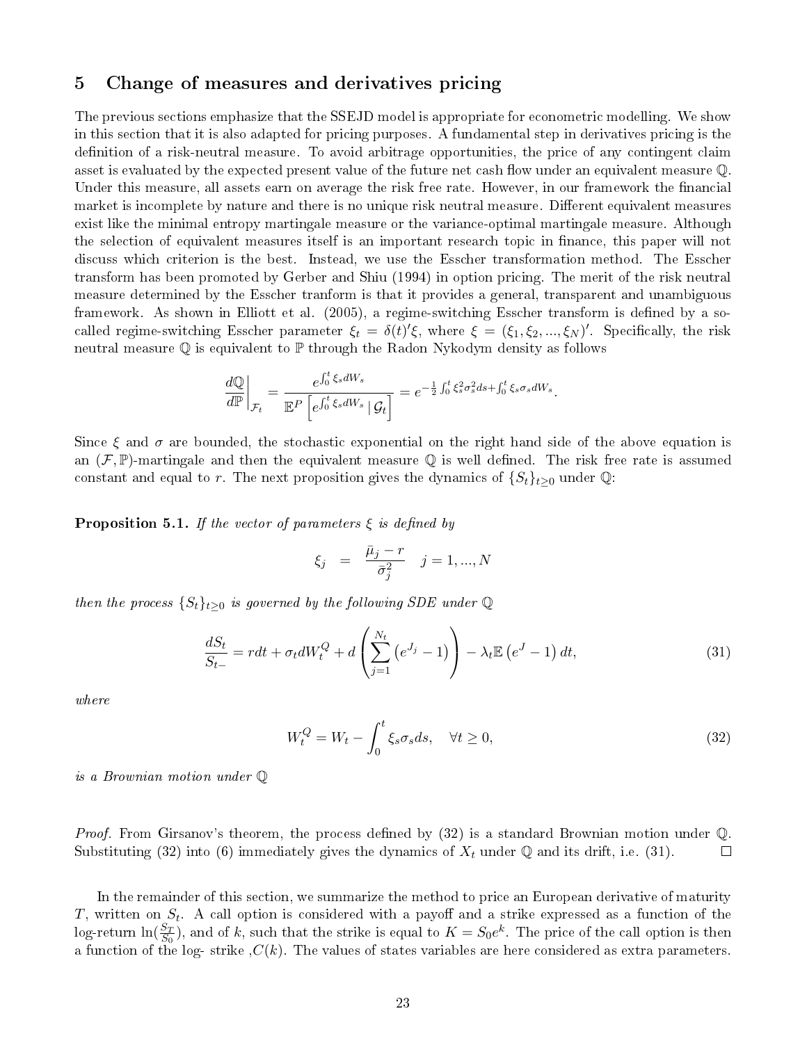## 5 Change of measures and derivatives pricing

The previous sections emphasize that the SSEJD model is appropriate for econometric modelling. We show in this section that it is also adapted for pricing purposes. A fundamental step in derivatives pricing is the definition of a risk-neutral measure. To avoid arbitrage opportunities, the price of any contingent claim asset is evaluated by the expected present value of the future net cash flow under an equivalent measure $\mathbb{Q}$. Under this measure, all assets earn on average the risk free rate. However, in our framework the financial market is incomplete by nature and there is no unique risk neutral measure. Different equivalent measures exist like the minimal entropy martingale measure or the variance-optimal martingale measure. Although the selection of equivalent measures itself is an important research topic in finance, this paper will not discuss which criterion is the best. Instead, we use the Esscher transformation method. The Esscher transform has been promoted by Gerber and Shiu (1994) in option pricing. The merit of the risk neutral measure determined by the Esscher tranform is that it provides a general, transparent and unambiguous framework. As shown in Elliott et al. (2005), a regime-switching Esscher transform is defined by a so-called regime-switching Esscher parameter $\xi_t = \delta(t)'\xi$, where $\xi = (\xi_1, \xi_2, ..., \xi_N)'$. Specifically, the risk neutral measure $\mathbb{Q}$ is equivalent to $\mathbb{P}$ through the Radon Nykodym density as follows

$$\left.\frac{d\mathbb{Q}}{d\mathbb{P}}\right|_{\mathcal{F}_t} = \frac{e^{\int_0^t \xi_s dW_s}}{\mathbb{E}^P\left[e^{\int_0^t \xi_s dW_s} \mid \mathcal{G}_t\right]} = e^{-\frac{1}{2}\int_0^t \xi_s^2 \sigma_s^2 ds + \int_0^t \xi_s \sigma_s dW_s}.$$

Since $\xi$ and $\sigma$ are bounded, the stochastic exponential on the right hand side of the above equation is an $(\mathcal{F}, \mathbb{P})$-martingale and then the equivalent measure $\mathbb{Q}$ is well defined. The risk free rate is assumed constant and equal to $r$. The next proposition gives the dynamics of $\{S_t\}_{t\geq 0}$ under $\mathbb{Q}$:

**Proposition 5.1.** *If the vector of parameters $\xi$ is defined by*

$$\xi_j = \frac{\bar{\mu}_j - r}{\bar{\sigma}_j^2} \quad j = 1, ..., N$$

*then the process $\{S_t\}_{t\geq 0}$ is governed by the following SDE under $\mathbb{Q}$*

$$\frac{dS_t}{S_{t-}} = rdt + \sigma_t dW_t^Q + d\left(\sum_{j=1}^{N_t}\left(e^{J_j} - 1\right)\right) - \lambda_t \mathbb{E}\left(e^J - 1\right) dt, \tag{31}$$

*where*

$$W_t^Q = W_t - \int_0^t \xi_s \sigma_s ds, \quad \forall t \geq 0, \tag{32}$$

*is a Brownian motion under $\mathbb{Q}$*

*Proof.* From Girsanov's theorem, the process defined by (32) is a standard Brownian motion under $\mathbb{Q}$. Substituting (32) into (6) immediately gives the dynamics of $X_t$ under $\mathbb{Q}$ and its drift, i.e. (31). $\square$

In the remainder of this section, we summarize the method to price an European derivative of maturity $T$, written on $S_t$. A call option is considered with a payoff and a strike expressed as a function of the log-return $\ln(\frac{S_T}{S_0})$, and of $k$, such that the strike is equal to $K = S_0 e^k$. The price of the call option is then a function of the log- strike ,$C(k)$. The values of states variables are here considered as extra parameters.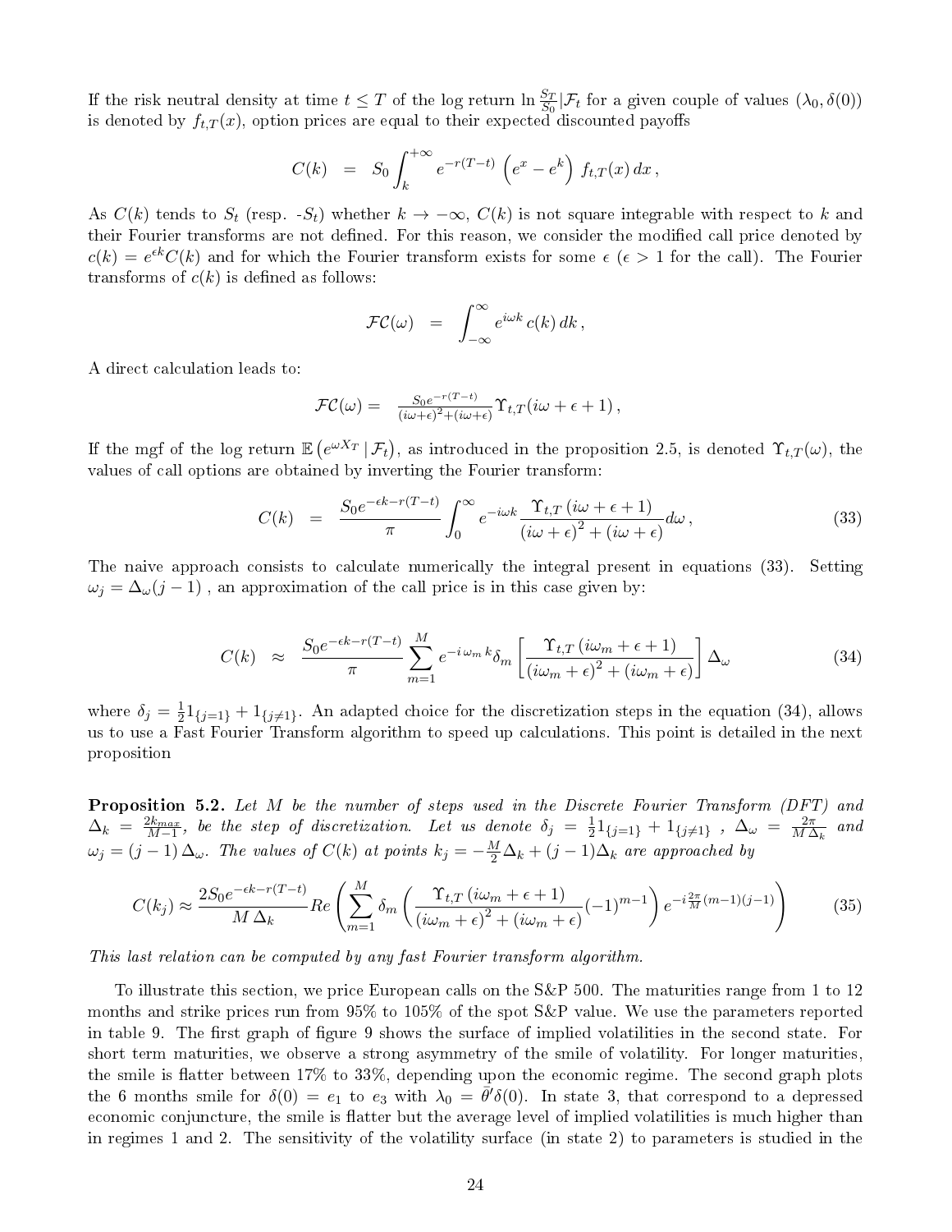If the risk neutral density at time $t \leq T$ of the log return $\ln \frac{S_T}{S_0} | \mathcal{F}_t$ for a given couple of values $(\lambda_0, \delta(0))$ is denoted by $f_{t,T}(x)$, option prices are equal to their expected discounted payoffs

$$C(k) = S_0 \int_k^{+\infty} e^{-r(T-t)} \left( e^x - e^k \right) f_{t,T}(x) \, dx \,,$$

As $C(k)$ tends to $S_t$ (resp. $-S_t$) whether $k \to -\infty$, $C(k)$ is not square integrable with respect to $k$ and their Fourier transforms are not defined. For this reason, we consider the modified call price denoted by $c(k) = e^{\epsilon k} C(k)$ and for which the Fourier transform exists for some $\epsilon$ ($\epsilon > 1$ for the call). The Fourier transforms of $c(k)$ is defined as follows:

$$\mathcal{FC}(\omega) = \int_{-\infty}^{\infty} e^{i\omega k} \, c(k) \, dk \,,$$

A direct calculation leads to:

$$\mathcal{FC}(\omega) = \frac{S_0 e^{-r(T-t)}}{(i\omega+\epsilon)^2 + (i\omega+\epsilon)} \Upsilon_{t,T}(i\omega + \epsilon + 1) \,,$$

If the mgf of the log return $\mathbb{E}\left(e^{\omega X_T} \,|\, \mathcal{F}_t\right)$, as introduced in the proposition 2.5, is denoted $\Upsilon_{t,T}(\omega)$, the values of call options are obtained by inverting the Fourier transform:

$$C(k) = \frac{S_0 e^{-\epsilon k - r(T-t)}}{\pi} \int_0^{\infty} e^{-i\omega k} \frac{\Upsilon_{t,T}\left(i\omega + \epsilon + 1\right)}{\left(i\omega + \epsilon\right)^2 + \left(i\omega + \epsilon\right)} d\omega \,, \tag{33}$$

The naive approach consists to calculate numerically the integral present in equations (33). Setting $\omega_j = \Delta_\omega (j-1)$ , an approximation of the call price is in this case given by:

$$C(k) \approx \frac{S_0 e^{-\epsilon k - r(T-t)}}{\pi} \sum_{m=1}^{M} e^{-i\,\omega_m\,k} \delta_m \left[ \frac{\Upsilon_{t,T}\left(i\omega_m + \epsilon + 1\right)}{\left(i\omega_m + \epsilon\right)^2 + \left(i\omega_m + \epsilon\right)} \right] \Delta_\omega \tag{34}$$

where $\delta_j = \frac{1}{2} 1_{\{j=1\}} + 1_{\{j \neq 1\}}$. An adapted choice for the discretization steps in the equation (34), allows us to use a Fast Fourier Transform algorithm to speed up calculations. This point is detailed in the next proposition

**Proposition 5.2.** *Let $M$ be the number of steps used in the Discrete Fourier Transform (DFT) and $\Delta_k = \frac{2k_{max}}{M-1}$, be the step of discretization. Let us denote $\delta_j = \frac{1}{2} 1_{\{j=1\}} + 1_{\{j \neq 1\}}$ , $\Delta_\omega = \frac{2\pi}{M\,\Delta_k}$ and $\omega_j = (j-1)\,\Delta_\omega$. The values of $C(k)$ at points $k_j = -\frac{M}{2}\Delta_k + (j-1)\Delta_k$ are approached by*

$$C(k_j) \approx \frac{2 S_0 e^{-\epsilon k - r(T-t)}}{M\,\Delta_k} Re\left( \sum_{m=1}^{M} \delta_m \left( \frac{\Upsilon_{t,T}\left(i\omega_m + \epsilon + 1\right)}{\left(i\omega_m + \epsilon\right)^2 + \left(i\omega_m + \epsilon\right)} (-1)^{m-1} \right) e^{-i\frac{2\pi}{M}(m-1)(j-1)} \right) \tag{35}$$

*This last relation can be computed by any fast Fourier transform algorithm.*

To illustrate this section, we price European calls on the S&P 500. The maturities range from 1 to 12 months and strike prices run from 95% to 105% of the spot S&P value. We use the parameters reported in table 9. The first graph of figure 9 shows the surface of implied volatilities in the second state. For short term maturities, we observe a strong asymmetry of the smile of volatility. For longer maturities, the smile is flatter between 17% to 33%, depending upon the economic regime. The second graph plots the 6 months smile for $\delta(0) = e_1$ to $e_3$ with $\lambda_0 = \bar{\theta}'\delta(0)$. In state 3, that correspond to a depressed economic conjuncture, the smile is flatter but the average level of implied volatilities is much higher than in regimes 1 and 2. The sensitivity of the volatility surface (in state 2) to parameters is studied in the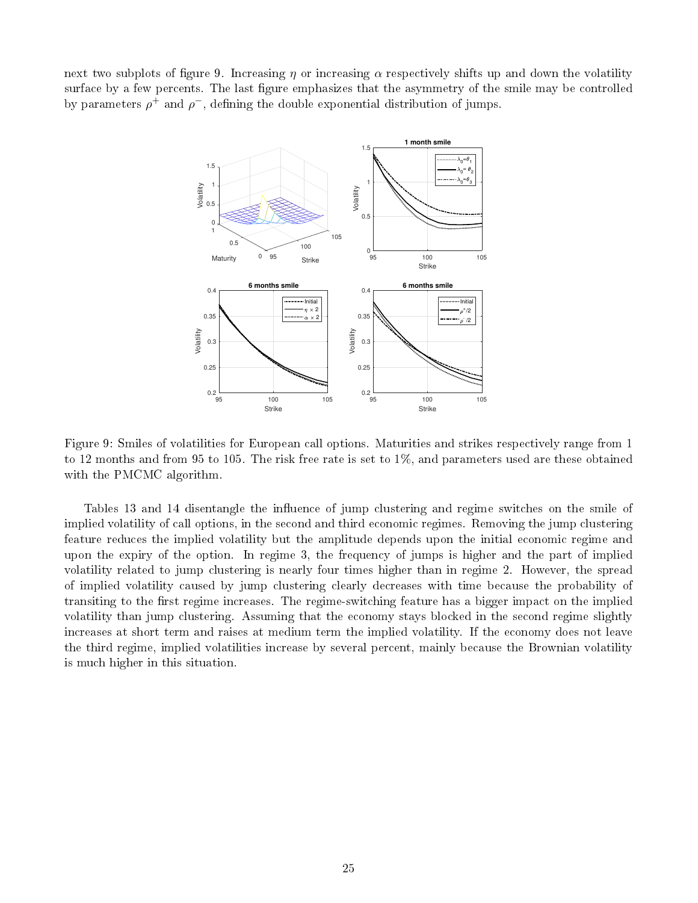next two subplots of figure 9. Increasing $\eta$ or increasing $\alpha$ respectively shifts up and down the volatility surface by a few percents. The last figure emphasizes that the asymmetry of the smile may be controlled by parameters $\rho^+$ and $\rho^-$, defining the double exponential distribution of jumps.

Figure 9: Smiles of volatilities for European call options. Maturities and strikes respectively range from 1 to 12 months and from 95 to 105. The risk free rate is set to 1%, and parameters used are these obtained with the PMCMC algorithm.

Tables 13 and 14 disentangle the influence of jump clustering and regime switches on the smile of implied volatility of call options, in the second and third economic regimes. Removing the jump clustering feature reduces the implied volatility but the amplitude depends upon the initial economic regime and upon the expiry of the option. In regime 3, the frequency of jumps is higher and the part of implied volatility related to jump clustering is nearly four times higher than in regime 2. However, the spread of implied volatility caused by jump clustering clearly decreases with time because the probability of transiting to the first regime increases. The regime-switching feature has a bigger impact on the implied volatility than jump clustering. Assuming that the economy stays blocked in the second regime slightly increases at short term and raises at medium term the implied volatility. If the economy does not leave the third regime, implied volatilities increase by several percent, mainly because the Brownian volatility is much higher in this situation.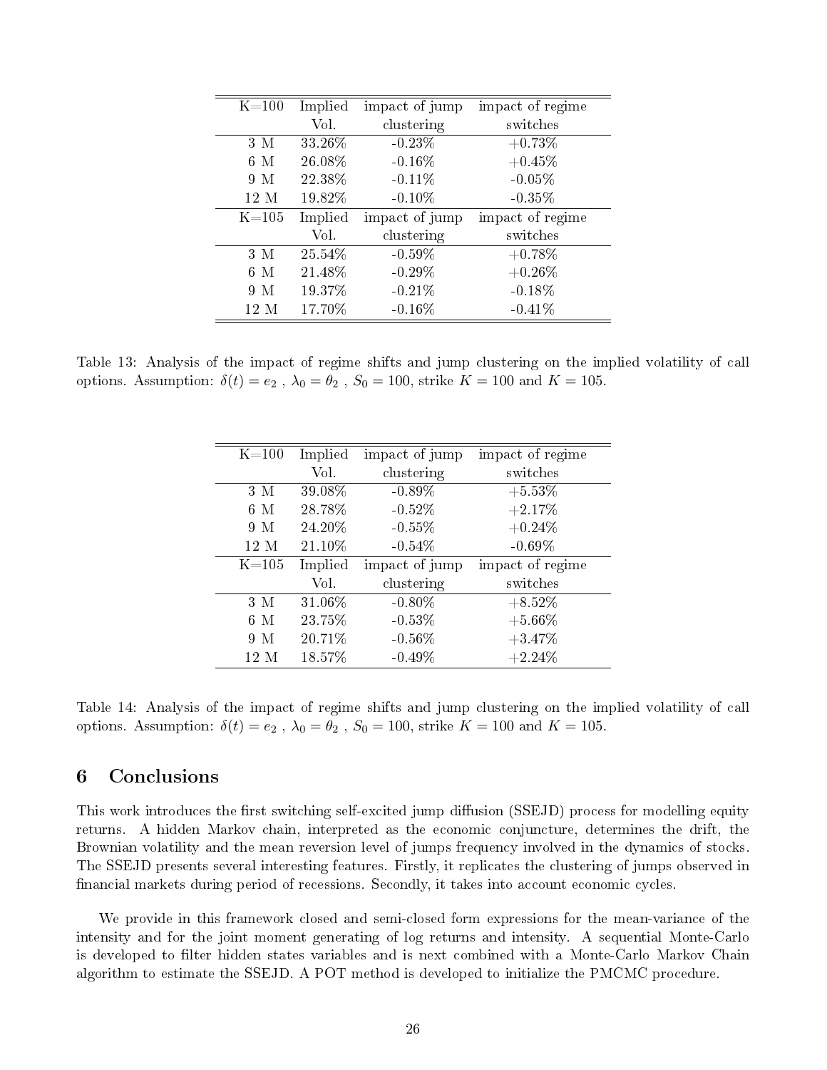| K=100 | Implied Vol. | impact of jump clustering | impact of regime switches |
|---|---|---|---|
| 3 M | 33.26% | -0.23% | +0.73% |
| 6 M | 26.08% | -0.16% | +0.45% |
| 9 M | 22.38% | -0.11% | -0.05% |
| 12 M | 19.82% | -0.10% | -0.35% |
| K=105 | Implied Vol. | impact of jump clustering | impact of regime switches |
| 3 M | 25.54% | -0.59% | +0.78% |
| 6 M | 21.48% | -0.29% | +0.26% |
| 9 M | 19.37% | -0.21% | -0.18% |
| 12 M | 17.70% | -0.16% | -0.41% |

Table 13: Analysis of the impact of regime shifts and jump clustering on the implied volatility of call options. Assumption: $\delta(t) = e_2$ , $\lambda_0 = \theta_2$ , $S_0 = 100$, strike $K = 100$ and $K = 105$.

| K=100 | Implied Vol. | impact of jump clustering | impact of regime switches |
|---|---|---|---|
| 3 M | 39.08% | -0.89% | +5.53% |
| 6 M | 28.78% | -0.52% | +2.17% |
| 9 M | 24.20% | -0.55% | +0.24% |
| 12 M | 21.10% | -0.54% | -0.69% |
| K=105 | Implied Vol. | impact of jump clustering | impact of regime switches |
| 3 M | 31.06% | -0.80% | +8.52% |
| 6 M | 23.75% | -0.53% | +5.66% |
| 9 M | 20.71% | -0.56% | +3.47% |
| 12 M | 18.57% | -0.49% | +2.24% |

Table 14: Analysis of the impact of regime shifts and jump clustering on the implied volatility of call options. Assumption: $\delta(t) = e_2$ , $\lambda_0 = \theta_2$ , $S_0 = 100$, strike $K = 100$ and $K = 105$.

## 6 Conclusions

This work introduces the first switching self-excited jump diffusion (SSEJD) process for modelling equity returns. A hidden Markov chain, interpreted as the economic conjuncture, determines the drift, the Brownian volatility and the mean reversion level of jumps frequency involved in the dynamics of stocks. The SSEJD presents several interesting features. Firstly, it replicates the clustering of jumps observed in financial markets during period of recessions. Secondly, it takes into account economic cycles.

We provide in this framework closed and semi-closed form expressions for the mean-variance of the intensity and for the joint moment generating of log returns and intensity. A sequential Monte-Carlo is developed to filter hidden states variables and is next combined with a Monte-Carlo Markov Chain algorithm to estimate the SSEJD. A POT method is developed to initialize the PMCMC procedure.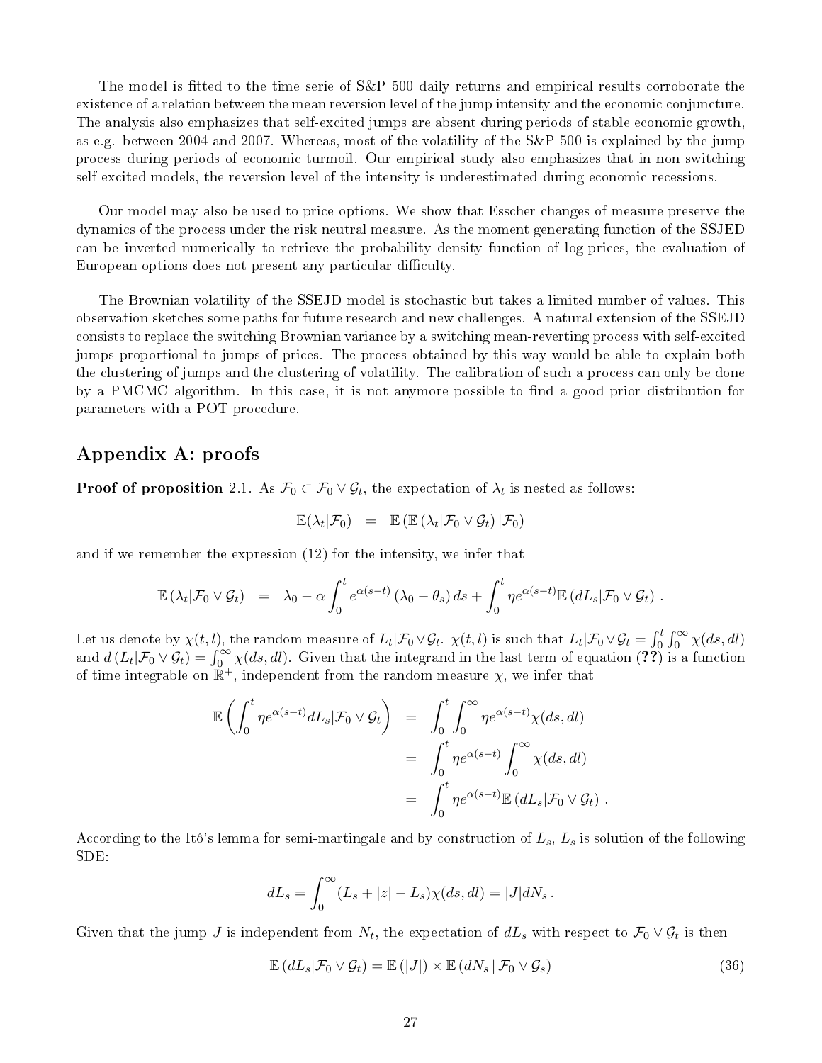The model is fitted to the time serie of S&P 500 daily returns and empirical results corroborate the existence of a relation between the mean reversion level of the jump intensity and the economic conjuncture. The analysis also emphasizes that self-excited jumps are absent during periods of stable economic growth, as e.g. between 2004 and 2007. Whereas, most of the volatility of the S&P 500 is explained by the jump process during periods of economic turmoil. Our empirical study also emphasizes that in non switching self excited models, the reversion level of the intensity is underestimated during economic recessions.

Our model may also be used to price options. We show that Esscher changes of measure preserve the dynamics of the process under the risk neutral measure. As the moment generating function of the SSJED can be inverted numerically to retrieve the probability density function of log-prices, the evaluation of European options does not present any particular difficulty.

The Brownian volatility of the SSEJD model is stochastic but takes a limited number of values. This observation sketches some paths for future research and new challenges. A natural extension of the SSEJD consists to replace the switching Brownian variance by a switching mean-reverting process with self-excited jumps proportional to jumps of prices. The process obtained by this way would be able to explain both the clustering of jumps and the clustering of volatility. The calibration of such a process can only be done by a PMCMC algorithm. In this case, it is not anymore possible to find a good prior distribution for parameters with a POT procedure.

## Appendix A: proofs

**Proof of proposition** 2.1. As $\mathcal{F}_0 \subset \mathcal{F}_0 \vee \mathcal{G}_t$, the expectation of $\lambda_t$ is nested as follows:

$$\mathbb{E}(\lambda_t|\mathcal{F}_0) \;\;=\;\; \mathbb{E}\left(\mathbb{E}\left(\lambda_t|\mathcal{F}_0 \vee \mathcal{G}_t\right)|\mathcal{F}_0\right)$$

and if we remember the expression (12) for the intensity, we infer that

$$\mathbb{E}\left(\lambda_t|\mathcal{F}_0 \vee \mathcal{G}_t\right) \;\;=\;\; \lambda_0 - \alpha \int_0^t e^{\alpha(s-t)}\left(\lambda_0 - \theta_s\right) ds + \int_0^t \eta e^{\alpha(s-t)} \mathbb{E}\left(dL_s|\mathcal{F}_0 \vee \mathcal{G}_t\right) .$$

Let us denote by $\chi(t,l)$, the random measure of $L_t|\mathcal{F}_0 \vee \mathcal{G}_t$. $\chi(t,l)$ is such that $L_t|\mathcal{F}_0 \vee \mathcal{G}_t = \int_0^t \int_0^\infty \chi(ds, dl)$ and $d\left(L_t|\mathcal{F}_0 \vee \mathcal{G}_t\right) = \int_0^\infty \chi(ds, dl)$. Given that the integrand in the last term of equation (**??**) is a function of time integrable on $\mathbb{R}^+$, independent from the random measure $\chi$, we infer that

$$\begin{aligned}
\mathbb{E}\left(\int_0^t \eta e^{\alpha(s-t)} dL_s|\mathcal{F}_0 \vee \mathcal{G}_t\right) &= \int_0^t \int_0^\infty \eta e^{\alpha(s-t)} \chi(ds, dl) \\
&= \int_0^t \eta e^{\alpha(s-t)} \int_0^\infty \chi(ds, dl) \\
&= \int_0^t \eta e^{\alpha(s-t)} \mathbb{E}\left(dL_s|\mathcal{F}_0 \vee \mathcal{G}_t\right) .
\end{aligned}$$

According to the Itô's lemma for semi-martingale and by construction of $L_s$, $L_s$ is solution of the following SDE:

$$dL_s = \int_0^\infty (L_s + |z| - L_s)\chi(ds, dl) = |J| dN_s \,.$$

Given that the jump $J$ is independent from $N_t$, the expectation of $dL_s$ with respect to $\mathcal{F}_0 \vee \mathcal{G}_t$ is then

$$\mathbb{E}\left(dL_s|\mathcal{F}_0 \vee \mathcal{G}_t\right) = \mathbb{E}\left(|J|\right) \times \mathbb{E}\left(dN_s \,|\, \mathcal{F}_0 \vee \mathcal{G}_s\right) \tag{36}$$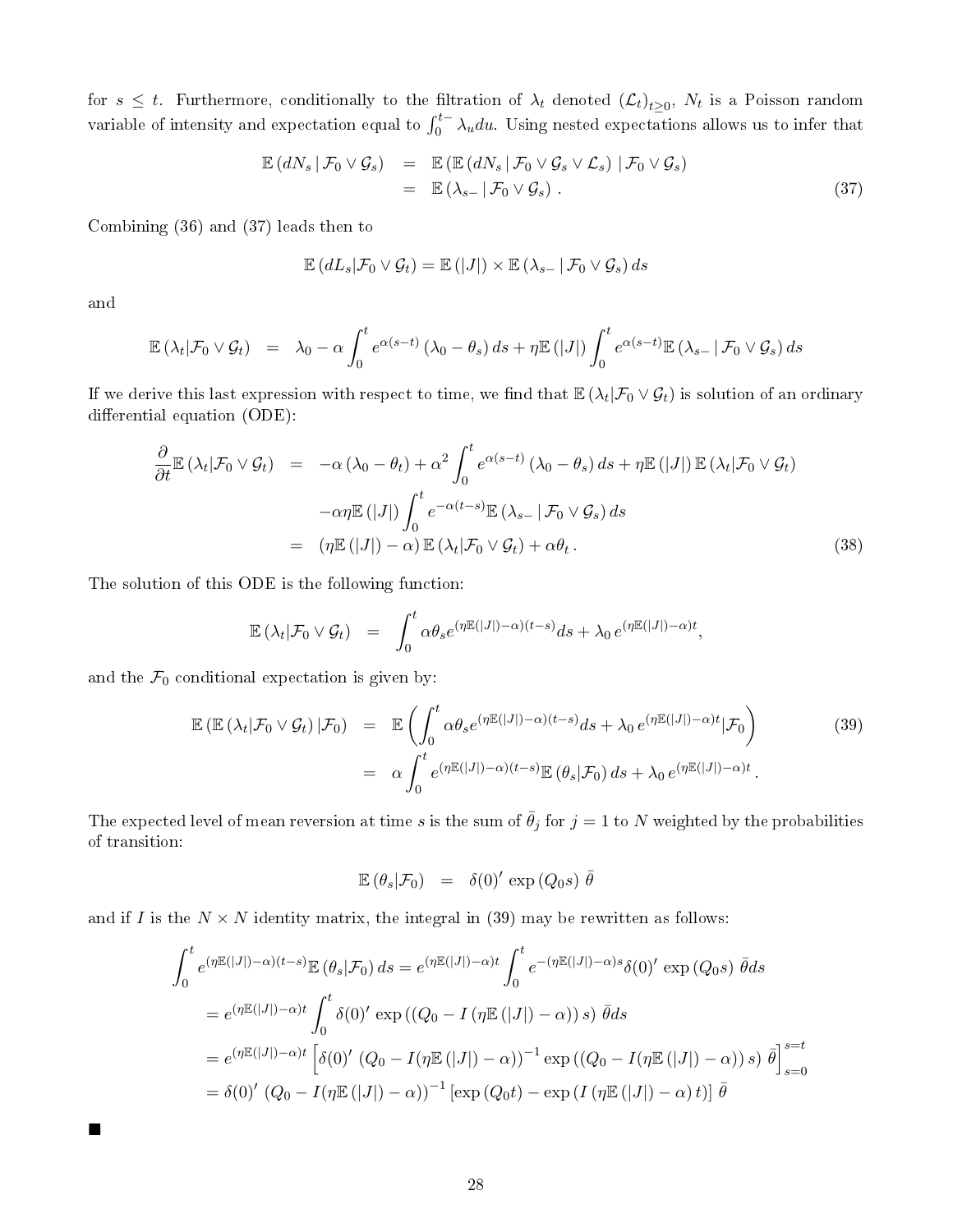for $s \leq t$. Furthermore, conditionally to the filtration of $\lambda_t$ denoted $(\mathcal{L}_t)_{t\geq 0}$, $N_t$ is a Poisson random variable of intensity and expectation equal to $\int_0^{t-} \lambda_u du$. Using nested expectations allows us to infer that

$$
\begin{aligned}
\mathbb{E}\left(dN_s \,|\, \mathcal{F}_0 \vee \mathcal{G}_s\right) &= \mathbb{E}\left(\mathbb{E}\left(dN_s \,|\, \mathcal{F}_0 \vee \mathcal{G}_s \vee \mathcal{L}_s\right) \,|\, \mathcal{F}_0 \vee \mathcal{G}_s\right) \\
&= \mathbb{E}\left(\lambda_{s-} \,|\, \mathcal{F}_0 \vee \mathcal{G}_s\right) . \qquad (37)
\end{aligned}
$$

Combining (36) and (37) leads then to

$$
\mathbb{E}\left(dL_s | \mathcal{F}_0 \vee \mathcal{G}_t\right) = \mathbb{E}\left(|J|\right) \times \mathbb{E}\left(\lambda_{s-} \,|\, \mathcal{F}_0 \vee \mathcal{G}_s\right) ds
$$

and

$$
\mathbb{E}\left(\lambda_t | \mathcal{F}_0 \vee \mathcal{G}_t\right) = \lambda_0 - \alpha \int_0^t e^{\alpha(s-t)} \left(\lambda_0 - \theta_s\right) ds + \eta \mathbb{E}\left(|J|\right) \int_0^t e^{\alpha(s-t)} \mathbb{E}\left(\lambda_{s-} \,|\, \mathcal{F}_0 \vee \mathcal{G}_s\right) ds
$$

If we derive this last expression with respect to time, we find that $\mathbb{E}\left(\lambda_t | \mathcal{F}_0 \vee \mathcal{G}_t\right)$ is solution of an ordinary differential equation (ODE):

$$
\begin{aligned}
\frac{\partial}{\partial t} \mathbb{E}\left(\lambda_t | \mathcal{F}_0 \vee \mathcal{G}_t\right) &= -\alpha \left(\lambda_0 - \theta_t\right) + \alpha^2 \int_0^t e^{\alpha(s-t)} \left(\lambda_0 - \theta_s\right) ds + \eta \mathbb{E}\left(|J|\right) \mathbb{E}\left(\lambda_t | \mathcal{F}_0 \vee \mathcal{G}_t\right) \\
&\quad - \alpha \eta \mathbb{E}\left(|J|\right) \int_0^t e^{-\alpha(t-s)} \mathbb{E}\left(\lambda_{s-} \,|\, \mathcal{F}_0 \vee \mathcal{G}_s\right) ds \\
&= \left(\eta \mathbb{E}\left(|J|\right) - \alpha\right) \mathbb{E}\left(\lambda_t | \mathcal{F}_0 \vee \mathcal{G}_t\right) + \alpha \theta_t . \qquad (38)
\end{aligned}
$$

The solution of this ODE is the following function:

$$
\mathbb{E}\left(\lambda_t | \mathcal{F}_0 \vee \mathcal{G}_t\right) = \int_0^t \alpha \theta_s e^{(\eta \mathbb{E}(|J|) - \alpha)(t-s)} ds + \lambda_0 \, e^{(\eta \mathbb{E}(|J|) - \alpha)t},
$$

and the $\mathcal{F}_0$ conditional expectation is given by:

$$
\begin{aligned}
\mathbb{E}\left(\mathbb{E}\left(\lambda_t | \mathcal{F}_0 \vee \mathcal{G}_t\right) | \mathcal{F}_0\right) &= \mathbb{E}\left(\int_0^t \alpha \theta_s e^{(\eta \mathbb{E}(|J|) - \alpha)(t-s)} ds + \lambda_0 \, e^{(\eta \mathbb{E}(|J|) - \alpha)t} | \mathcal{F}_0\right) \qquad (39) \\
&= \alpha \int_0^t e^{(\eta \mathbb{E}(|J|) - \alpha)(t-s)} \mathbb{E}\left(\theta_s | \mathcal{F}_0\right) ds + \lambda_0 \, e^{(\eta \mathbb{E}(|J|) - \alpha)t} .
\end{aligned}
$$

The expected level of mean reversion at time $s$ is the sum of $\bar{\theta}_j$ for $j = 1$ to $N$ weighted by the probabilities of transition:

$$
\mathbb{E}\left(\theta_s | \mathcal{F}_0\right) = \delta(0)' \exp\left(Q_0 s\right) \bar{\theta}
$$

and if $I$ is the $N \times N$ identity matrix, the integral in (39) may be rewritten as follows:

$$
\begin{aligned}
&\int_0^t e^{(\eta \mathbb{E}(|J|) - \alpha)(t-s)} \mathbb{E}\left(\theta_s | \mathcal{F}_0\right) ds = e^{(\eta \mathbb{E}(|J|) - \alpha)t} \int_0^t e^{-(\eta \mathbb{E}(|J|) - \alpha)s} \delta(0)' \exp\left(Q_0 s\right) \bar{\theta} ds \\
&= e^{(\eta \mathbb{E}(|J|) - \alpha)t} \int_0^t \delta(0)' \exp\left(\left(Q_0 - I\left(\eta \mathbb{E}\left(|J|\right) - \alpha\right)\right) s\right) \bar{\theta} ds \\
&= e^{(\eta \mathbb{E}(|J|) - \alpha)t} \left[\delta(0)' \left(Q_0 - I(\eta \mathbb{E}\left(|J|\right) - \alpha)\right)^{-1} \exp\left(\left(Q_0 - I(\eta \mathbb{E}\left(|J|\right) - \alpha)\right) s\right) \bar{\theta}\right]_{s=0}^{s=t} \\
&= \delta(0)' \left(Q_0 - I(\eta \mathbb{E}\left(|J|\right) - \alpha)\right)^{-1} \left[\exp\left(Q_0 t\right) - \exp\left(I\left(\eta \mathbb{E}\left(|J|\right) - \alpha\right) t\right)\right] \bar{\theta}
\end{aligned}
$$

■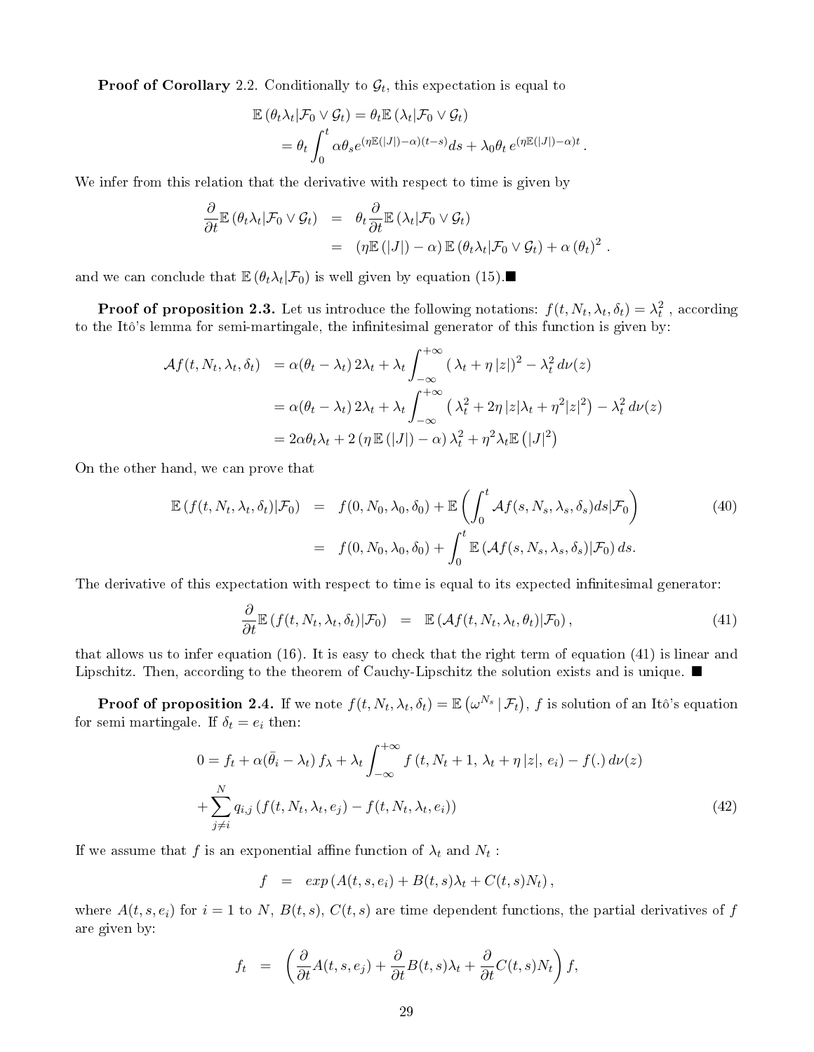**Proof of Corollary** 2.2. Conditionally to $\mathcal{G}_t$, this expectation is equal to

$$
\begin{aligned}
\mathbb{E}\left(\theta_t \lambda_t | \mathcal{F}_0 \vee \mathcal{G}_t\right) &= \theta_t \mathbb{E}\left(\lambda_t | \mathcal{F}_0 \vee \mathcal{G}_t\right) \\
&= \theta_t \int_0^t \alpha \theta_s e^{(\eta \mathbb{E}(|J|) - \alpha)(t-s)} ds + \lambda_0 \theta_t \, e^{(\eta \mathbb{E}(|J|) - \alpha)t} .
\end{aligned}
$$

We infer from this relation that the derivative with respect to time is given by

$$
\begin{aligned}
\frac{\partial}{\partial t} \mathbb{E}\left(\theta_t \lambda_t | \mathcal{F}_0 \vee \mathcal{G}_t\right) &= \theta_t \frac{\partial}{\partial t} \mathbb{E}\left(\lambda_t | \mathcal{F}_0 \vee \mathcal{G}_t\right) \\
&= \left(\eta \mathbb{E}\left(|J|\right) - \alpha\right) \mathbb{E}\left(\theta_t \lambda_t | \mathcal{F}_0 \vee \mathcal{G}_t\right) + \alpha \left(\theta_t\right)^2 .
\end{aligned}
$$

and we can conclude that $\mathbb{E}\left(\theta_t \lambda_t | \mathcal{F}_0\right)$ is well given by equation (15).■

**Proof of proposition 2.3.** Let us introduce the following notations: $f(t, N_t, \lambda_t, \delta_t) = \lambda_t^2$ , according to the Itô's lemma for semi-martingale, the infinitesimal generator of this function is given by:

$$
\begin{aligned}
\mathcal{A}f(t, N_t, \lambda_t, \delta_t) &= \alpha(\theta_t - \lambda_t)\, 2\lambda_t + \lambda_t \int_{-\infty}^{+\infty} \left( \lambda_t + \eta\, |z| \right)^2 - \lambda_t^2 \, d\nu(z) \\
&= \alpha(\theta_t - \lambda_t)\, 2\lambda_t + \lambda_t \int_{-\infty}^{+\infty} \left( \lambda_t^2 + 2\eta\, |z| \lambda_t + \eta^2 |z|^2 \right) - \lambda_t^2 \, d\nu(z) \\
&= 2\alpha \theta_t \lambda_t + 2\left(\eta\, \mathbb{E}\left(|J|\right) - \alpha\right) \lambda_t^2 + \eta^2 \lambda_t \mathbb{E}\left(|J|^2\right)
\end{aligned}
$$

On the other hand, we can prove that

$$
\begin{aligned}
\mathbb{E}\left(f(t, N_t, \lambda_t, \delta_t) | \mathcal{F}_0\right) &= f(0, N_0, \lambda_0, \delta_0) + \mathbb{E}\left( \int_0^t \mathcal{A}f(s, N_s, \lambda_s, \delta_s) ds | \mathcal{F}_0 \right) \qquad (40) \\
&= f(0, N_0, \lambda_0, \delta_0) + \int_0^t \mathbb{E}\left(\mathcal{A}f(s, N_s, \lambda_s, \delta_s) | \mathcal{F}_0\right) ds.
\end{aligned}
$$

The derivative of this expectation with respect to time is equal to its expected infinitesimal generator:

$$
\frac{\partial}{\partial t} \mathbb{E}\left(f(t, N_t, \lambda_t, \delta_t) | \mathcal{F}_0\right) = \mathbb{E}\left(\mathcal{A}f(t, N_t, \lambda_t, \theta_t) | \mathcal{F}_0\right), \qquad (41)
$$

that allows us to infer equation (16). It is easy to check that the right term of equation (41) is linear and Lipschitz. Then, according to the theorem of Cauchy-Lipschitz the solution exists and is unique. ■

**Proof of proposition 2.4.** If we note $f(t, N_t, \lambda_t, \delta_t) = \mathbb{E}\left(\omega^{N_s} \mid \mathcal{F}_t\right)$, $f$ is solution of an Itô's equation for semi martingale. If $\delta_t = e_i$ then:

$$
\begin{aligned}
0 = f_t + \alpha(\bar{\theta}_i - \lambda_t)\, f_\lambda + \lambda_t \int_{-\infty}^{+\infty} f\left(t, N_t + 1,\, \lambda_t + \eta\, |z|,\, e_i\right) - f(.)\, d\nu(z) \\
+ \sum_{j \neq i}^{N} q_{i,j} \left( f(t, N_t, \lambda_t, e_j) - f(t, N_t, \lambda_t, e_i) \right) \qquad (42)
\end{aligned}
$$

If we assume that $f$ is an exponential affine function of $\lambda_t$ and $N_t$ :

$$
f = exp\left(A(t, s, e_i) + B(t, s)\lambda_t + C(t, s) N_t\right),
$$

where $A(t, s, e_i)$ for $i = 1$ to $N$, $B(t, s)$, $C(t, s)$ are time dependent functions, the partial derivatives of $f$ are given by:

$$
f_t = \left( \frac{\partial}{\partial t} A(t, s, e_j) + \frac{\partial}{\partial t} B(t, s) \lambda_t + \frac{\partial}{\partial t} C(t, s) N_t \right) f,
$$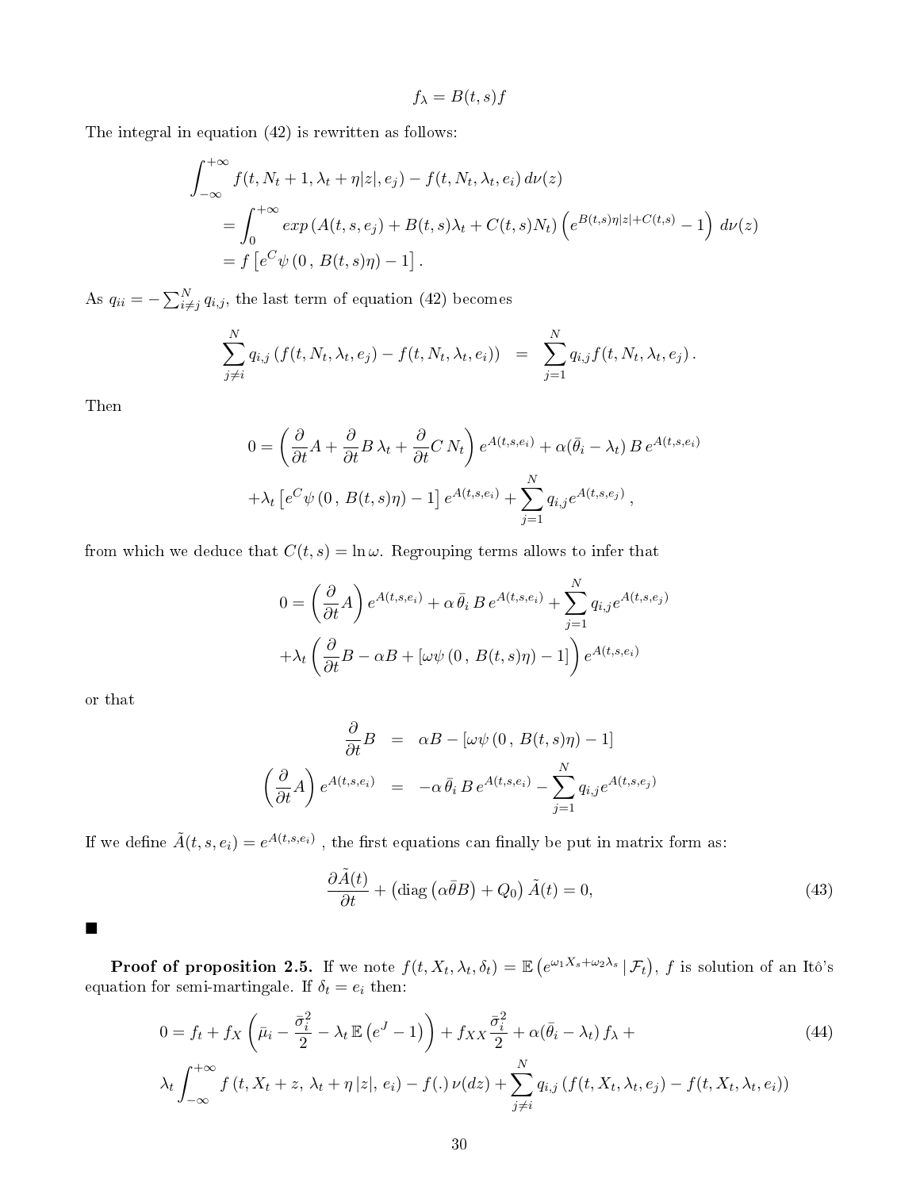$$f_\lambda = B(t,s)f$$

The integral in equation (42) is rewritten as follows:

$$\begin{aligned}
&\int_{-\infty}^{+\infty} f(t, N_t+1, \lambda_t + \eta|z|, e_j) - f(t, N_t, \lambda_t, e_i)\, d\nu(z) \\
&= \int_{0}^{+\infty} exp\left(A(t,s,e_j) + B(t,s)\lambda_t + C(t,s)N_t\right)\left(e^{B(t,s)\eta|z| + C(t,s)} - 1\right)\, d\nu(z) \\
&= f\left[e^C \psi\left(0\,,\, B(t,s)\eta\right) - 1\right].
\end{aligned}$$

As $q_{ii} = -\sum_{i\neq j}^{N} q_{i,j}$, the last term of equation (42) becomes

$$\sum_{j\neq i}^{N} q_{i,j}\left(f(t, N_t, \lambda_t, e_j) - f(t, N_t, \lambda_t, e_i)\right) \;=\; \sum_{j=1}^{N} q_{i,j} f(t, N_t, \lambda_t, e_j)\,.$$

Then

$$\begin{aligned}
0 &= \left(\frac{\partial}{\partial t}A + \frac{\partial}{\partial t}B\,\lambda_t + \frac{\partial}{\partial t}C\,N_t\right)e^{A(t,s,e_i)} + \alpha(\bar{\theta}_i - \lambda_t)\,B\,e^{A(t,s,e_i)} \\
&+ \lambda_t\left[e^C\psi\left(0\,,\, B(t,s)\eta\right) - 1\right]e^{A(t,s,e_i)} + \sum_{j=1}^{N} q_{i,j} e^{A(t,s,e_j)}\,,
\end{aligned}$$

from which we deduce that $C(t,s) = \ln \omega$. Regrouping terms allows to infer that

$$\begin{aligned}
0 &= \left(\frac{\partial}{\partial t}A\right)e^{A(t,s,e_i)} + \alpha\,\bar{\theta}_i\,B\,e^{A(t,s,e_i)} + \sum_{j=1}^{N} q_{i,j}e^{A(t,s,e_j)} \\
&+ \lambda_t\left(\frac{\partial}{\partial t}B - \alpha B + \left[\omega\psi\left(0\,,\, B(t,s)\eta\right) - 1\right]\right)e^{A(t,s,e_i)}
\end{aligned}$$

or that

$$\begin{aligned}
\frac{\partial}{\partial t}B &= \alpha B - \left[\omega\psi\left(0\,,\, B(t,s)\eta\right) - 1\right] \\
\left(\frac{\partial}{\partial t}A\right)e^{A(t,s,e_i)} &= -\alpha\,\bar{\theta}_i\,B\,e^{A(t,s,e_i)} - \sum_{j=1}^{N} q_{i,j}e^{A(t,s,e_j)}
\end{aligned}$$

If we define $\tilde{A}(t,s,e_i) = e^{A(t,s,e_i)}$ , the first equations can finally be put in matrix form as:

$$\frac{\partial \tilde{A}(t)}{\partial t} + \left(\text{diag}\left(\alpha\bar{\theta}B\right) + Q_0\right)\tilde{A}(t) = 0, \tag{43}$$

■

**Proof of proposition 2.5.** If we note $f(t, X_t, \lambda_t, \delta_t) = \mathbb{E}\left(e^{\omega_1 X_s + \omega_2 \lambda_s}\,|\,\mathcal{F}_t\right)$, $f$ is solution of an Itô's equation for semi-martingale. If $\delta_t = e_i$ then:

$$\begin{aligned}
0 &= f_t + f_X\left(\bar{\mu}_i - \frac{\bar{\sigma}_i^2}{2} - \lambda_t\,\mathbb{E}\left(e^J - 1\right)\right) + f_{XX}\frac{\bar{\sigma}_i^2}{2} + \alpha(\bar{\theta}_i - \lambda_t)\,f_\lambda + \\
\lambda_t &\int_{-\infty}^{+\infty} f\left(t, X_t + z,\, \lambda_t + \eta\,|z|,\, e_i\right) - f(.)\,\nu(dz) + \sum_{j\neq i}^{N} q_{i,j}\left(f(t, X_t, \lambda_t, e_j) - f(t, X_t, \lambda_t, e_i)\right)
\end{aligned} \tag{44}$$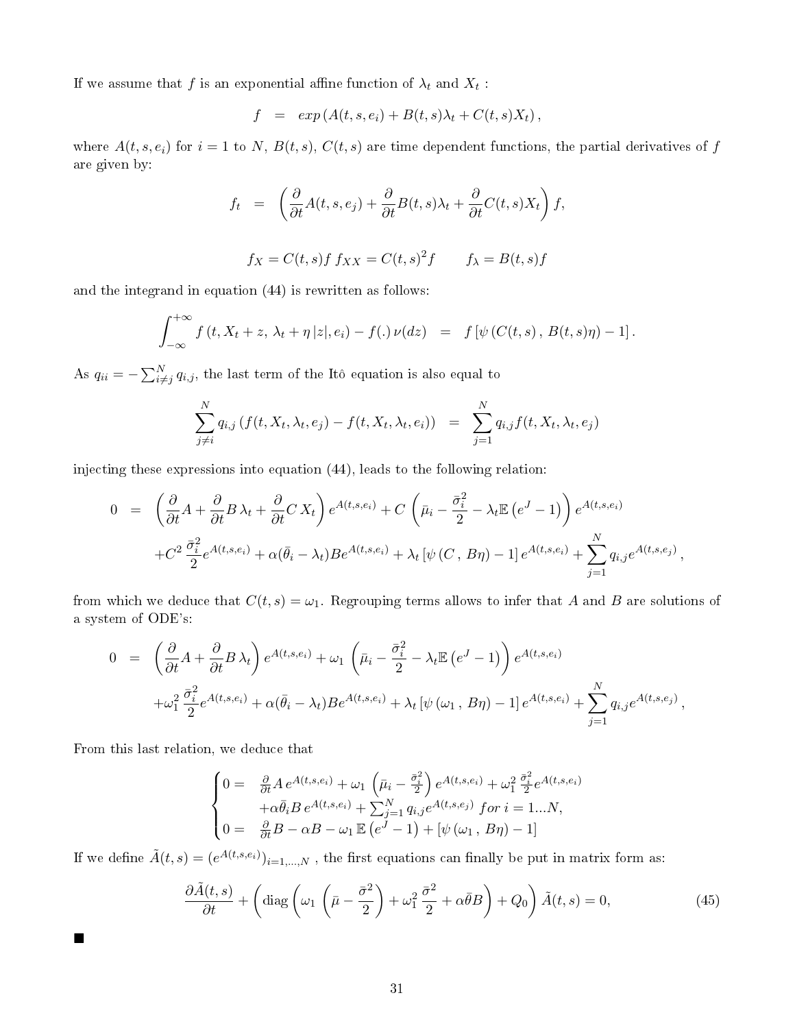If we assume that $f$ is an exponential affine function of $\lambda_t$ and $X_t$ :

$$f \quad = \quad exp\left(A(t,s,e_i) + B(t,s)\lambda_t + C(t,s)X_t\right),$$

where $A(t,s,e_i)$ for $i=1$ to $N$, $B(t,s)$, $C(t,s)$ are time dependent functions, the partial derivatives of $f$ are given by:

$$f_t \quad = \quad \left(\frac{\partial}{\partial t}A(t,s,e_j) + \frac{\partial}{\partial t}B(t,s)\lambda_t + \frac{\partial}{\partial t}C(t,s)X_t\right) f,$$

$$f_X = C(t,s) f \; f_{XX} = C(t,s)^2 f \qquad f_\lambda = B(t,s) f$$

and the integrand in equation (44) is rewritten as follows:

$$\int_{-\infty}^{+\infty} f\left(t, X_t + z,\, \lambda_t + \eta\,|z|, e_i\right) - f(.)\,\nu(dz) \quad = \quad f\left[\psi\left(C(t,s)\,,\, B(t,s)\eta\right) - 1\right].$$

As $q_{ii} = -\sum_{i\neq j}^{N} q_{i,j}$, the last term of the Itô equation is also equal to

$$\sum_{j\neq i}^{N} q_{i,j}\left(f(t,X_t,\lambda_t,e_j) - f(t,X_t,\lambda_t,e_i)\right) \quad = \quad \sum_{j=1}^{N} q_{i,j} f(t,X_t,\lambda_t,e_j)$$

injecting these expressions into equation (44), leads to the following relation:

$$\begin{aligned}
0 \quad = \quad & \left(\frac{\partial}{\partial t}A + \frac{\partial}{\partial t}B\,\lambda_t + \frac{\partial}{\partial t}C\,X_t\right) e^{A(t,s,e_i)} + C\left(\bar{\mu}_i - \frac{\bar{\sigma}_i^2}{2} - \lambda_t \mathbb{E}\left(e^J - 1\right)\right) e^{A(t,s,e_i)} \\
& + C^2\,\frac{\bar{\sigma}_i^2}{2} e^{A(t,s,e_i)} + \alpha(\bar{\theta}_i - \lambda_t) B e^{A(t,s,e_i)} + \lambda_t\left[\psi\left(C\,,\, B\eta\right) - 1\right] e^{A(t,s,e_i)} + \sum_{j=1}^{N} q_{i,j} e^{A(t,s,e_j)}\,,
\end{aligned}$$

from which we deduce that $C(t,s) = \omega_1$. Regrouping terms allows to infer that $A$ and $B$ are solutions of a system of ODE's:

$$\begin{aligned}
0 \quad = \quad & \left(\frac{\partial}{\partial t}A + \frac{\partial}{\partial t}B\,\lambda_t\right) e^{A(t,s,e_i)} + \omega_1\left(\bar{\mu}_i - \frac{\bar{\sigma}_i^2}{2} - \lambda_t \mathbb{E}\left(e^J - 1\right)\right) e^{A(t,s,e_i)} \\
& + \omega_1^2\,\frac{\bar{\sigma}_i^2}{2} e^{A(t,s,e_i)} + \alpha(\bar{\theta}_i - \lambda_t) B e^{A(t,s,e_i)} + \lambda_t\left[\psi\left(\omega_1\,,\, B\eta\right) - 1\right] e^{A(t,s,e_i)} + \sum_{j=1}^{N} q_{i,j} e^{A(t,s,e_j)}\,,
\end{aligned}$$

From this last relation, we deduce that

$$\begin{cases}
0 = & \frac{\partial}{\partial t}A\, e^{A(t,s,e_i)} + \omega_1\left(\bar{\mu}_i - \frac{\bar{\sigma}_i^2}{2}\right) e^{A(t,s,e_i)} + \omega_1^2\,\frac{\bar{\sigma}_i^2}{2} e^{A(t,s,e_i)} \\
& + \alpha\bar{\theta}_i B\, e^{A(t,s,e_i)} + \sum_{j=1}^{N} q_{i,j} e^{A(t,s,e_j)} \;\; for\; i = 1 \ldots N, \\
0 = & \frac{\partial}{\partial t}B - \alpha B - \omega_1\,\mathbb{E}\left(e^J - 1\right) + \left[\psi\left(\omega_1\,,\, B\eta\right) - 1\right]
\end{cases}$$

If we define $\tilde{A}(t,s) = (e^{A(t,s,e_i)})_{i=1,\ldots,N}$ , the first equations can finally be put in matrix form as:

$$\frac{\partial \tilde{A}(t,s)}{\partial t} + \left(\operatorname{diag}\left(\omega_1\left(\bar{\mu} - \frac{\bar{\sigma}^2}{2}\right) + \omega_1^2\,\frac{\bar{\sigma}^2}{2} + \alpha\bar{\theta}B\right) + Q_0\right)\tilde{A}(t,s) = 0, \tag{45}$$

■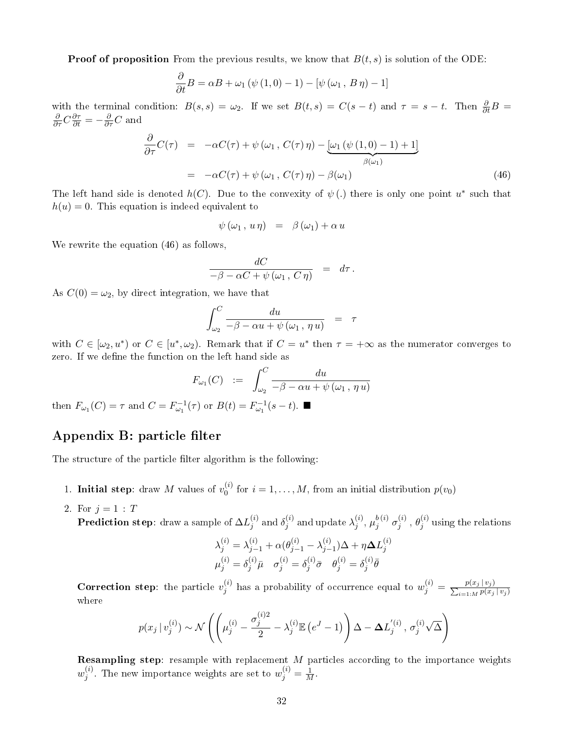**Proof of proposition** From the previous results, we know that $B(t,s)$ is solution of the ODE:

$$\frac{\partial}{\partial t}B = \alpha B + \omega_1 \left(\psi\left(1,0\right)-1\right) - \left[\psi\left(\omega_1\,,\,B\,\eta\right)-1\right]$$

with the terminal condition: $B(s,s)=\omega_2$. If we set $B(t,s)=C(s-t)$ and $\tau = s-t$. Then $\frac{\partial}{\partial t}B = \frac{\partial}{\partial \tau}C\frac{\partial \tau}{\partial t} = -\frac{\partial}{\partial \tau}C$ and

$$\begin{aligned}
\frac{\partial}{\partial \tau}C(\tau) &= -\alpha C(\tau) + \psi\left(\omega_1\,,\,C(\tau)\,\eta\right) - \underbrace{\left[\omega_1\left(\psi\left(1,0\right)-1\right)+1\right]}_{\beta(\omega_1)} \\
&= -\alpha C(\tau) + \psi\left(\omega_1\,,\,C(\tau)\,\eta\right) - \beta(\omega_1) \qquad (46)
\end{aligned}$$

The left hand side is denoted $h(C)$. Due to the convexity of $\psi(.)$ there is only one point $u^*$ such that $h(u)=0$. This equation is indeed equivalent to

$$\psi\left(\omega_1\,,\,u\,\eta\right) \;=\; \beta\left(\omega_1\right) + \alpha\,u$$

We rewrite the equation (46) as follows,

$$\frac{dC}{-\beta - \alpha C + \psi\left(\omega_1\,,\,C\,\eta\right)} \;=\; d\tau\,.$$

As $C(0)=\omega_2$, by direct integration, we have that

$$\int_{\omega_2}^{C} \frac{du}{-\beta - \alpha u + \psi\left(\omega_1\,,\,\eta\,u\right)} \;=\; \tau$$

with $C \in [\omega_2, u^*)$ or $C \in [u^*, \omega_2)$. Remark that if $C = u^*$ then $\tau = +\infty$ as the numerator converges to zero. If we define the function on the left hand side as

$$F_{\omega_1}(C) \;:=\; \int_{\omega_2}^{C} \frac{du}{-\beta - \alpha u + \psi\left(\omega_1\,,\,\eta\,u\right)}$$

then $F_{\omega_1}(C)=\tau$ and $C = F_{\omega_1}^{-1}(\tau)$ or $B(t) = F_{\omega_1}^{-1}(s-t)$. ■

## Appendix B: particle filter

The structure of the particle filter algorithm is the following:

1. **Initial step**: draw $M$ values of $v_0^{(i)}$ for $i=1,\ldots,M$, from an initial distribution $p(v_0)$

2. For $j = 1 : T$

   **Prediction step**: draw a sample of $\Delta L_j^{(i)}$ and $\delta_j^{(i)}$ and update $\lambda_j^{(i)}$, $\mu_j^{b\,(i)}$ $\sigma_j^{(i)}$ , $\theta_j^{(i)}$ using the relations

   $$\lambda_j^{(i)} = \lambda_{j-1}^{(i)} + \alpha(\theta_{j-1}^{(i)} - \lambda_{j-1}^{(i)})\Delta + \eta \boldsymbol{\Delta} L_j^{(i)}$$
   $$\mu_j^{(i)} = \delta_j^{(i)}\bar{\mu} \quad \sigma_j^{(i)} = \delta_j^{(i)}\bar{\sigma} \quad \theta_j^{(i)} = \delta_j^{(i)}\bar{\theta}$$

   **Correction step**: the particle $v_j^{(i)}$ has a probability of occurrence equal to $w_j^{(i)} = \frac{p(x_j\,|\,v_j)}{\sum_{i=1:M} p(x_j\,|\,v_j)}$ where

   $$p(x_j\,|\,v_j^{(i)}) \sim \mathcal{N}\left(\left(\mu_j^{(i)} - \frac{\sigma_j^{(i)2}}{2} - \lambda_j^{(i)}\mathbb{E}\left(e^J-1\right)\right)\Delta - \boldsymbol{\Delta} L_j^{'(i)}\,,\,\sigma_j^{(i)}\sqrt{\Delta}\right)$$

   **Resampling step**: resample with replacement $M$ particles according to the importance weights $w_j^{(i)}$. The new importance weights are set to $w_j^{(i)} = \frac{1}{M}$.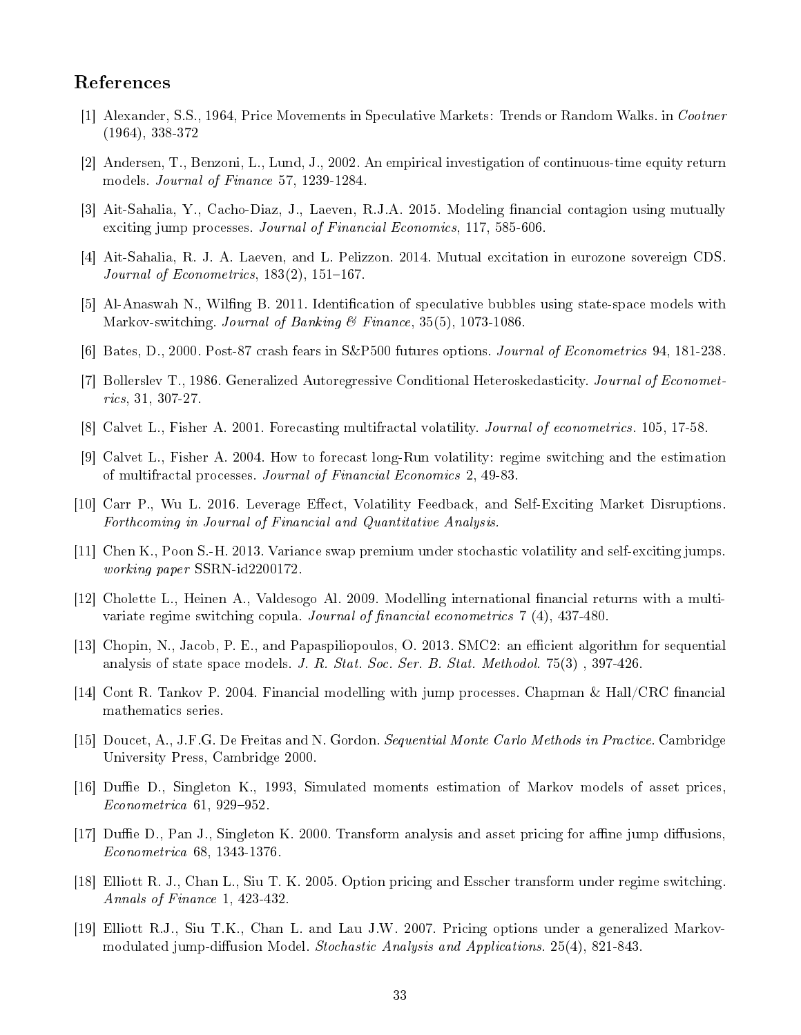## References

[1] Alexander, S.S., 1964, Price Movements in Speculative Markets: Trends or Random Walks. in *Cootner* (1964), 338-372

[2] Andersen, T., Benzoni, L., Lund, J., 2002. An empirical investigation of continuous-time equity return models. *Journal of Finance* 57, 1239-1284.

[3] Ait-Sahalia, Y., Cacho-Diaz, J., Laeven, R.J.A. 2015. Modeling financial contagion using mutually exciting jump processes. *Journal of Financial Economics*, 117, 585-606.

[4] Ait-Sahalia, R. J. A. Laeven, and L. Pelizzon. 2014. Mutual excitation in eurozone sovereign CDS. *Journal of Econometrics*, 183(2), 151–167.

[5] Al-Anaswah N., Wilfing B. 2011. Identification of speculative bubbles using state-space models with Markov-switching. *Journal of Banking & Finance*, 35(5), 1073-1086.

[6] Bates, D., 2000. Post-87 crash fears in S&P500 futures options. *Journal of Econometrics* 94, 181-238.

[7] Bollerslev T., 1986. Generalized Autoregressive Conditional Heteroskedasticity. *Journal of Econometrics*, 31, 307-27.

[8] Calvet L., Fisher A. 2001. Forecasting multifractal volatility. *Journal of econometrics.* 105, 17-58.

[9] Calvet L., Fisher A. 2004. How to forecast long-Run volatility: regime switching and the estimation of multifractal processes. *Journal of Financial Economics* 2, 49-83.

[10] Carr P., Wu L. 2016. Leverage Effect, Volatility Feedback, and Self-Exciting Market Disruptions. *Forthcoming in Journal of Financial and Quantitative Analysis.*

[11] Chen K., Poon S.-H. 2013. Variance swap premium under stochastic volatility and self-exciting jumps. *working paper* SSRN-id2200172.

[12] Cholette L., Heinen A., Valdesogo Al. 2009. Modelling international financial returns with a multivariate regime switching copula. *Journal of financial econometrics* 7 (4), 437-480.

[13] Chopin, N., Jacob, P. E., and Papaspiliopoulos, O. 2013. SMC2: an efficient algorithm for sequential analysis of state space models. *J. R. Stat. Soc. Ser. B. Stat. Methodol.* 75(3) , 397-426.

[14] Cont R. Tankov P. 2004. Financial modelling with jump processes. Chapman & Hall/CRC financial mathematics series.

[15] Doucet, A., J.F.G. De Freitas and N. Gordon. *Sequential Monte Carlo Methods in Practice*. Cambridge University Press, Cambridge 2000.

[16] Duffie D., Singleton K., 1993, Simulated moments estimation of Markov models of asset prices, *Econometrica* 61, 929–952.

[17] Duffie D., Pan J., Singleton K. 2000. Transform analysis and asset pricing for affine jump diffusions, *Econometrica* 68, 1343-1376.

[18] Elliott R. J., Chan L., Siu T. K. 2005. Option pricing and Esscher transform under regime switching. *Annals of Finance* 1, 423-432.

[19] Elliott R.J., Siu T.K., Chan L. and Lau J.W. 2007. Pricing options under a generalized Markov-modulated jump-diffusion Model. *Stochastic Analysis and Applications.* 25(4), 821-843.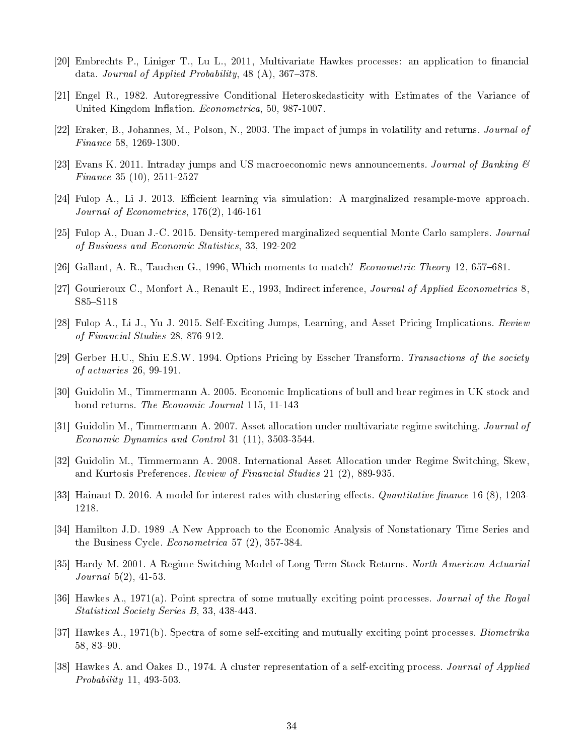[20] Embrechts P., Liniger T., Lu L., 2011, Multivariate Hawkes processes: an application to financial data. *Journal of Applied Probability*, 48 (A), 367–378.

[21] Engel R., 1982. Autoregressive Conditional Heteroskedasticity with Estimates of the Variance of United Kingdom Inflation. *Econometrica*, 50, 987-1007.

[22] Eraker, B., Johannes, M., Polson, N., 2003. The impact of jumps in volatility and returns. *Journal of Finance* 58, 1269-1300.

[23] Evans K. 2011. Intraday jumps and US macroeconomic news announcements. *Journal of Banking & Finance* 35 (10), 2511-2527

[24] Fulop A., Li J. 2013. Efficient learning via simulation: A marginalized resample-move approach. *Journal of Econometrics*, 176(2), 146-161

[25] Fulop A., Duan J.-C. 2015. Density-tempered marginalized sequential Monte Carlo samplers. *Journal of Business and Economic Statistics*, 33, 192-202

[26] Gallant, A. R., Tauchen G., 1996, Which moments to match? *Econometric Theory* 12, 657–681.

[27] Gourieroux C., Monfort A., Renault E., 1993, Indirect inference, *Journal of Applied Econometrics* 8, S85–S118

[28] Fulop A., Li J., Yu J. 2015. Self-Exciting Jumps, Learning, and Asset Pricing Implications. *Review of Financial Studies* 28, 876-912.

[29] Gerber H.U., Shiu E.S.W. 1994. Options Pricing by Esscher Transform. *Transactions of the society of actuaries* 26, 99-191.

[30] Guidolin M., Timmermann A. 2005. Economic Implications of bull and bear regimes in UK stock and bond returns. *The Economic Journal* 115, 11-143

[31] Guidolin M., Timmermann A. 2007. Asset allocation under multivariate regime switching. *Journal of Economic Dynamics and Control* 31 (11), 3503-3544.

[32] Guidolin M., Timmermann A. 2008. International Asset Allocation under Regime Switching, Skew, and Kurtosis Preferences. *Review of Financial Studies* 21 (2), 889-935.

[33] Hainaut D. 2016. A model for interest rates with clustering effects. *Quantitative finance* 16 (8), 1203-1218.

[34] Hamilton J.D. 1989 .A New Approach to the Economic Analysis of Nonstationary Time Series and the Business Cycle. *Econometrica* 57 (2), 357-384.

[35] Hardy M. 2001. A Regime-Switching Model of Long-Term Stock Returns. *North American Actuarial Journal* 5(2), 41-53.

[36] Hawkes A., 1971(a). Point sprectra of some mutually exciting point processes. *Journal of the Royal Statistical Society Series B*, 33, 438-443.

[37] Hawkes A., 1971(b). Spectra of some self-exciting and mutually exciting point processes. *Biometrika* 58, 83–90.

[38] Hawkes A. and Oakes D., 1974. A cluster representation of a self-exciting process. *Journal of Applied Probability* 11, 493-503.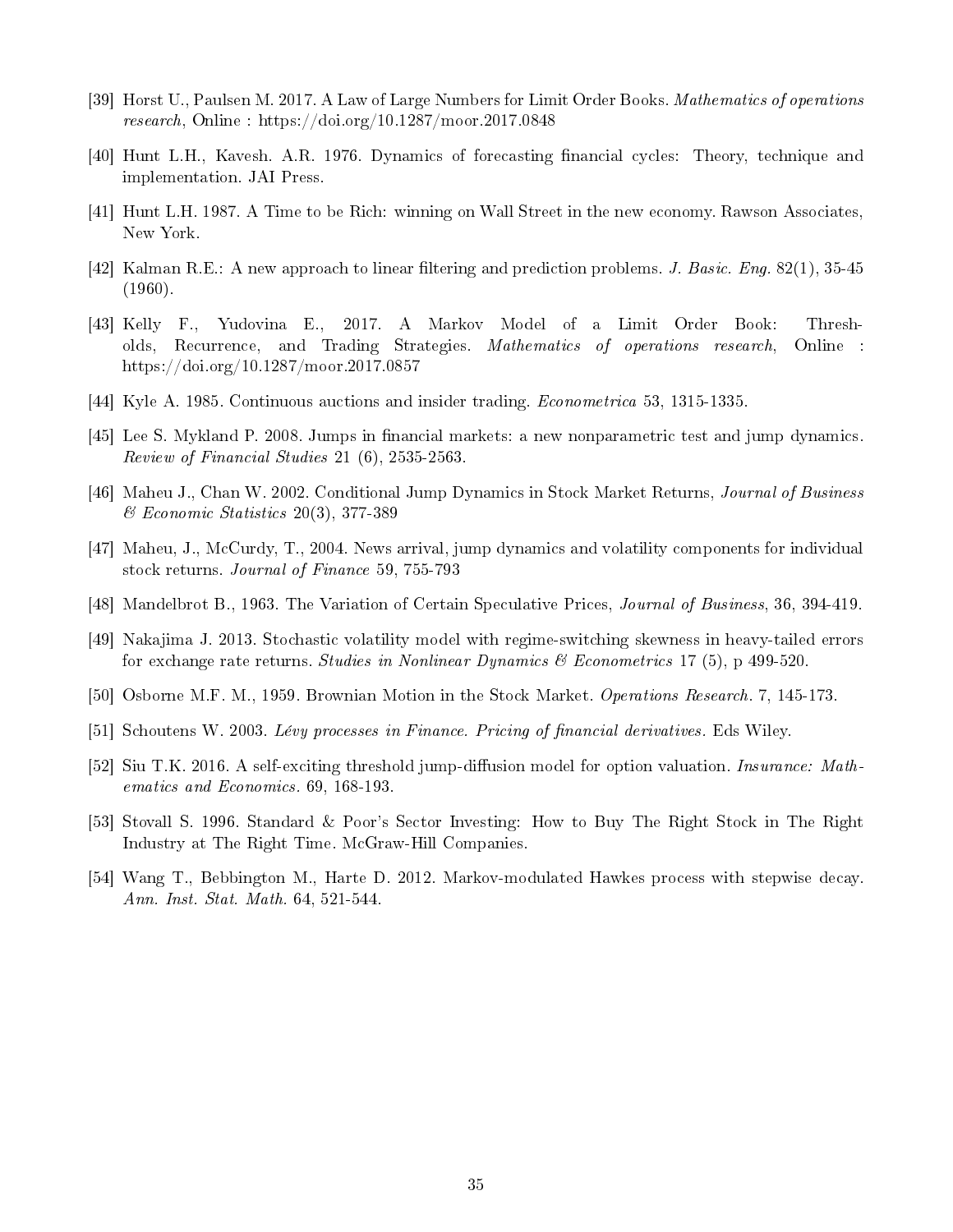[39] Horst U., Paulsen M. 2017. A Law of Large Numbers for Limit Order Books. *Mathematics of operations research*, Online : https://doi.org/10.1287/moor.2017.0848

[40] Hunt L.H., Kavesh. A.R. 1976. Dynamics of forecasting financial cycles: Theory, technique and implementation. JAI Press.

[41] Hunt L.H. 1987. A Time to be Rich: winning on Wall Street in the new economy. Rawson Associates, New York.

[42] Kalman R.E.: A new approach to linear filtering and prediction problems. *J. Basic. Eng.* 82(1), 35-45 (1960).

[43] Kelly F., Yudovina E., 2017. A Markov Model of a Limit Order Book: Thresholds, Recurrence, and Trading Strategies. *Mathematics of operations research*, Online : https://doi.org/10.1287/moor.2017.0857

[44] Kyle A. 1985. Continuous auctions and insider trading. *Econometrica* 53, 1315-1335.

[45] Lee S. Mykland P. 2008. Jumps in financial markets: a new nonparametric test and jump dynamics. *Review of Financial Studies* 21 (6), 2535-2563.

[46] Maheu J., Chan W. 2002. Conditional Jump Dynamics in Stock Market Returns, *Journal of Business & Economic Statistics* 20(3), 377-389

[47] Maheu, J., McCurdy, T., 2004. News arrival, jump dynamics and volatility components for individual stock returns. *Journal of Finance* 59, 755-793

[48] Mandelbrot B., 1963. The Variation of Certain Speculative Prices, *Journal of Business*, 36, 394-419.

[49] Nakajima J. 2013. Stochastic volatility model with regime-switching skewness in heavy-tailed errors for exchange rate returns. *Studies in Nonlinear Dynamics & Econometrics* 17 (5), p 499-520.

[50] Osborne M.F. M., 1959. Brownian Motion in the Stock Market. *Operations Research*. 7, 145-173.

[51] Schoutens W. 2003. *Lévy processes in Finance. Pricing of financial derivatives.* Eds Wiley.

[52] Siu T.K. 2016. A self-exciting threshold jump-diffusion model for option valuation. *Insurance: Mathematics and Economics*. 69, 168-193.

[53] Stovall S. 1996. Standard & Poor's Sector Investing: How to Buy The Right Stock in The Right Industry at The Right Time. McGraw-Hill Companies.

[54] Wang T., Bebbington M., Harte D. 2012. Markov-modulated Hawkes process with stepwise decay. *Ann. Inst. Stat. Math.* 64, 521-544.